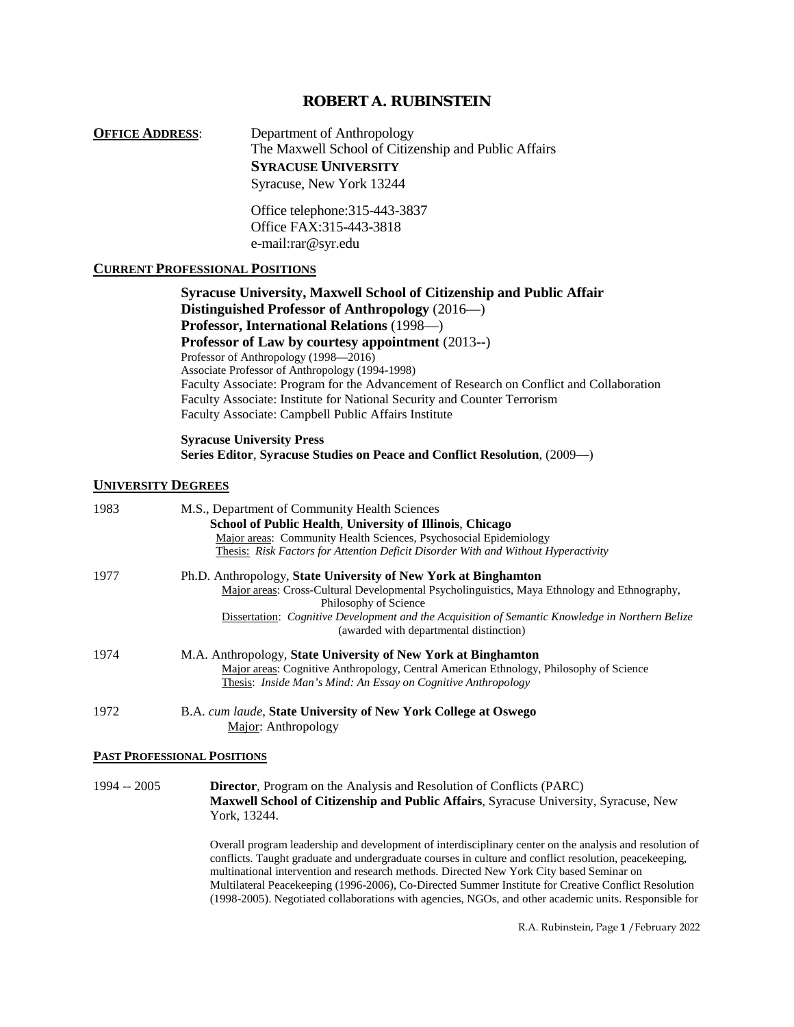# ROBERT A. RUBINSTEIN

**OFFICE ADDRESS**: Department of Anthropology
The Maxwell School of Citizenship and Public Affairs
**SYRACUSE UNIVERSITY**
Syracuse, New York 13244

Office telephone:315-443-3837
Office FAX:315-443-3818
e-mail:rar@syr.edu

## CURRENT PROFESSIONAL POSITIONS

**Syracuse University, Maxwell School of Citizenship and Public Affair**
**Distinguished Professor of Anthropology** (2016—)
**Professor, International Relations** (1998—)
**Professor of Law by courtesy appointment** (2013--)
Professor of Anthropology (1998—2016)
Associate Professor of Anthropology (1994-1998)
Faculty Associate: Program for the Advancement of Research on Conflict and Collaboration
Faculty Associate: Institute for National Security and Counter Terrorism
Faculty Associate: Campbell Public Affairs Institute

**Syracuse University Press**
**Series Editor**, **Syracuse Studies on Peace and Conflict Resolution**, (2009—)

## UNIVERSITY DEGREES

1983 M.S., Department of Community Health Sciences
**School of Public Health**, **University of Illinois**, **Chicago**
Major areas: Community Health Sciences, Psychosocial Epidemiology
Thesis: *Risk Factors for Attention Deficit Disorder With and Without Hyperactivity*

1977 Ph.D. Anthropology, **State University of New York at Binghamton**
Major areas: Cross-Cultural Developmental Psycholinguistics, Maya Ethnology and Ethnography, Philosophy of Science
Dissertation: *Cognitive Development and the Acquisition of Semantic Knowledge in Northern Belize* (awarded with departmental distinction)

1974 M.A. Anthropology, **State University of New York at Binghamton**
Major areas: Cognitive Anthropology, Central American Ethnology, Philosophy of Science
Thesis: *Inside Man's Mind: An Essay on Cognitive Anthropology*

1972 B.A. *cum laude*, **State University of New York College at Oswego**
Major: Anthropology

## PAST PROFESSIONAL POSITIONS

1994 -- 2005 **Director**, Program on the Analysis and Resolution of Conflicts (PARC)
**Maxwell School of Citizenship and Public Affairs**, Syracuse University, Syracuse, New York, 13244.

Overall program leadership and development of interdisciplinary center on the analysis and resolution of conflicts. Taught graduate and undergraduate courses in culture and conflict resolution, peacekeeping, multinational intervention and research methods. Directed New York City based Seminar on Multilateral Peacekeeping (1996-2006), Co-Directed Summer Institute for Creative Conflict Resolution (1998-2005). Negotiated collaborations with agencies, NGOs, and other academic units. Responsible for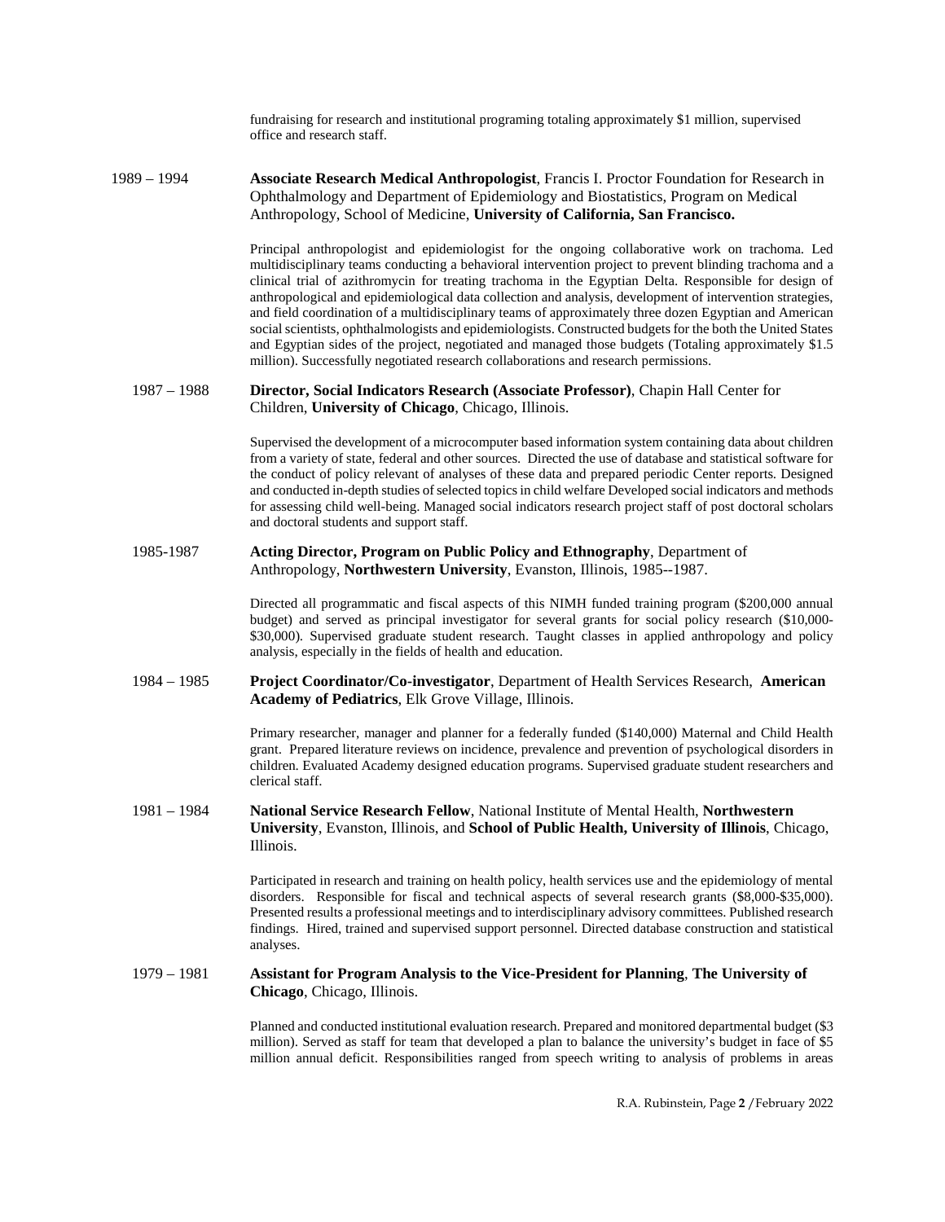fundraising for research and institutional programing totaling approximately $1 million, supervised office and research staff.

1989 – 1994 **Associate Research Medical Anthropologist**, Francis I. Proctor Foundation for Research in Ophthalmology and Department of Epidemiology and Biostatistics, Program on Medical Anthropology, School of Medicine, **University of California, San Francisco.**

Principal anthropologist and epidemiologist for the ongoing collaborative work on trachoma. Led multidisciplinary teams conducting a behavioral intervention project to prevent blinding trachoma and a clinical trial of azithromycin for treating trachoma in the Egyptian Delta. Responsible for design of anthropological and epidemiological data collection and analysis, development of intervention strategies, and field coordination of a multidisciplinary teams of approximately three dozen Egyptian and American social scientists, ophthalmologists and epidemiologists. Constructed budgets for the both the United States and Egyptian sides of the project, negotiated and managed those budgets (Totaling approximately $1.5 million). Successfully negotiated research collaborations and research permissions.

1987 – 1988 **Director, Social Indicators Research (Associate Professor)**, Chapin Hall Center for Children, **University of Chicago**, Chicago, Illinois.

Supervised the development of a microcomputer based information system containing data about children from a variety of state, federal and other sources. Directed the use of database and statistical software for the conduct of policy relevant of analyses of these data and prepared periodic Center reports. Designed and conducted in-depth studies of selected topics in child welfare Developed social indicators and methods for assessing child well-being. Managed social indicators research project staff of post doctoral scholars and doctoral students and support staff.

1985-1987 **Acting Director, Program on Public Policy and Ethnography**, Department of Anthropology, **Northwestern University**, Evanston, Illinois, 1985--1987.

Directed all programmatic and fiscal aspects of this NIMH funded training program ($200,000 annual budget) and served as principal investigator for several grants for social policy research ($10,000-$30,000). Supervised graduate student research. Taught classes in applied anthropology and policy analysis, especially in the fields of health and education.

1984 – 1985 **Project Coordinator/Co-investigator**, Department of Health Services Research, **American Academy of Pediatrics**, Elk Grove Village, Illinois.

Primary researcher, manager and planner for a federally funded ($140,000) Maternal and Child Health grant. Prepared literature reviews on incidence, prevalence and prevention of psychological disorders in children. Evaluated Academy designed education programs. Supervised graduate student researchers and clerical staff.

1981 – 1984 **National Service Research Fellow**, National Institute of Mental Health, **Northwestern University**, Evanston, Illinois, and **School of Public Health, University of Illinois**, Chicago, Illinois.

Participated in research and training on health policy, health services use and the epidemiology of mental disorders. Responsible for fiscal and technical aspects of several research grants ($8,000-$35,000). Presented results a professional meetings and to interdisciplinary advisory committees. Published research findings. Hired, trained and supervised support personnel. Directed database construction and statistical analyses.

1979 – 1981 **Assistant for Program Analysis to the Vice-President for Planning**, **The University of Chicago**, Chicago, Illinois.

Planned and conducted institutional evaluation research. Prepared and monitored departmental budget ($3 million). Served as staff for team that developed a plan to balance the university's budget in face of $5 million annual deficit. Responsibilities ranged from speech writing to analysis of problems in areas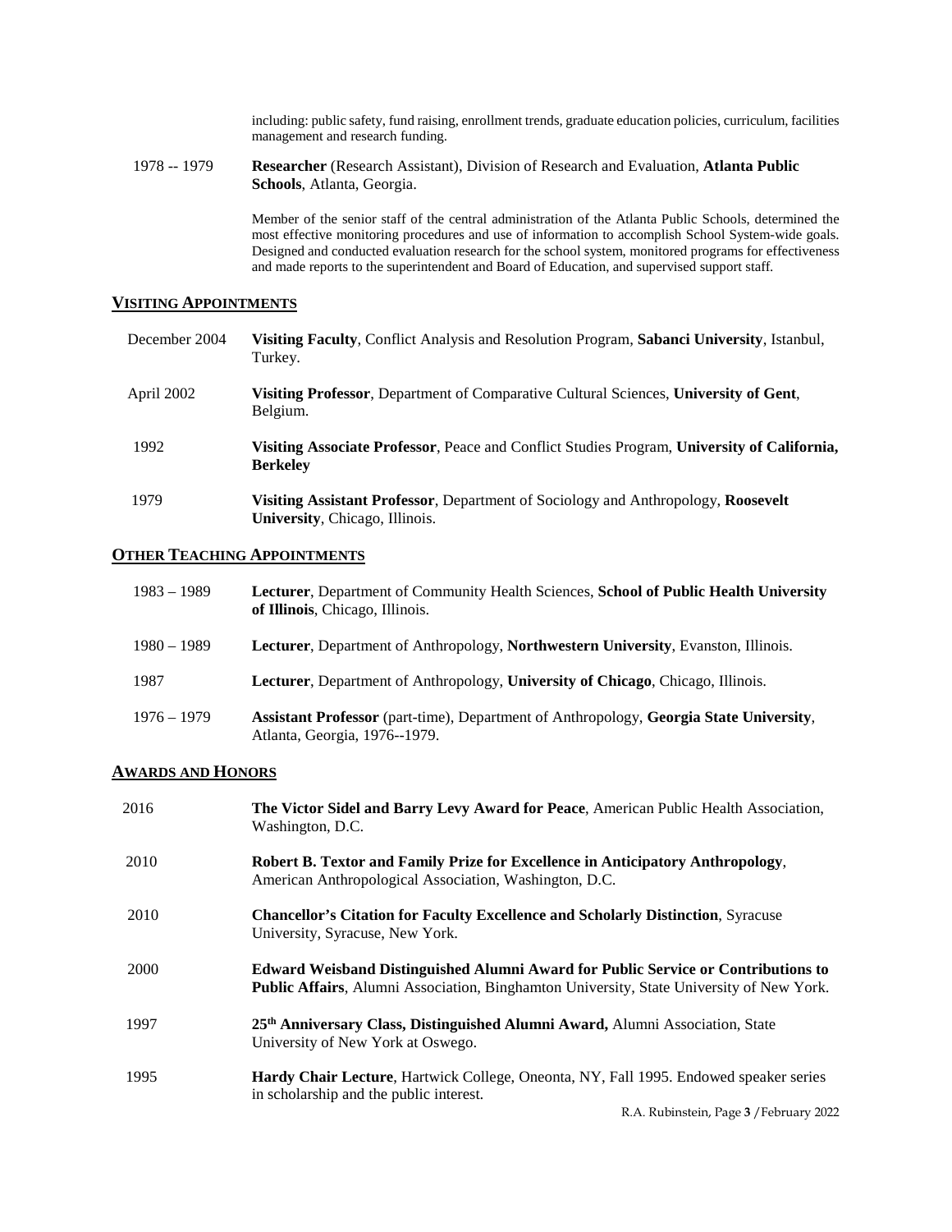including: public safety, fund raising, enrollment trends, graduate education policies, curriculum, facilities management and research funding.

1978 -- 1979 **Researcher** (Research Assistant), Division of Research and Evaluation, **Atlanta Public Schools**, Atlanta, Georgia.

Member of the senior staff of the central administration of the Atlanta Public Schools, determined the most effective monitoring procedures and use of information to accomplish School System-wide goals. Designed and conducted evaluation research for the school system, monitored programs for effectiveness and made reports to the superintendent and Board of Education, and supervised support staff.

## VISITING APPOINTMENTS

December 2004 **Visiting Faculty**, Conflict Analysis and Resolution Program, **Sabanci University**, Istanbul, Turkey.

April 2002 **Visiting Professor**, Department of Comparative Cultural Sciences, **University of Gent**, Belgium.

1992 **Visiting Associate Professor**, Peace and Conflict Studies Program, **University of California, Berkeley**

1979 **Visiting Assistant Professor**, Department of Sociology and Anthropology, **Roosevelt University**, Chicago, Illinois.

## OTHER TEACHING APPOINTMENTS

1983 – 1989 **Lecturer**, Department of Community Health Sciences, **School of Public Health University of Illinois**, Chicago, Illinois.

1980 – 1989 **Lecturer**, Department of Anthropology, **Northwestern University**, Evanston, Illinois.

1987 **Lecturer**, Department of Anthropology, **University of Chicago**, Chicago, Illinois.

1976 – 1979 **Assistant Professor** (part-time), Department of Anthropology, **Georgia State University**, Atlanta, Georgia, 1976--1979.

## AWARDS AND HONORS

2016 **The Victor Sidel and Barry Levy Award for Peace**, American Public Health Association, Washington, D.C.

2010 **Robert B. Textor and Family Prize for Excellence in Anticipatory Anthropology**, American Anthropological Association, Washington, D.C.

2010 **Chancellor's Citation for Faculty Excellence and Scholarly Distinction**, Syracuse University, Syracuse, New York.

2000 **Edward Weisband Distinguished Alumni Award for Public Service or Contributions to Public Affairs**, Alumni Association, Binghamton University, State University of New York.

1997 **25th Anniversary Class, Distinguished Alumni Award,** Alumni Association, State University of New York at Oswego.

1995 **Hardy Chair Lecture**, Hartwick College, Oneonta, NY, Fall 1995. Endowed speaker series in scholarship and the public interest.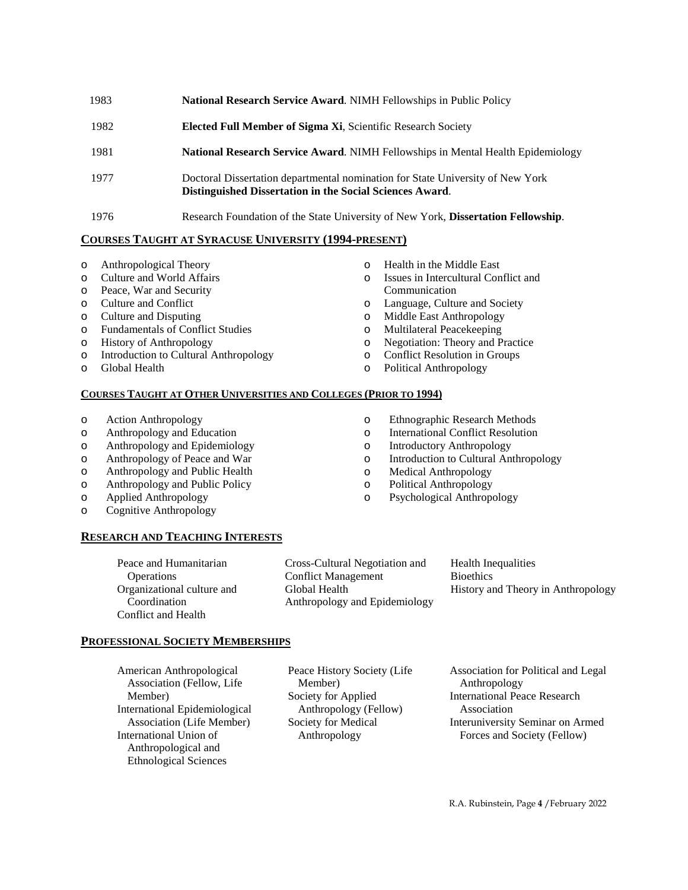| | |
|---|---|
| 1983 | **National Research Service Award**. NIMH Fellowships in Public Policy |
| 1982 | **Elected Full Member of Sigma Xi**, Scientific Research Society |
| 1981 | **National Research Service Award**. NIMH Fellowships in Mental Health Epidemiology |
| 1977 | Doctoral Dissertation departmental nomination for State University of New York **Distinguished Dissertation in the Social Sciences Award**. |
| 1976 | Research Foundation of the State University of New York, **Dissertation Fellowship**. |

## COURSES TAUGHT AT SYRACUSE UNIVERSITY (1994-PRESENT)

- Anthropological Theory
- Culture and World Affairs
- Peace, War and Security
- Culture and Conflict
- Culture and Disputing
- Fundamentals of Conflict Studies
- History of Anthropology
- Introduction to Cultural Anthropology
- Global Health
- Health in the Middle East
- Issues in Intercultural Conflict and Communication
- Language, Culture and Society
- Middle East Anthropology
- Multilateral Peacekeeping
- Negotiation: Theory and Practice
- Conflict Resolution in Groups
- Political Anthropology

## COURSES TAUGHT AT OTHER UNIVERSITIES AND COLLEGES (PRIOR TO 1994)

- Action Anthropology
- Anthropology and Education
- Anthropology and Epidemiology
- Anthropology of Peace and War
- Anthropology and Public Health
- Anthropology and Public Policy
- Applied Anthropology
- Cognitive Anthropology
- Ethnographic Research Methods
- International Conflict Resolution
- Introductory Anthropology
- Introduction to Cultural Anthropology
- Medical Anthropology
- Political Anthropology
- Psychological Anthropology

## RESEARCH AND TEACHING INTERESTS

Peace and Humanitarian Operations
Organizational culture and Coordination
Conflict and Health
Cross-Cultural Negotiation and Conflict Management
Global Health
Anthropology and Epidemiology
Health Inequalities
Bioethics
History and Theory in Anthropology

## PROFESSIONAL SOCIETY MEMBERSHIPS

American Anthropological Association (Fellow, Life Member)
International Epidemiological Association (Life Member)
International Union of Anthropological and Ethnological Sciences
Peace History Society (Life Member)
Society for Applied Anthropology (Fellow)
Society for Medical Anthropology
Association for Political and Legal Anthropology
International Peace Research Association
Interuniversity Seminar on Armed Forces and Society (Fellow)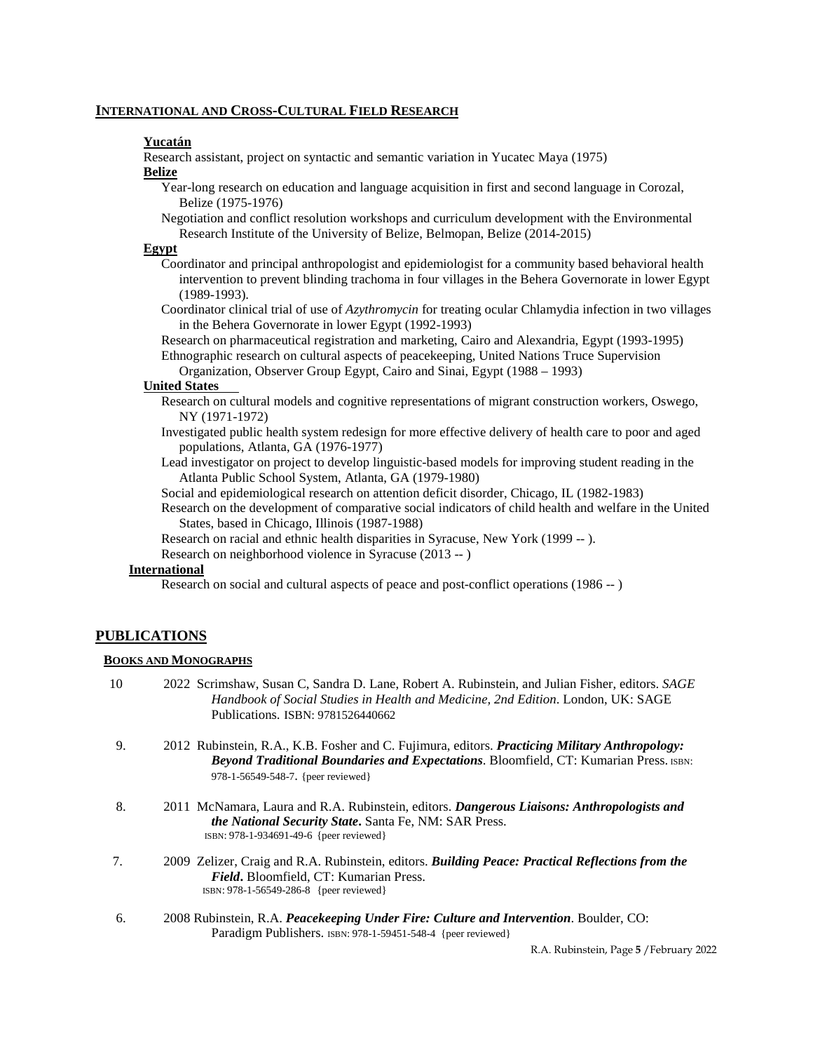## INTERNATIONAL AND CROSS-CULTURAL FIELD RESEARCH

### Yucatán

Research assistant, project on syntactic and semantic variation in Yucatec Maya (1975)

### Belize

- Year-long research on education and language acquisition in first and second language in Corozal, Belize (1975-1976)
- Negotiation and conflict resolution workshops and curriculum development with the Environmental Research Institute of the University of Belize, Belmopan, Belize (2014-2015)

### Egypt

- Coordinator and principal anthropologist and epidemiologist for a community based behavioral health intervention to prevent blinding trachoma in four villages in the Behera Governorate in lower Egypt (1989-1993).
- Coordinator clinical trial of use of *Azythromycin* for treating ocular Chlamydia infection in two villages in the Behera Governorate in lower Egypt (1992-1993)
- Research on pharmaceutical registration and marketing, Cairo and Alexandria, Egypt (1993-1995)
- Ethnographic research on cultural aspects of peacekeeping, United Nations Truce Supervision Organization, Observer Group Egypt, Cairo and Sinai, Egypt (1988 – 1993)

### United States

- Research on cultural models and cognitive representations of migrant construction workers, Oswego, NY (1971-1972)
- Investigated public health system redesign for more effective delivery of health care to poor and aged populations, Atlanta, GA (1976-1977)
- Lead investigator on project to develop linguistic-based models for improving student reading in the Atlanta Public School System, Atlanta, GA (1979-1980)
- Social and epidemiological research on attention deficit disorder, Chicago, IL (1982-1983)
- Research on the development of comparative social indicators of child health and welfare in the United States, based in Chicago, Illinois (1987-1988)
- Research on racial and ethnic health disparities in Syracuse, New York (1999 -- ).
- Research on neighborhood violence in Syracuse (2013 -- )

### International

Research on social and cultural aspects of peace and post-conflict operations (1986 -- )

## PUBLICATIONS

### BOOKS AND MONOGRAPHS

10. 2022 Scrimshaw, Susan C, Sandra D. Lane, Robert A. Rubinstein, and Julian Fisher, editors. *SAGE Handbook of Social Studies in Health and Medicine, 2nd Edition*. London, UK: SAGE Publications. ISBN: 9781526440662

9. 2012 Rubinstein, R.A., K.B. Fosher and C. Fujimura, editors. ***Practicing Military Anthropology: Beyond Traditional Boundaries and Expectations***. Bloomfield, CT: Kumarian Press. ISBN: 978-1-56549-548-7. {peer reviewed}

8. 2011 McNamara, Laura and R.A. Rubinstein, editors. ***Dangerous Liaisons: Anthropologists and the National Security State***. Santa Fe, NM: SAR Press. ISBN: 978-1-934691-49-6 {peer reviewed}

7. 2009 Zelizer, Craig and R.A. Rubinstein, editors. ***Building Peace: Practical Reflections from the Field***. Bloomfield, CT: Kumarian Press. ISBN: 978-1-56549-286-8 {peer reviewed}

6. 2008 Rubinstein, R.A. ***Peacekeeping Under Fire: Culture and Intervention***. Boulder, CO: Paradigm Publishers. ISBN: 978-1-59451-548-4 {peer reviewed}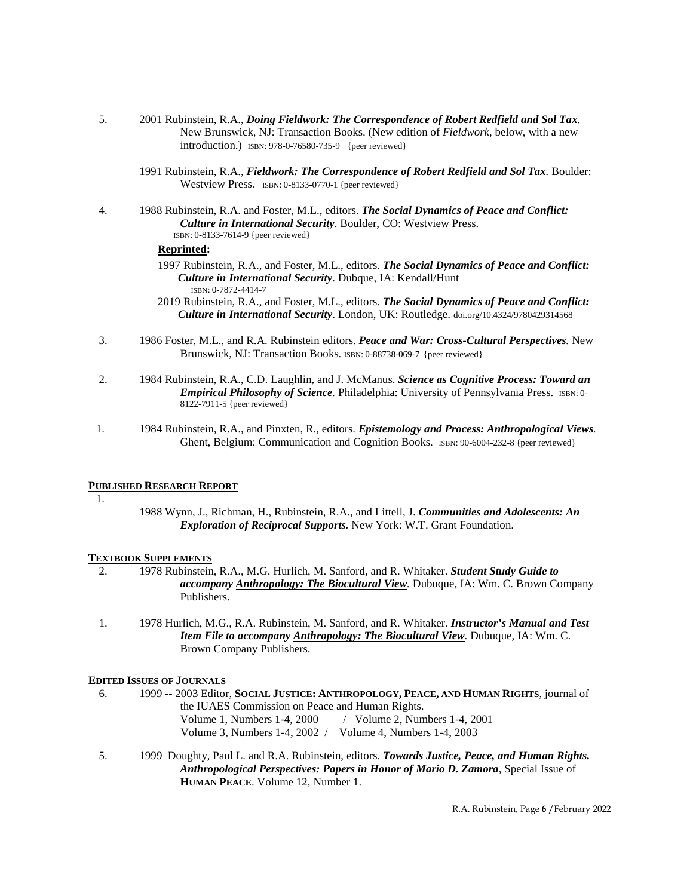5. 2001 Rubinstein, R.A., ***Doing Fieldwork: The Correspondence of Robert Redfield and Sol Tax***. New Brunswick, NJ: Transaction Books. (New edition of *Fieldwork*, below, with a new introduction.) ISBN: 978-0-76580-735-9 {peer reviewed}

   1991 Rubinstein, R.A., ***Fieldwork: The Correspondence of Robert Redfield and Sol Tax***. Boulder: Westview Press. ISBN: 0-8133-0770-1 {peer reviewed}

4. 1988 Rubinstein, R.A. and Foster, M.L., editors. ***The Social Dynamics of Peace and Conflict: Culture in International Security***. Boulder, CO: Westview Press. ISBN: 0-8133-7614-9 {peer reviewed}

   **Reprinted:**

   1997 Rubinstein, R.A., and Foster, M.L., editors. ***The Social Dynamics of Peace and Conflict: Culture in International Security***. Dubque, IA: Kendall/Hunt ISBN: 0-7872-4414-7

   2019 Rubinstein, R.A., and Foster, M.L., editors. ***The Social Dynamics of Peace and Conflict: Culture in International Security***. London, UK: Routledge. doi.org/10.4324/9780429314568

3. 1986 Foster, M.L., and R.A. Rubinstein editors. ***Peace and War: Cross-Cultural Perspectives.*** New Brunswick, NJ: Transaction Books. ISBN: 0-88738-069-7 {peer reviewed}

2. 1984 Rubinstein, R.A., C.D. Laughlin, and J. McManus. ***Science as Cognitive Process: Toward an Empirical Philosophy of Science***. Philadelphia: University of Pennsylvania Press. ISBN: 0-8122-7911-5 {peer reviewed}

1. 1984 Rubinstein, R.A., and Pinxten, R., editors. ***Epistemology and Process: Anthropological Views.*** Ghent, Belgium: Communication and Cognition Books. ISBN: 90-6004-232-8 {peer reviewed}

**PUBLISHED RESEARCH REPORT**

1. 1988 Wynn, J., Richman, H., Rubinstein, R.A., and Littell, J. ***Communities and Adolescents: An Exploration of Reciprocal Supports.*** New York: W.T. Grant Foundation.

**TEXTBOOK SUPPLEMENTS**

2. 1978 Rubinstein, R.A., M.G. Hurlich, M. Sanford, and R. Whitaker. ***Student Study Guide to accompany Anthropology: The Biocultural View.*** Dubuque, IA: Wm. C. Brown Company Publishers.

1. 1978 Hurlich, M.G., R.A. Rubinstein, M. Sanford, and R. Whitaker. ***Instructor's Manual and Test Item File to accompany Anthropology: The Biocultural View***. Dubuque, IA: Wm. C. Brown Company Publishers.

**EDITED ISSUES OF JOURNALS**

6. 1999 -- 2003 Editor, **SOCIAL JUSTICE: ANTHROPOLOGY, PEACE, AND HUMAN RIGHTS**, journal of the IUAES Commission on Peace and Human Rights.
   Volume 1, Numbers 1-4, 2000 / Volume 2, Numbers 1-4, 2001
   Volume 3, Numbers 1-4, 2002 / Volume 4, Numbers 1-4, 2003

5. 1999 Doughty, Paul L. and R.A. Rubinstein, editors. ***Towards Justice, Peace, and Human Rights. Anthropological Perspectives: Papers in Honor of Mario D. Zamora***, Special Issue of **HUMAN PEACE**. Volume 12, Number 1.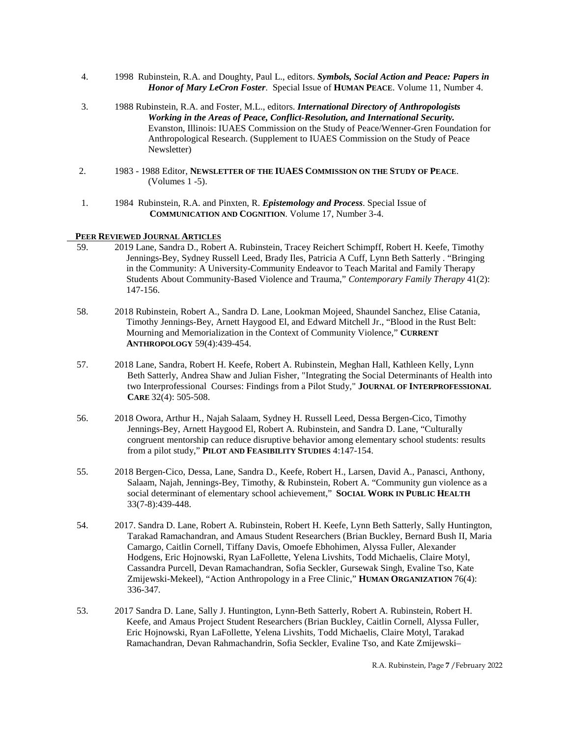4. 1998 Rubinstein, R.A. and Doughty, Paul L., editors. ***Symbols, Social Action and Peace: Papers in Honor of Mary LeCron Foster***. Special Issue of **HUMAN PEACE**. Volume 11, Number 4.

3. 1988 Rubinstein, R.A. and Foster, M.L., editors. ***International Directory of Anthropologists Working in the Areas of Peace, Conflict-Resolution, and International Security.*** Evanston, Illinois: IUAES Commission on the Study of Peace/Wenner-Gren Foundation for Anthropological Research. (Supplement to IUAES Commission on the Study of Peace Newsletter)

2. 1983 - 1988 Editor, **NEWSLETTER OF THE IUAES COMMISSION ON THE STUDY OF PEACE**. (Volumes 1 -5).

1. 1984 Rubinstein, R.A. and Pinxten, R. ***Epistemology and Process***. Special Issue of **COMMUNICATION AND COGNITION**. Volume 17, Number 3-4.

**PEER REVIEWED JOURNAL ARTICLES**

59. 2019 Lane, Sandra D., Robert A. Rubinstein, Tracey Reichert Schimpff, Robert H. Keefe, Timothy Jennings-Bey, Sydney Russell Leed, Brady Iles, Patricia A Cuff, Lynn Beth Satterly . "Bringing in the Community: A University-Community Endeavor to Teach Marital and Family Therapy Students About Community-Based Violence and Trauma," *Contemporary Family Therapy* 41(2): 147-156.

58. 2018 Rubinstein, Robert A., Sandra D. Lane, Lookman Mojeed, Shaundel Sanchez, Elise Catania, Timothy Jennings-Bey, Arnett Haygood El, and Edward Mitchell Jr., "Blood in the Rust Belt: Mourning and Memorialization in the Context of Community Violence," **CURRENT ANTHROPOLOGY** 59(4):439-454.

57. 2018 Lane, Sandra, Robert H. Keefe, Robert A. Rubinstein, Meghan Hall, Kathleen Kelly, Lynn Beth Satterly, Andrea Shaw and Julian Fisher, "Integrating the Social Determinants of Health into two Interprofessional Courses: Findings from a Pilot Study," **JOURNAL OF INTERPROFESSIONAL CARE** 32(4): 505-508.

56. 2018 Owora, Arthur H., Najah Salaam, Sydney H. Russell Leed, Dessa Bergen-Cico, Timothy Jennings-Bey, Arnett Haygood El, Robert A. Rubinstein, and Sandra D. Lane, "Culturally congruent mentorship can reduce disruptive behavior among elementary school students: results from a pilot study," **PILOT AND FEASIBILITY STUDIES** 4:147-154.

55. 2018 Bergen-Cico, Dessa, Lane, Sandra D., Keefe, Robert H., Larsen, David A., Panasci, Anthony, Salaam, Najah, Jennings-Bey, Timothy, & Rubinstein, Robert A. "Community gun violence as a social determinant of elementary school achievement," **SOCIAL WORK IN PUBLIC HEALTH** 33(7-8):439-448.

54. 2017. Sandra D. Lane, Robert A. Rubinstein, Robert H. Keefe, Lynn Beth Satterly, Sally Huntington, Tarakad Ramachandran, and Amaus Student Researchers (Brian Buckley, Bernard Bush II, Maria Camargo, Caitlin Cornell, Tiffany Davis, Omoefe Ebhohimen, Alyssa Fuller, Alexander Hodgens, Eric Hojnowski, Ryan LaFollette, Yelena Livshits, Todd Michaelis, Claire Motyl, Cassandra Purcell, Devan Ramachandran, Sofia Seckler, Gursewak Singh, Evaline Tso, Kate Zmijewski-Mekeel), "Action Anthropology in a Free Clinic," **HUMAN ORGANIZATION** 76(4): 336-347.

53. 2017 Sandra D. Lane, Sally J. Huntington, Lynn-Beth Satterly, Robert A. Rubinstein, Robert H. Keefe, and Amaus Project Student Researchers (Brian Buckley, Caitlin Cornell, Alyssa Fuller, Eric Hojnowski, Ryan LaFollette, Yelena Livshits, Todd Michaelis, Claire Motyl, Tarakad Ramachandran, Devan Rahmachandrin, Sofia Seckler, Evaline Tso, and Kate Zmijewski–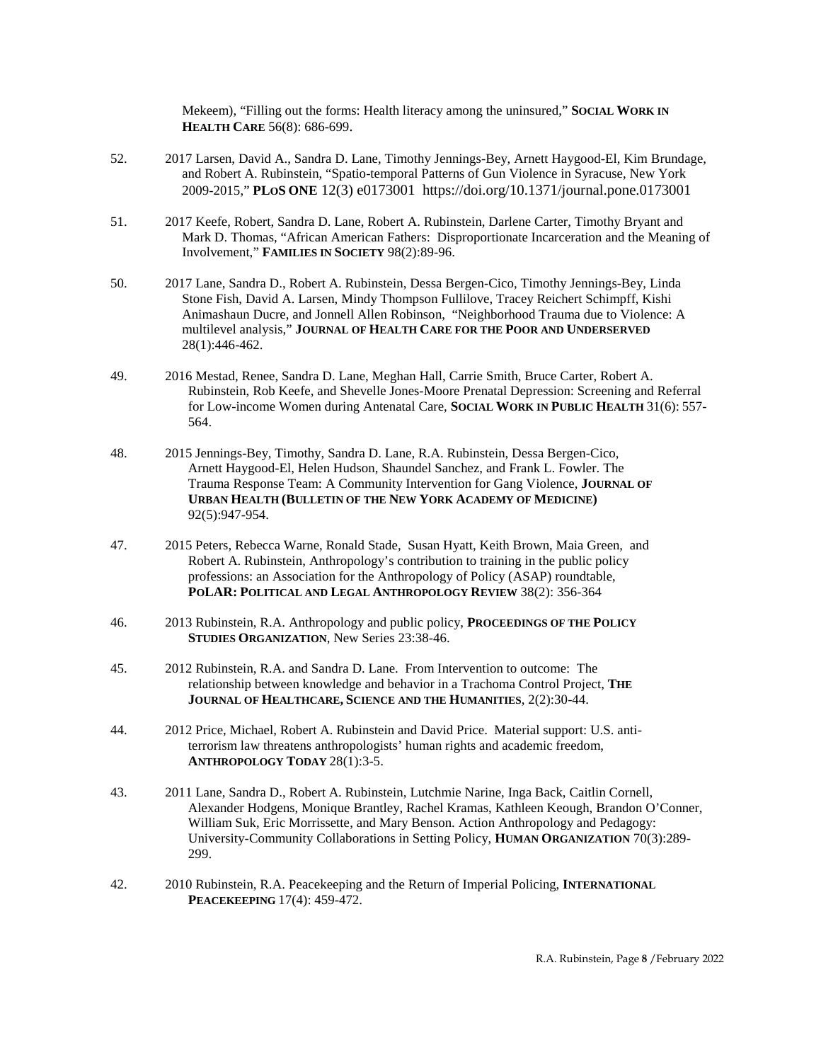Mekeem), "Filling out the forms: Health literacy among the uninsured," **SOCIAL WORK IN HEALTH CARE** 56(8): 686-699.

52. 2017 Larsen, David A., Sandra D. Lane, Timothy Jennings-Bey, Arnett Haygood-El, Kim Brundage, and Robert A. Rubinstein, "Spatio-temporal Patterns of Gun Violence in Syracuse, New York 2009-2015," **PLOS ONE** 12(3) e0173001 https://doi.org/10.1371/journal.pone.0173001

51. 2017 Keefe, Robert, Sandra D. Lane, Robert A. Rubinstein, Darlene Carter, Timothy Bryant and Mark D. Thomas, "African American Fathers: Disproportionate Incarceration and the Meaning of Involvement," **FAMILIES IN SOCIETY** 98(2):89-96.

50. 2017 Lane, Sandra D., Robert A. Rubinstein, Dessa Bergen-Cico, Timothy Jennings-Bey, Linda Stone Fish, David A. Larsen, Mindy Thompson Fullilove, Tracey Reichert Schimpff, Kishi Animashaun Ducre, and Jonnell Allen Robinson, "Neighborhood Trauma due to Violence: A multilevel analysis," **JOURNAL OF HEALTH CARE FOR THE POOR AND UNDERSERVED** 28(1):446-462.

49. 2016 Mestad, Renee, Sandra D. Lane, Meghan Hall, Carrie Smith, Bruce Carter, Robert A. Rubinstein, Rob Keefe, and Shevelle Jones-Moore Prenatal Depression: Screening and Referral for Low-income Women during Antenatal Care, **SOCIAL WORK IN PUBLIC HEALTH** 31(6): 557-564.

48. 2015 Jennings-Bey, Timothy, Sandra D. Lane, R.A. Rubinstein, Dessa Bergen-Cico, Arnett Haygood-El, Helen Hudson, Shaundel Sanchez, and Frank L. Fowler. The Trauma Response Team: A Community Intervention for Gang Violence, **JOURNAL OF URBAN HEALTH (BULLETIN OF THE NEW YORK ACADEMY OF MEDICINE)** 92(5):947-954.

47. 2015 Peters, Rebecca Warne, Ronald Stade, Susan Hyatt, Keith Brown, Maia Green, and Robert A. Rubinstein, Anthropology's contribution to training in the public policy professions: an Association for the Anthropology of Policy (ASAP) roundtable, **POLAR: POLITICAL AND LEGAL ANTHROPOLOGY REVIEW** 38(2): 356-364

46. 2013 Rubinstein, R.A. Anthropology and public policy, **PROCEEDINGS OF THE POLICY STUDIES ORGANIZATION**, New Series 23:38-46.

45. 2012 Rubinstein, R.A. and Sandra D. Lane. From Intervention to outcome: The relationship between knowledge and behavior in a Trachoma Control Project, **THE JOURNAL OF HEALTHCARE, SCIENCE AND THE HUMANITIES**, 2(2):30-44.

44. 2012 Price, Michael, Robert A. Rubinstein and David Price. Material support: U.S. anti-terrorism law threatens anthropologists' human rights and academic freedom, **ANTHROPOLOGY TODAY** 28(1):3-5.

43. 2011 Lane, Sandra D., Robert A. Rubinstein, Lutchmie Narine, Inga Back, Caitlin Cornell, Alexander Hodgens, Monique Brantley, Rachel Kramas, Kathleen Keough, Brandon O'Conner, William Suk, Eric Morrissette, and Mary Benson. Action Anthropology and Pedagogy: University-Community Collaborations in Setting Policy, **HUMAN ORGANIZATION** 70(3):289-299.

42. 2010 Rubinstein, R.A. Peacekeeping and the Return of Imperial Policing, **INTERNATIONAL PEACEKEEPING** 17(4): 459-472.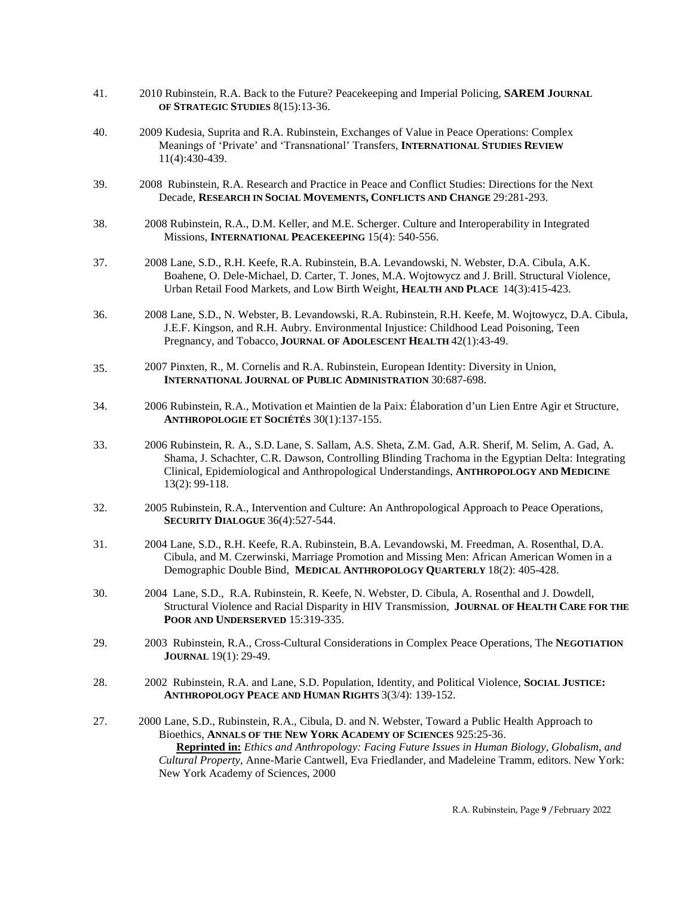41. 2010 Rubinstein, R.A. Back to the Future? Peacekeeping and Imperial Policing, **SAREM JOURNAL OF STRATEGIC STUDIES** 8(15):13-36.

40. 2009 Kudesia, Suprita and R.A. Rubinstein, Exchanges of Value in Peace Operations: Complex Meanings of 'Private' and 'Transnational' Transfers, **INTERNATIONAL STUDIES REVIEW** 11(4):430-439.

39. 2008 Rubinstein, R.A. Research and Practice in Peace and Conflict Studies: Directions for the Next Decade, **RESEARCH IN SOCIAL MOVEMENTS, CONFLICTS AND CHANGE** 29:281-293.

38. 2008 Rubinstein, R.A., D.M. Keller, and M.E. Scherger. Culture and Interoperability in Integrated Missions, **INTERNATIONAL PEACEKEEPING** 15(4): 540-556.

37. 2008 Lane, S.D., R.H. Keefe, R.A. Rubinstein, B.A. Levandowski, N. Webster, D.A. Cibula, A.K. Boahene, O. Dele-Michael, D. Carter, T. Jones, M.A. Wojtowycz and J. Brill. Structural Violence, Urban Retail Food Markets, and Low Birth Weight, **HEALTH AND PLACE** 14(3):415-423.

36. 2008 Lane, S.D., N. Webster, B. Levandowski, R.A. Rubinstein, R.H. Keefe, M. Wojtowycz, D.A. Cibula, J.E.F. Kingson, and R.H. Aubry. Environmental Injustice: Childhood Lead Poisoning, Teen Pregnancy, and Tobacco, **JOURNAL OF ADOLESCENT HEALTH** 42(1):43-49.

35. 2007 Pinxten, R., M. Cornelis and R.A. Rubinstein, European Identity: Diversity in Union, **INTERNATIONAL JOURNAL OF PUBLIC ADMINISTRATION** 30:687-698.

34. 2006 Rubinstein, R.A., Motivation et Maintien de la Paix: Élaboration d'un Lien Entre Agir et Structure, **ANTHROPOLOGIE ET SOCIÉTÉS** 30(1):137-155.

33. 2006 Rubinstein, R. A., S.D. Lane, S. Sallam, A.S. Sheta, Z.M. Gad, A.R. Sherif, M. Selim, A. Gad, A. Shama, J. Schachter, C.R. Dawson, Controlling Blinding Trachoma in the Egyptian Delta: Integrating Clinical, Epidemiological and Anthropological Understandings, **ANTHROPOLOGY AND MEDICINE** 13(2): 99-118.

32. 2005 Rubinstein, R.A., Intervention and Culture: An Anthropological Approach to Peace Operations, **SECURITY DIALOGUE** 36(4):527-544.

31. 2004 Lane, S.D., R.H. Keefe, R.A. Rubinstein, B.A. Levandowski, M. Freedman, A. Rosenthal, D.A. Cibula, and M. Czerwinski, Marriage Promotion and Missing Men: African American Women in a Demographic Double Bind, **MEDICAL ANTHROPOLOGY QUARTERLY** 18(2): 405-428.

30. 2004 Lane, S.D., R.A. Rubinstein, R. Keefe, N. Webster, D. Cibula, A. Rosenthal and J. Dowdell, Structural Violence and Racial Disparity in HIV Transmission, **JOURNAL OF HEALTH CARE FOR THE POOR AND UNDERSERVED** 15:319-335.

29. 2003 Rubinstein, R.A., Cross-Cultural Considerations in Complex Peace Operations, The **NEGOTIATION JOURNAL** 19(1): 29-49.

28. 2002 Rubinstein, R.A. and Lane, S.D. Population, Identity, and Political Violence, **SOCIAL JUSTICE: ANTHROPOLOGY PEACE AND HUMAN RIGHTS** 3(3/4): 139-152.

27. 2000 Lane, S.D., Rubinstein, R.A., Cibula, D. and N. Webster, Toward a Public Health Approach to Bioethics, **ANNALS OF THE NEW YORK ACADEMY OF SCIENCES** 925:25-36.
**Reprinted in:** *Ethics and Anthropology: Facing Future Issues in Human Biology, Globalism, and Cultural Property*, Anne-Marie Cantwell, Eva Friedlander, and Madeleine Tramm, editors. New York: New York Academy of Sciences, 2000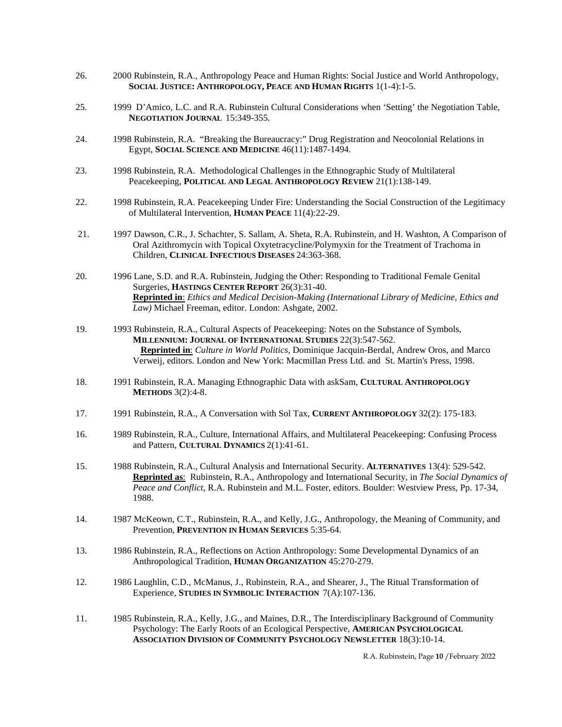26. 2000 Rubinstein, R.A., Anthropology Peace and Human Rights: Social Justice and World Anthropology, **SOCIAL JUSTICE: ANTHROPOLOGY, PEACE AND HUMAN RIGHTS** 1(1-4):1-5.

25. 1999 D'Amico, L.C. and R.A. Rubinstein Cultural Considerations when 'Setting' the Negotiation Table, **NEGOTIATION JOURNAL** 15:349-355.

24. 1998 Rubinstein, R.A. "Breaking the Bureaucracy:" Drug Registration and Neocolonial Relations in Egypt, **SOCIAL SCIENCE AND MEDICINE** 46(11):1487-1494.

23. 1998 Rubinstein, R.A. Methodological Challenges in the Ethnographic Study of Multilateral Peacekeeping, **POLITICAL AND LEGAL ANTHROPOLOGY REVIEW** 21(1):138-149.

22. 1998 Rubinstein, R.A. Peacekeeping Under Fire: Understanding the Social Construction of the Legitimacy of Multilateral Intervention, **HUMAN PEACE** 11(4):22-29.

21. 1997 Dawson, C.R., J. Schachter, S. Sallam, A. Sheta, R.A. Rubinstein, and H. Washton, A Comparison of Oral Azithromycin with Topical Oxytetracycline/Polymyxin for the Treatment of Trachoma in Children, **CLINICAL INFECTIOUS DISEASES** 24:363-368.

20. 1996 Lane, S.D. and R.A. Rubinstein, Judging the Other: Responding to Traditional Female Genital Surgeries, **HASTINGS CENTER REPORT** 26(3):31-40.
    **Reprinted in**: *Ethics and Medical Decision-Making (International Library of Medicine, Ethics and Law)* Michael Freeman, editor. London: Ashgate, 2002.

19. 1993 Rubinstein, R.A., Cultural Aspects of Peacekeeping: Notes on the Substance of Symbols, **MILLENNIUM: JOURNAL OF INTERNATIONAL STUDIES** 22(3):547-562.
    **Reprinted in**: *Culture in World Politics,* Dominique Jacquin-Berdal, Andrew Oros, and Marco Verweij, editors. London and New York: Macmillan Press Ltd. and St. Martin's Press, 1998.

18. 1991 Rubinstein, R.A. Managing Ethnographic Data with askSam, **CULTURAL ANTHROPOLOGY METHODS** 3(2):4-8.

17. 1991 Rubinstein, R.A., A Conversation with Sol Tax, **CURRENT ANTHROPOLOGY** 32(2): 175-183.

16. 1989 Rubinstein, R.A., Culture, International Affairs, and Multilateral Peacekeeping: Confusing Process and Pattern, **CULTURAL DYNAMICS** 2(1):41-61.

15. 1988 Rubinstein, R.A., Cultural Analysis and International Security. **ALTERNATIVES** 13(4): 529-542.
    **Reprinted as**: Rubinstein, R.A., Anthropology and International Security, in *The Social Dynamics of Peace and Conflict*, R.A. Rubinstein and M.L. Foster, editors. Boulder: Westview Press, Pp. 17-34, 1988.

14. 1987 McKeown, C.T., Rubinstein, R.A., and Kelly, J.G., Anthropology, the Meaning of Community, and Prevention, **PREVENTION IN HUMAN SERVICES** 5:35-64.

13. 1986 Rubinstein, R.A., Reflections on Action Anthropology: Some Developmental Dynamics of an Anthropological Tradition, **HUMAN ORGANIZATION** 45:270-279.

12. 1986 Laughlin, C.D., McManus, J., Rubinstein, R.A., and Shearer, J., The Ritual Transformation of Experience, **STUDIES IN SYMBOLIC INTERACTION** 7(A):107-136.

11. 1985 Rubinstein, R.A., Kelly, J.G., and Maines, D.R., The Interdisciplinary Background of Community Psychology: The Early Roots of an Ecological Perspective, **AMERICAN PSYCHOLOGICAL ASSOCIATION DIVISION OF COMMUNITY PSYCHOLOGY NEWSLETTER** 18(3):10-14.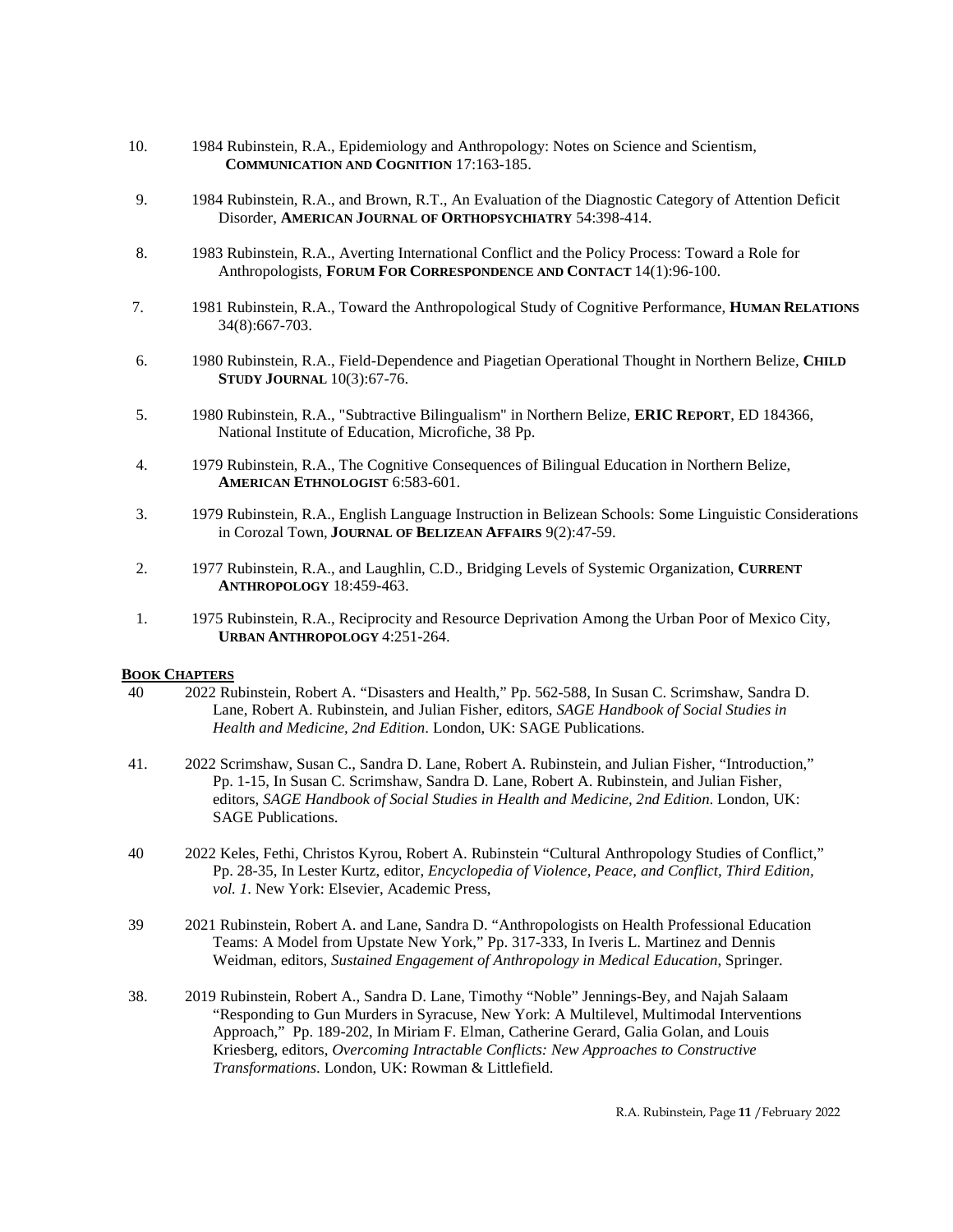10. 1984 Rubinstein, R.A., Epidemiology and Anthropology: Notes on Science and Scientism, **COMMUNICATION AND COGNITION** 17:163-185.

9. 1984 Rubinstein, R.A., and Brown, R.T., An Evaluation of the Diagnostic Category of Attention Deficit Disorder, **AMERICAN JOURNAL OF ORTHOPSYCHIATRY** 54:398-414.

8. 1983 Rubinstein, R.A., Averting International Conflict and the Policy Process: Toward a Role for Anthropologists, **FORUM FOR CORRESPONDENCE AND CONTACT** 14(1):96-100.

7. 1981 Rubinstein, R.A., Toward the Anthropological Study of Cognitive Performance, **HUMAN RELATIONS** 34(8):667-703.

6. 1980 Rubinstein, R.A., Field-Dependence and Piagetian Operational Thought in Northern Belize, **CHILD STUDY JOURNAL** 10(3):67-76.

5. 1980 Rubinstein, R.A., "Subtractive Bilingualism" in Northern Belize, **ERIC REPORT**, ED 184366, National Institute of Education, Microfiche, 38 Pp.

4. 1979 Rubinstein, R.A., The Cognitive Consequences of Bilingual Education in Northern Belize, **AMERICAN ETHNOLOGIST** 6:583-601.

3. 1979 Rubinstein, R.A., English Language Instruction in Belizean Schools: Some Linguistic Considerations in Corozal Town, **JOURNAL OF BELIZEAN AFFAIRS** 9(2):47-59.

2. 1977 Rubinstein, R.A., and Laughlin, C.D., Bridging Levels of Systemic Organization, **CURRENT ANTHROPOLOGY** 18:459-463.

1. 1975 Rubinstein, R.A., Reciprocity and Resource Deprivation Among the Urban Poor of Mexico City, **URBAN ANTHROPOLOGY** 4:251-264.

## BOOK CHAPTERS

40 2022 Rubinstein, Robert A. "Disasters and Health," Pp. 562-588, In Susan C. Scrimshaw, Sandra D. Lane, Robert A. Rubinstein, and Julian Fisher, editors, *SAGE Handbook of Social Studies in Health and Medicine, 2nd Edition*. London, UK: SAGE Publications.

41. 2022 Scrimshaw, Susan C., Sandra D. Lane, Robert A. Rubinstein, and Julian Fisher, "Introduction," Pp. 1-15, In Susan C. Scrimshaw, Sandra D. Lane, Robert A. Rubinstein, and Julian Fisher, editors, *SAGE Handbook of Social Studies in Health and Medicine, 2nd Edition*. London, UK: SAGE Publications.

40 2022 Keles, Fethi, Christos Kyrou, Robert A. Rubinstein "Cultural Anthropology Studies of Conflict," Pp. 28-35, In Lester Kurtz, editor, *Encyclopedia of Violence, Peace, and Conflict, Third Edition, vol. 1*. New York: Elsevier, Academic Press,

39 2021 Rubinstein, Robert A. and Lane, Sandra D. "Anthropologists on Health Professional Education Teams: A Model from Upstate New York," Pp. 317-333, In Iveris L. Martinez and Dennis Weidman, editors, *Sustained Engagement of Anthropology in Medical Education*, Springer.

38. 2019 Rubinstein, Robert A., Sandra D. Lane, Timothy "Noble" Jennings-Bey, and Najah Salaam "Responding to Gun Murders in Syracuse, New York: A Multilevel, Multimodal Interventions Approach," Pp. 189-202, In Miriam F. Elman, Catherine Gerard, Galia Golan, and Louis Kriesberg, editors, *Overcoming Intractable Conflicts: New Approaches to Constructive Transformations*. London, UK: Rowman & Littlefield.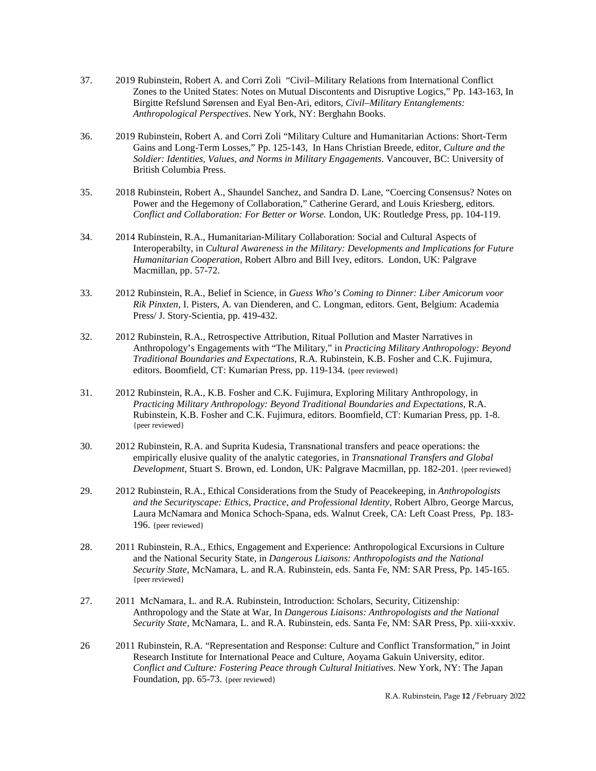37. 2019 Rubinstein, Robert A. and Corri Zoli "Civil–Military Relations from International Conflict Zones to the United States: Notes on Mutual Discontents and Disruptive Logics," Pp. 143-163, In Birgitte Refslund Sørensen and Eyal Ben-Ari, editors, *Civil–Military Entanglements: Anthropological Perspectives*. New York, NY: Berghahn Books.

36. 2019 Rubinstein, Robert A. and Corri Zoli "Military Culture and Humanitarian Actions: Short-Term Gains and Long-Term Losses," Pp. 125-143, In Hans Christian Breede, editor, *Culture and the Soldier: Identities, Values, and Norms in Military Engagements*. Vancouver, BC: University of British Columbia Press.

35. 2018 Rubinstein, Robert A., Shaundel Sanchez, and Sandra D. Lane, "Coercing Consensus? Notes on Power and the Hegemony of Collaboration," Catherine Gerard, and Louis Kriesberg, editors. *Conflict and Collaboration: For Better or Worse.* London, UK: Routledge Press, pp. 104-119.

34. 2014 Rubinstein, R.A., Humanitarian-Military Collaboration: Social and Cultural Aspects of Interoperabilty, in *Cultural Awareness in the Military: Developments and Implications for Future Humanitarian Cooperation*, Robert Albro and Bill Ivey, editors. London, UK: Palgrave Macmillan, pp. 57-72.

33. 2012 Rubinstein, R.A., Belief in Science, in *Guess Who's Coming to Dinner: Liber Amicorum voor Rik Pinxten*, I. Pisters, A. van Dienderen, and C. Longman, editors. Gent, Belgium: Academia Press/ J. Story-Scientia, pp. 419-432.

32. 2012 Rubinstein, R.A., Retrospective Attribution, Ritual Pollution and Master Narratives in Anthropology's Engagements with "The Military," in *Practicing Military Anthropology: Beyond Traditional Boundaries and Expectations*, R.A. Rubinstein, K.B. Fosher and C.K. Fujimura, editors. Boomfield, CT: Kumarian Press, pp. 119-134. {peer reviewed}

31. 2012 Rubinstein, R.A., K.B. Fosher and C.K. Fujimura, Exploring Military Anthropology, in *Practicing Military Anthropology: Beyond Traditional Boundaries and Expectations*, R.A. Rubinstein, K.B. Fosher and C.K. Fujimura, editors. Boomfield, CT: Kumarian Press, pp. 1-8. {peer reviewed}

30. 2012 Rubinstein, R.A. and Suprita Kudesia, Transnational transfers and peace operations: the empirically elusive quality of the analytic categories, in *Transnational Transfers and Global Development*, Stuart S. Brown, ed. London, UK: Palgrave Macmillan, pp. 182-201. {peer reviewed}

29. 2012 Rubinstein, R.A., Ethical Considerations from the Study of Peacekeeping, in *Anthropologists and the Securityscape: Ethics, Practice, and Professional Identity*, Robert Albro, George Marcus, Laura McNamara and Monica Schoch-Spana, eds. Walnut Creek, CA: Left Coast Press, Pp. 183-196. {peer reviewed}

28. 2011 Rubinstein, R.A., Ethics, Engagement and Experience: Anthropological Excursions in Culture and the National Security State, in *Dangerous Liaisons: Anthropologists and the National Security State*, McNamara, L. and R.A. Rubinstein, eds. Santa Fe, NM: SAR Press, Pp. 145-165. {peer reviewed}

27. 2011 McNamara, L. and R.A. Rubinstein, Introduction: Scholars, Security, Citizenship: Anthropology and the State at War, In *Dangerous Liaisons: Anthropologists and the National Security State*, McNamara, L. and R.A. Rubinstein, eds. Santa Fe, NM: SAR Press, Pp. xiii-xxxiv.

26 2011 Rubinstein, R.A. "Representation and Response: Culture and Conflict Transformation," in Joint Research Institute for International Peace and Culture, Aoyama Gakuin University, editor. *Conflict and Culture: Fostering Peace through Cultural Initiatives*. New York, NY: The Japan Foundation, pp. 65-73. {peer reviewed}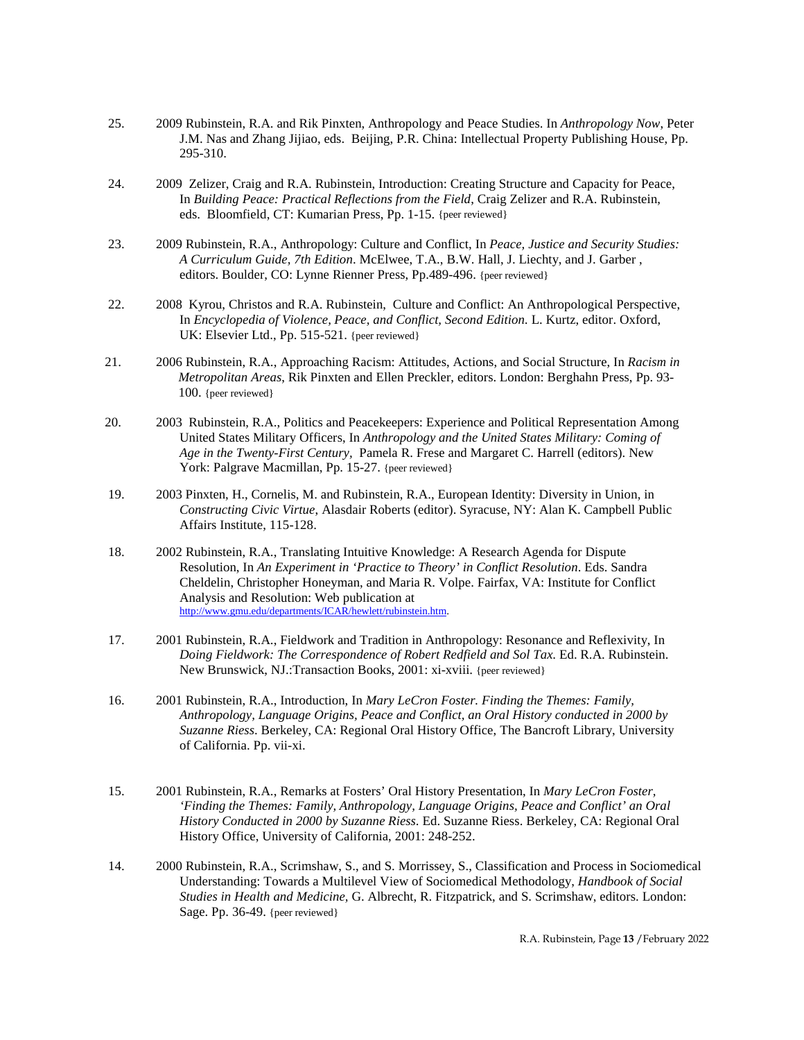25. 2009 Rubinstein, R.A. and Rik Pinxten, Anthropology and Peace Studies. In *Anthropology Now*, Peter J.M. Nas and Zhang Jijiao, eds. Beijing, P.R. China: Intellectual Property Publishing House, Pp. 295-310.

24. 2009 Zelizer, Craig and R.A. Rubinstein, Introduction: Creating Structure and Capacity for Peace, In *Building Peace: Practical Reflections from the Field*, Craig Zelizer and R.A. Rubinstein, eds. Bloomfield, CT: Kumarian Press, Pp. 1-15. {peer reviewed}

23. 2009 Rubinstein, R.A., Anthropology: Culture and Conflict, In *Peace, Justice and Security Studies: A Curriculum Guide, 7th Edition*. McElwee, T.A., B.W. Hall, J. Liechty, and J. Garber , editors. Boulder, CO: Lynne Rienner Press, Pp.489-496. {peer reviewed}

22. 2008 Kyrou, Christos and R.A. Rubinstein, Culture and Conflict: An Anthropological Perspective, In *Encyclopedia of Violence, Peace, and Conflict, Second Edition.* L. Kurtz, editor. Oxford, UK: Elsevier Ltd., Pp. 515-521. {peer reviewed}

21. 2006 Rubinstein, R.A., Approaching Racism: Attitudes, Actions, and Social Structure, In *Racism in Metropolitan Areas*, Rik Pinxten and Ellen Preckler, editors. London: Berghahn Press, Pp. 93-100. {peer reviewed}

20. 2003 Rubinstein, R.A., Politics and Peacekeepers: Experience and Political Representation Among United States Military Officers, In *Anthropology and the United States Military: Coming of Age in the Twenty-First Century*, Pamela R. Frese and Margaret C. Harrell (editors). New York: Palgrave Macmillan, Pp. 15-27. {peer reviewed}

19. 2003 Pinxten, H., Cornelis, M. and Rubinstein, R.A., European Identity: Diversity in Union, in *Constructing Civic Virtue*, Alasdair Roberts (editor). Syracuse, NY: Alan K. Campbell Public Affairs Institute, 115-128.

18. 2002 Rubinstein, R.A., Translating Intuitive Knowledge: A Research Agenda for Dispute Resolution, In *An Experiment in 'Practice to Theory' in Conflict Resolution*. Eds. Sandra Cheldelin, Christopher Honeyman, and Maria R. Volpe. Fairfax, VA: Institute for Conflict Analysis and Resolution: Web publication at http://www.gmu.edu/departments/ICAR/hewlett/rubinstein.htm.

17. 2001 Rubinstein, R.A., Fieldwork and Tradition in Anthropology: Resonance and Reflexivity, In *Doing Fieldwork: The Correspondence of Robert Redfield and Sol Tax.* Ed. R.A. Rubinstein. New Brunswick, NJ.:Transaction Books, 2001: xi-xviii. {peer reviewed}

16. 2001 Rubinstein, R.A., Introduction, In *Mary LeCron Foster. Finding the Themes: Family, Anthropology, Language Origins, Peace and Conflict, an Oral History conducted in 2000 by Suzanne Riess.* Berkeley, CA: Regional Oral History Office, The Bancroft Library, University of California. Pp. vii-xi.

15. 2001 Rubinstein, R.A., Remarks at Fosters' Oral History Presentation, In *Mary LeCron Foster, 'Finding the Themes: Family, Anthropology, Language Origins, Peace and Conflict' an Oral History Conducted in 2000 by Suzanne Riess.* Ed. Suzanne Riess. Berkeley, CA: Regional Oral History Office, University of California, 2001: 248-252.

14. 2000 Rubinstein, R.A., Scrimshaw, S., and S. Morrissey, S., Classification and Process in Sociomedical Understanding: Towards a Multilevel View of Sociomedical Methodology, *Handbook of Social Studies in Health and Medicine,* G. Albrecht, R. Fitzpatrick, and S. Scrimshaw, editors. London: Sage. Pp. 36-49. {peer reviewed}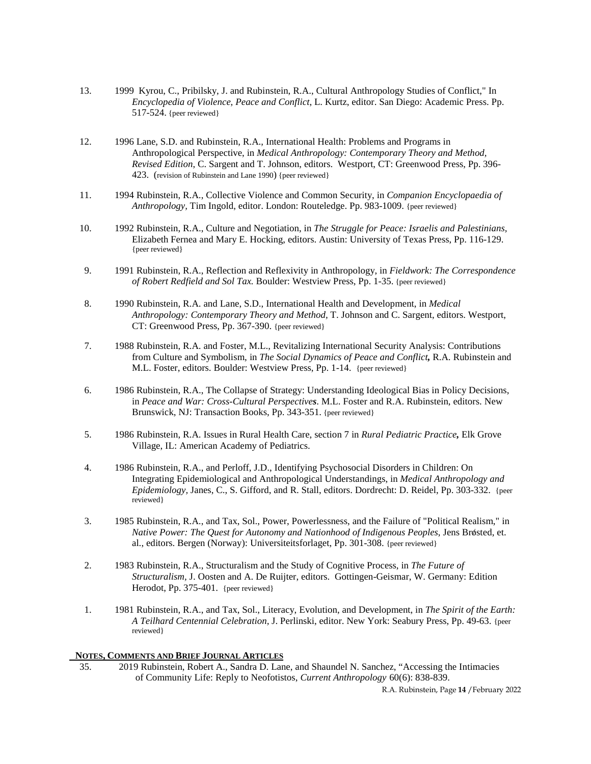13. 1999 Kyrou, C., Pribilsky, J. and Rubinstein, R.A., Cultural Anthropology Studies of Conflict," In *Encyclopedia of Violence, Peace and Conflict*, L. Kurtz, editor. San Diego: Academic Press. Pp. 517-524. {peer reviewed}

12. 1996 Lane, S.D. and Rubinstein, R.A., International Health: Problems and Programs in Anthropological Perspective, in *Medical Anthropology: Contemporary Theory and Method, Revised Edition*, C. Sargent and T. Johnson, editors. Westport, CT: Greenwood Press, Pp. 396-423. (revision of Rubinstein and Lane 1990) {peer reviewed}

11. 1994 Rubinstein, R.A., Collective Violence and Common Security, in *Companion Encyclopaedia of Anthropology*, Tim Ingold, editor. London: Routeledge. Pp. 983-1009. {peer reviewed}

10. 1992 Rubinstein, R.A., Culture and Negotiation, in *The Struggle for Peace: Israelis and Palestinians*, Elizabeth Fernea and Mary E. Hocking, editors. Austin: University of Texas Press, Pp. 116-129. {peer reviewed}

9. 1991 Rubinstein, R.A., Reflection and Reflexivity in Anthropology, in *Fieldwork: The Correspondence of Robert Redfield and Sol Tax.* Boulder: Westview Press, Pp. 1-35. {peer reviewed}

8. 1990 Rubinstein, R.A. and Lane, S.D., International Health and Development, in *Medical Anthropology: Contemporary Theory and Method*, T. Johnson and C. Sargent, editors. Westport, CT: Greenwood Press, Pp. 367-390. {peer reviewed}

7. 1988 Rubinstein, R.A. and Foster, M.L., Revitalizing International Security Analysis: Contributions from Culture and Symbolism, in *The Social Dynamics of Peace and Conflict***,** R.A. Rubinstein and M.L. Foster, editors. Boulder: Westview Press, Pp. 1-14. {peer reviewed}

6. 1986 Rubinstein, R.A., The Collapse of Strategy: Understanding Ideological Bias in Policy Decisions, in *Peace and War: Cross-Cultural Perspectives*. M.L. Foster and R.A. Rubinstein, editors. New Brunswick, NJ: Transaction Books, Pp. 343-351. {peer reviewed}

5. 1986 Rubinstein, R.A. Issues in Rural Health Care, section 7 in *Rural Pediatric Practice***,** Elk Grove Village, IL: American Academy of Pediatrics.

4. 1986 Rubinstein, R.A., and Perloff, J.D., Identifying Psychosocial Disorders in Children: On Integrating Epidemiological and Anthropological Understandings, in *Medical Anthropology and Epidemiology*, Janes, C., S. Gifford, and R. Stall, editors. Dordrecht: D. Reidel, Pp. 303-332. {peer reviewed}

3. 1985 Rubinstein, R.A., and Tax, Sol., Power, Powerlessness, and the Failure of "Political Realism," in *Native Power: The Quest for Autonomy and Nationhood of Indigenous Peoples*, Jens Brøsted, et. al., editors. Bergen (Norway): Universiteitsforlaget, Pp. 301-308. {peer reviewed}

2. 1983 Rubinstein, R.A., Structuralism and the Study of Cognitive Process, in *The Future of Structuralism*, J. Oosten and A. De Ruijter, editors. Gottingen-Geismar, W. Germany: Edition Herodot, Pp. 375-401. {peer reviewed}

1. 1981 Rubinstein, R.A., and Tax, Sol., Literacy, Evolution, and Development, in *The Spirit of the Earth: A Teilhard Centennial Celebration*, J. Perlinski, editor. New York: Seabury Press, Pp. 49-63. {peer reviewed}

## NOTES, COMMENTS AND BRIEF JOURNAL ARTICLES

35. 2019 Rubinstein, Robert A., Sandra D. Lane, and Shaundel N. Sanchez, "Accessing the Intimacies of Community Life: Reply to Neofotistos, *Current Anthropology* 60(6): 838-839.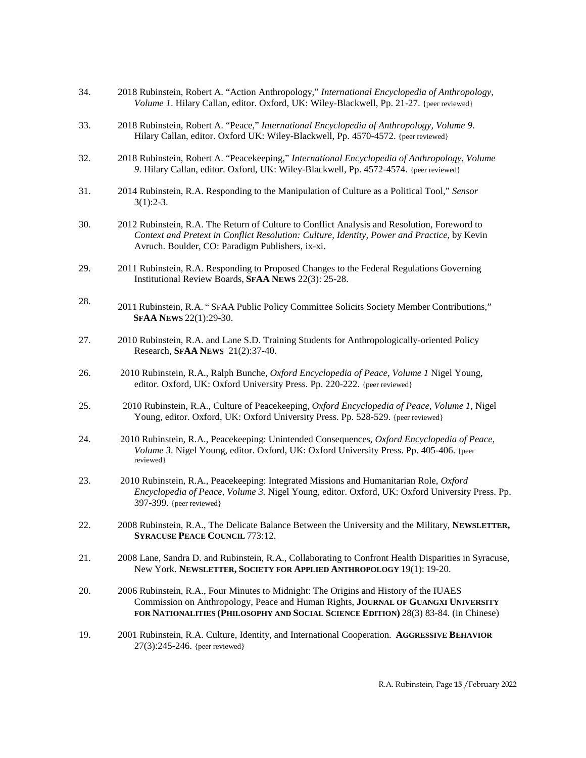34. 2018 Rubinstein, Robert A. "Action Anthropology," *International Encyclopedia of Anthropology*, *Volume 1*. Hilary Callan, editor. Oxford, UK: Wiley-Blackwell, Pp. 21-27. {peer reviewed}

33. 2018 Rubinstein, Robert A. "Peace," *International Encyclopedia of Anthropology, Volume 9*. Hilary Callan, editor. Oxford UK: Wiley-Blackwell, Pp. 4570-4572. {peer reviewed}

32. 2018 Rubinstein, Robert A. "Peacekeeping," *International Encyclopedia of Anthropology*, *Volume 9*. Hilary Callan, editor. Oxford, UK: Wiley-Blackwell, Pp. 4572-4574. {peer reviewed}

31. 2014 Rubinstein, R.A. Responding to the Manipulation of Culture as a Political Tool," *Sensor* 3(1):2-3.

30. 2012 Rubinstein, R.A. The Return of Culture to Conflict Analysis and Resolution, Foreword to *Context and Pretext in Conflict Resolution: Culture, Identity, Power and Practice*, by Kevin Avruch. Boulder, CO: Paradigm Publishers, ix-xi.

29. 2011 Rubinstein, R.A. Responding to Proposed Changes to the Federal Regulations Governing Institutional Review Boards, **SFAA NEWS** 22(3): 25-28.

28. 2011 Rubinstein, R.A. " SFAA Public Policy Committee Solicits Society Member Contributions," **SFAA NEWS** 22(1):29-30.

27. 2010 Rubinstein, R.A. and Lane S.D. Training Students for Anthropologically-oriented Policy Research, **SFAA NEWS** 21(2):37-40.

26. 2010 Rubinstein, R.A., Ralph Bunche, *Oxford Encyclopedia of Peace, Volume 1* Nigel Young, editor. Oxford, UK: Oxford University Press. Pp. 220-222. {peer reviewed}

25. 2010 Rubinstein, R.A., Culture of Peacekeeping, *Oxford Encyclopedia of Peace, Volume 1,* Nigel Young, editor. Oxford, UK: Oxford University Press. Pp. 528-529. {peer reviewed}

24. 2010 Rubinstein, R.A., Peacekeeping: Unintended Consequences, *Oxford Encyclopedia of Peace, Volume 3*. Nigel Young, editor. Oxford, UK: Oxford University Press. Pp. 405-406. {peer reviewed}

23. 2010 Rubinstein, R.A., Peacekeeping: Integrated Missions and Humanitarian Role, *Oxford Encyclopedia of Peace, Volume 3.* Nigel Young, editor. Oxford, UK: Oxford University Press. Pp. 397-399. {peer reviewed}

22. 2008 Rubinstein, R.A., The Delicate Balance Between the University and the Military, **NEWSLETTER, SYRACUSE PEACE COUNCIL** 773:12.

21. 2008 Lane, Sandra D. and Rubinstein, R.A., Collaborating to Confront Health Disparities in Syracuse, New York. **NEWSLETTER, SOCIETY FOR APPLIED ANTHROPOLOGY** 19(1): 19-20.

20. 2006 Rubinstein, R.A., Four Minutes to Midnight: The Origins and History of the IUAES Commission on Anthropology, Peace and Human Rights, **JOURNAL OF GUANGXI UNIVERSITY FOR NATIONALITIES (PHILOSOPHY AND SOCIAL SCIENCE EDITION)** 28(3) 83-84. (in Chinese)

19. 2001 Rubinstein, R.A. Culture, Identity, and International Cooperation. **AGGRESSIVE BEHAVIOR** 27(3):245-246. {peer reviewed}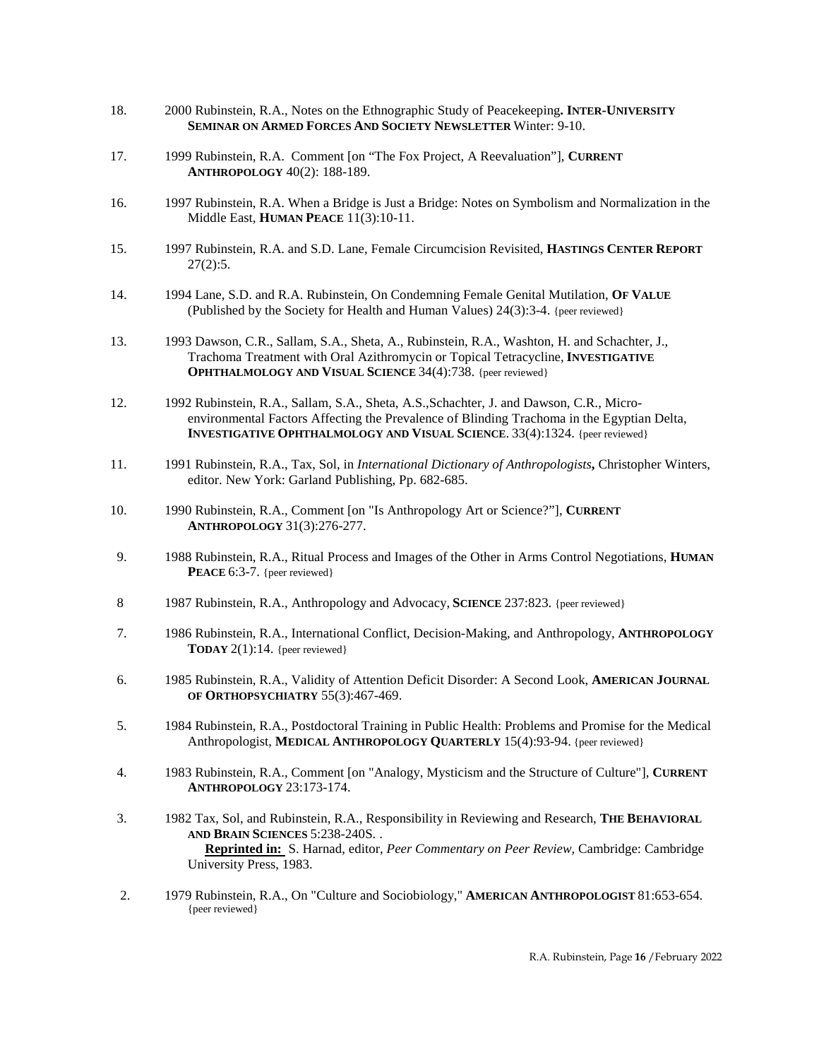18. 2000 Rubinstein, R.A., Notes on the Ethnographic Study of Peacekeeping**. INTER-UNIVERSITY SEMINAR ON ARMED FORCES AND SOCIETY NEWSLETTER** Winter: 9-10.

17. 1999 Rubinstein, R.A. Comment [on "The Fox Project, A Reevaluation"], **CURRENT ANTHROPOLOGY** 40(2): 188-189.

16. 1997 Rubinstein, R.A. When a Bridge is Just a Bridge: Notes on Symbolism and Normalization in the Middle East, **HUMAN PEACE** 11(3):10-11.

15. 1997 Rubinstein, R.A. and S.D. Lane, Female Circumcision Revisited, **HASTINGS CENTER REPORT** 27(2):5.

14. 1994 Lane, S.D. and R.A. Rubinstein, On Condemning Female Genital Mutilation, **OF VALUE** (Published by the Society for Health and Human Values) 24(3):3-4. {peer reviewed}

13. 1993 Dawson, C.R., Sallam, S.A., Sheta, A., Rubinstein, R.A., Washton, H. and Schachter, J., Trachoma Treatment with Oral Azithromycin or Topical Tetracycline, **INVESTIGATIVE OPHTHALMOLOGY AND VISUAL SCIENCE** 34(4):738. {peer reviewed}

12. 1992 Rubinstein, R.A., Sallam, S.A., Sheta, A.S.,Schachter, J. and Dawson, C.R., Micro-environmental Factors Affecting the Prevalence of Blinding Trachoma in the Egyptian Delta, **INVESTIGATIVE OPHTHALMOLOGY AND VISUAL SCIENCE**. 33(4):1324. {peer reviewed}

11. 1991 Rubinstein, R.A., Tax, Sol, in *International Dictionary of Anthropologists***,** Christopher Winters, editor. New York: Garland Publishing, Pp. 682-685.

10. 1990 Rubinstein, R.A., Comment [on "Is Anthropology Art or Science?"], **CURRENT ANTHROPOLOGY** 31(3):276-277.

9. 1988 Rubinstein, R.A., Ritual Process and Images of the Other in Arms Control Negotiations, **HUMAN PEACE** 6:3-7. {peer reviewed}

8 1987 Rubinstein, R.A., Anthropology and Advocacy, **SCIENCE** 237:823. {peer reviewed}

7. 1986 Rubinstein, R.A., International Conflict, Decision-Making, and Anthropology, **ANTHROPOLOGY TODAY** 2(1):14. {peer reviewed}

6. 1985 Rubinstein, R.A., Validity of Attention Deficit Disorder: A Second Look, **AMERICAN JOURNAL OF ORTHOPSYCHIATRY** 55(3):467-469.

5. 1984 Rubinstein, R.A., Postdoctoral Training in Public Health: Problems and Promise for the Medical Anthropologist, **MEDICAL ANTHROPOLOGY QUARTERLY** 15(4):93-94. {peer reviewed}

4. 1983 Rubinstein, R.A., Comment [on "Analogy, Mysticism and the Structure of Culture"], **CURRENT ANTHROPOLOGY** 23:173-174.

3. 1982 Tax, Sol, and Rubinstein, R.A., Responsibility in Reviewing and Research, **THE BEHAVIORAL AND BRAIN SCIENCES** 5:238-240S. .
   **Reprinted in:** S. Harnad, editor, *Peer Commentary on Peer Review*, Cambridge: Cambridge University Press, 1983.

2. 1979 Rubinstein, R.A., On "Culture and Sociobiology," **AMERICAN ANTHROPOLOGIST** 81:653-654. {peer reviewed}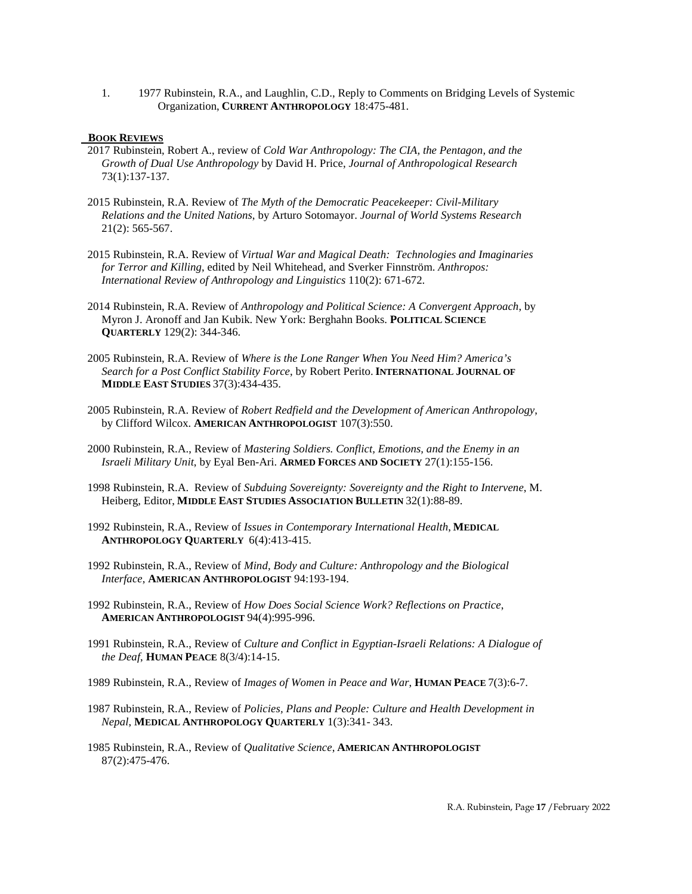1. 1977 Rubinstein, R.A., and Laughlin, C.D., Reply to Comments on Bridging Levels of Systemic Organization, **CURRENT ANTHROPOLOGY** 18:475-481.

## BOOK REVIEWS

2017 Rubinstein, Robert A., review of *Cold War Anthropology: The CIA, the Pentagon, and the Growth of Dual Use Anthropology* by David H. Price, *Journal of Anthropological Research* 73(1):137-137.

2015 Rubinstein, R.A. Review of *The Myth of the Democratic Peacekeeper: Civil-Military Relations and the United Nations*, by Arturo Sotomayor. *Journal of World Systems Research* 21(2): 565-567.

2015 Rubinstein, R.A. Review of *Virtual War and Magical Death: Technologies and Imaginaries for Terror and Killing*, edited by Neil Whitehead, and Sverker Finnström. *Anthropos: International Review of Anthropology and Linguistics* 110(2): 671-672.

2014 Rubinstein, R.A. Review of *Anthropology and Political Science: A Convergent Approach*, by Myron J. Aronoff and Jan Kubik. New York: Berghahn Books. **POLITICAL SCIENCE QUARTERLY** 129(2): 344-346.

2005 Rubinstein, R.A. Review of *Where is the Lone Ranger When You Need Him? America's Search for a Post Conflict Stability Force*, by Robert Perito. **INTERNATIONAL JOURNAL OF MIDDLE EAST STUDIES** 37(3):434-435.

2005 Rubinstein, R.A. Review of *Robert Redfield and the Development of American Anthropology*, by Clifford Wilcox. **AMERICAN ANTHROPOLOGIST** 107(3):550.

2000 Rubinstein, R.A., Review of *Mastering Soldiers. Conflict, Emotions, and the Enemy in an Israeli Military Unit*, by Eyal Ben-Ari. **ARMED FORCES AND SOCIETY** 27(1):155-156.

1998 Rubinstein, R.A. Review of *Subduing Sovereignty: Sovereignty and the Right to Intervene*, M. Heiberg, Editor, **MIDDLE EAST STUDIES ASSOCIATION BULLETIN** 32(1):88-89.

1992 Rubinstein, R.A., Review of *Issues in Contemporary International Health*, **MEDICAL ANTHROPOLOGY QUARTERLY** 6(4):413-415.

1992 Rubinstein, R.A., Review of *Mind, Body and Culture: Anthropology and the Biological Interface*, **AMERICAN ANTHROPOLOGIST** 94:193-194.

1992 Rubinstein, R.A., Review of *How Does Social Science Work? Reflections on Practice*, **AMERICAN ANTHROPOLOGIST** 94(4):995-996.

1991 Rubinstein, R.A., Review of *Culture and Conflict in Egyptian-Israeli Relations: A Dialogue of the Deaf*, **HUMAN PEACE** 8(3/4):14-15.

1989 Rubinstein, R.A., Review of *Images of Women in Peace and War*, **HUMAN PEACE** 7(3):6-7.

1987 Rubinstein, R.A., Review of *Policies, Plans and People: Culture and Health Development in Nepal*, **MEDICAL ANTHROPOLOGY QUARTERLY** 1(3):341- 343.

1985 Rubinstein, R.A., Review of *Qualitative Science*, **AMERICAN ANTHROPOLOGIST** 87(2):475-476.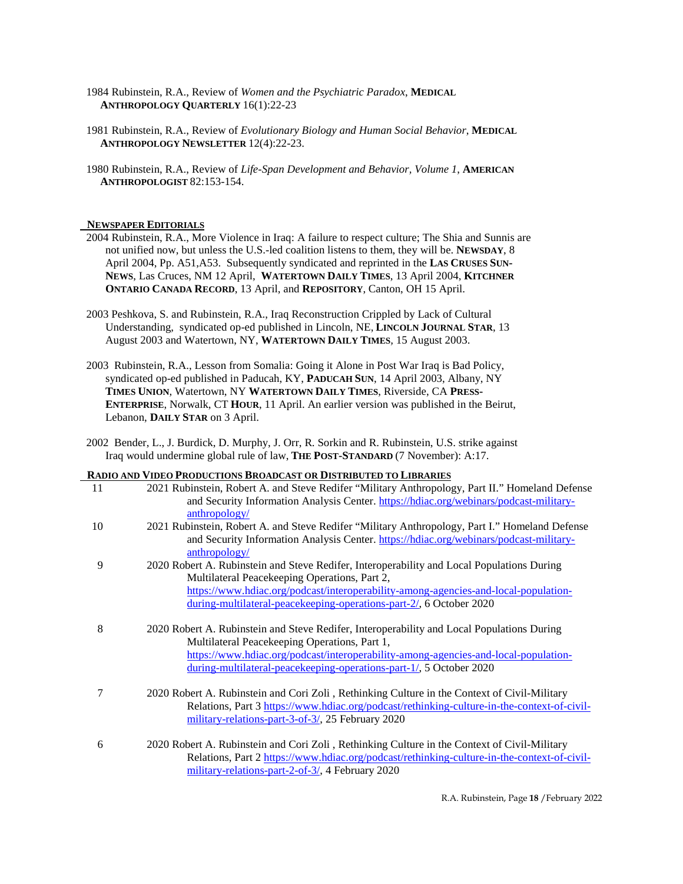1984 Rubinstein, R.A., Review of *Women and the Psychiatric Paradox*, **MEDICAL ANTHROPOLOGY QUARTERLY** 16(1):22-23

1981 Rubinstein, R.A., Review of *Evolutionary Biology and Human Social Behavior*, **MEDICAL ANTHROPOLOGY NEWSLETTER** 12(4):22-23.

1980 Rubinstein, R.A., Review of *Life-Span Development and Behavior, Volume 1*, **AMERICAN ANTHROPOLOGIST** 82:153-154.

## NEWSPAPER EDITORIALS

2004 Rubinstein, R.A., More Violence in Iraq: A failure to respect culture; The Shia and Sunnis are not unified now, but unless the U.S.-led coalition listens to them, they will be. **NEWSDAY**, 8 April 2004, Pp. A51,A53. Subsequently syndicated and reprinted in the **LAS CRUSES SUN-NEWS**, Las Cruces, NM 12 April, **WATERTOWN DAILY TIMES**, 13 April 2004, **KITCHNER ONTARIO CANADA RECORD**, 13 April, and **REPOSITORY**, Canton, OH 15 April.

2003 Peshkova, S. and Rubinstein, R.A., Iraq Reconstruction Crippled by Lack of Cultural Understanding, syndicated op-ed published in Lincoln, NE, **LINCOLN JOURNAL STAR**, 13 August 2003 and Watertown, NY, **WATERTOWN DAILY TIMES**, 15 August 2003.

2003 Rubinstein, R.A., Lesson from Somalia: Going it Alone in Post War Iraq is Bad Policy, syndicated op-ed published in Paducah, KY, **PADUCAH SUN**, 14 April 2003, Albany, NY **TIMES UNION**, Watertown, NY **WATERTOWN DAILY TIMES**, Riverside, CA **PRESS-ENTERPRISE**, Norwalk, CT **HOUR**, 11 April. An earlier version was published in the Beirut, Lebanon, **DAILY STAR** on 3 April.

2002 Bender, L., J. Burdick, D. Murphy, J. Orr, R. Sorkin and R. Rubinstein, U.S. strike against Iraq would undermine global rule of law, **THE POST-STANDARD** (7 November): A:17.

## RADIO AND VIDEO PRODUCTIONS BROADCAST OR DISTRIBUTED TO LIBRARIES

11. 2021 Rubinstein, Robert A. and Steve Redifer "Military Anthropology, Part II." Homeland Defense and Security Information Analysis Center. https://hdiac.org/webinars/podcast-military-anthropology/

10. 2021 Rubinstein, Robert A. and Steve Redifer "Military Anthropology, Part I." Homeland Defense and Security Information Analysis Center. https://hdiac.org/webinars/podcast-military-anthropology/

9. 2020 Robert A. Rubinstein and Steve Redifer, Interoperability and Local Populations During Multilateral Peacekeeping Operations, Part 2, https://www.hdiac.org/podcast/interoperability-among-agencies-and-local-population-during-multilateral-peacekeeping-operations-part-2/, 6 October 2020

8. 2020 Robert A. Rubinstein and Steve Redifer, Interoperability and Local Populations During Multilateral Peacekeeping Operations, Part 1, https://www.hdiac.org/podcast/interoperability-among-agencies-and-local-population-during-multilateral-peacekeeping-operations-part-1/, 5 October 2020

7. 2020 Robert A. Rubinstein and Cori Zoli , Rethinking Culture in the Context of Civil-Military Relations, Part 3 https://www.hdiac.org/podcast/rethinking-culture-in-the-context-of-civil-military-relations-part-3-of-3/, 25 February 2020

6. 2020 Robert A. Rubinstein and Cori Zoli , Rethinking Culture in the Context of Civil-Military Relations, Part 2 https://www.hdiac.org/podcast/rethinking-culture-in-the-context-of-civil-military-relations-part-2-of-3/, 4 February 2020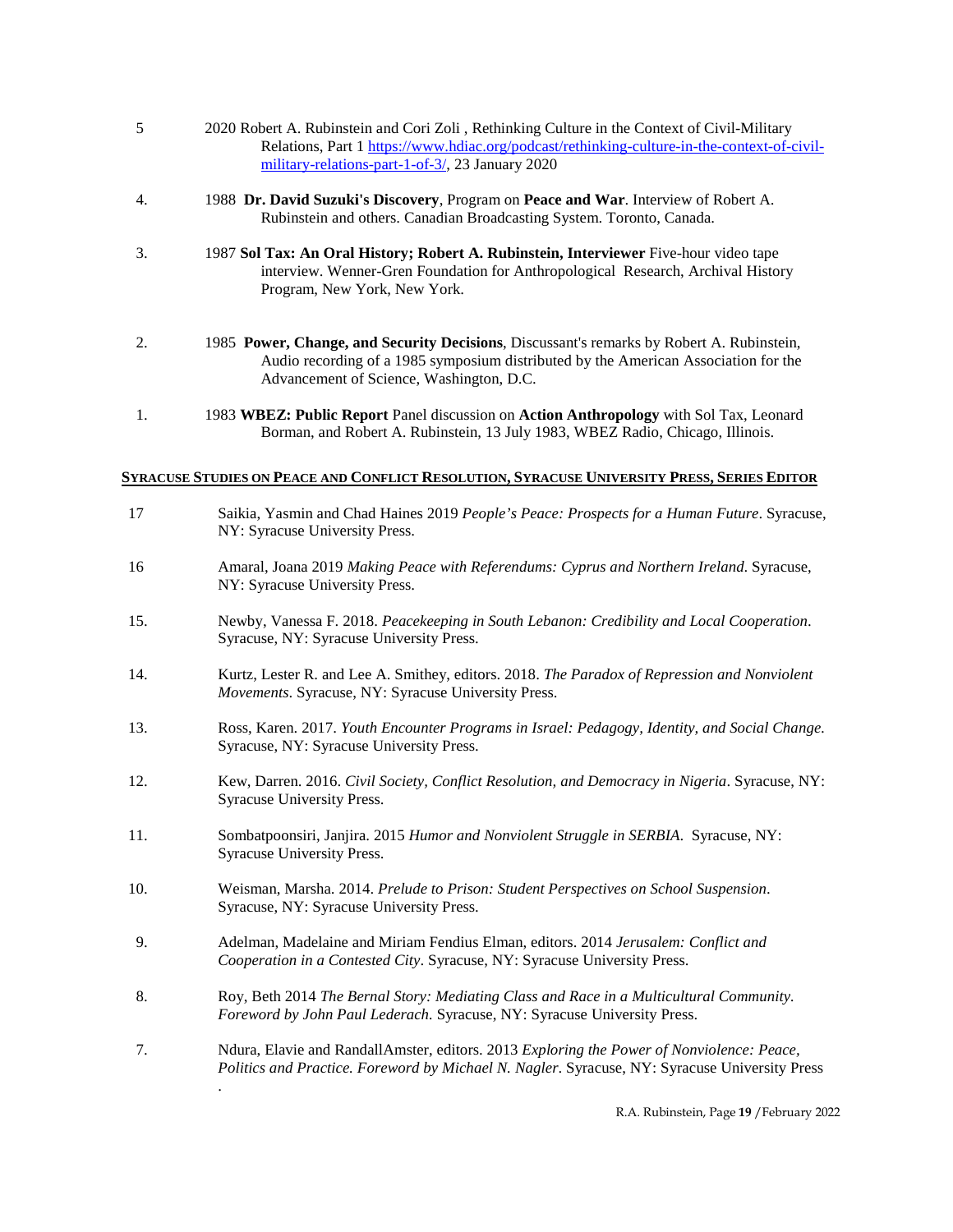5. 2020 Robert A. Rubinstein and Cori Zoli , Rethinking Culture in the Context of Civil-Military Relations, Part 1 [https://www.hdiac.org/podcast/rethinking-culture-in-the-context-of-civil-military-relations-part-1-of-3/](https://www.hdiac.org/podcast/rethinking-culture-in-the-context-of-civil-military-relations-part-1-of-3/), 23 January 2020

4. 1988 **Dr. David Suzuki's Discovery**, Program on **Peace and War**. Interview of Robert A. Rubinstein and others. Canadian Broadcasting System. Toronto, Canada.

3. 1987 **Sol Tax: An Oral History; Robert A. Rubinstein, Interviewer** Five-hour video tape interview. Wenner-Gren Foundation for Anthropological Research, Archival History Program, New York, New York.

2. 1985 **Power, Change, and Security Decisions**, Discussant's remarks by Robert A. Rubinstein, Audio recording of a 1985 symposium distributed by the American Association for the Advancement of Science, Washington, D.C.

1. 1983 **WBEZ: Public Report** Panel discussion on **Action Anthropology** with Sol Tax, Leonard Borman, and Robert A. Rubinstein, 13 July 1983, WBEZ Radio, Chicago, Illinois.

## SYRACUSE STUDIES ON PEACE AND CONFLICT RESOLUTION, SYRACUSE UNIVERSITY PRESS, SERIES EDITOR

17 Saikia, Yasmin and Chad Haines 2019 *People's Peace: Prospects for a Human Future*. Syracuse, NY: Syracuse University Press.

16 Amaral, Joana 2019 *Making Peace with Referendums: Cyprus and Northern Ireland*. Syracuse, NY: Syracuse University Press.

15. Newby, Vanessa F. 2018. *Peacekeeping in South Lebanon: Credibility and Local Cooperation*. Syracuse, NY: Syracuse University Press.

14. Kurtz, Lester R. and Lee A. Smithey, editors. 2018. *The Paradox of Repression and Nonviolent Movements*. Syracuse, NY: Syracuse University Press.

13. Ross, Karen. 2017. *Youth Encounter Programs in Israel: Pedagogy, Identity, and Social Change*. Syracuse, NY: Syracuse University Press.

12. Kew, Darren. 2016. *Civil Society, Conflict Resolution, and Democracy in Nigeria*. Syracuse, NY: Syracuse University Press.

11. Sombatpoonsiri, Janjira. 2015 *Humor and Nonviolent Struggle in SERBIA*. Syracuse, NY: Syracuse University Press.

10. Weisman, Marsha. 2014. *Prelude to Prison: Student Perspectives on School Suspension*. Syracuse, NY: Syracuse University Press.

9. Adelman, Madelaine and Miriam Fendius Elman, editors. 2014 *Jerusalem: Conflict and Cooperation in a Contested City*. Syracuse, NY: Syracuse University Press.

8. Roy, Beth 2014 *The Bernal Story: Mediating Class and Race in a Multicultural Community. Foreword by John Paul Lederach.* Syracuse, NY: Syracuse University Press.

7. Ndura, Elavie and RandallAmster, editors. 2013 *Exploring the Power of Nonviolence: Peace, Politics and Practice. Foreword by Michael N. Nagler*. Syracuse, NY: Syracuse University Press
.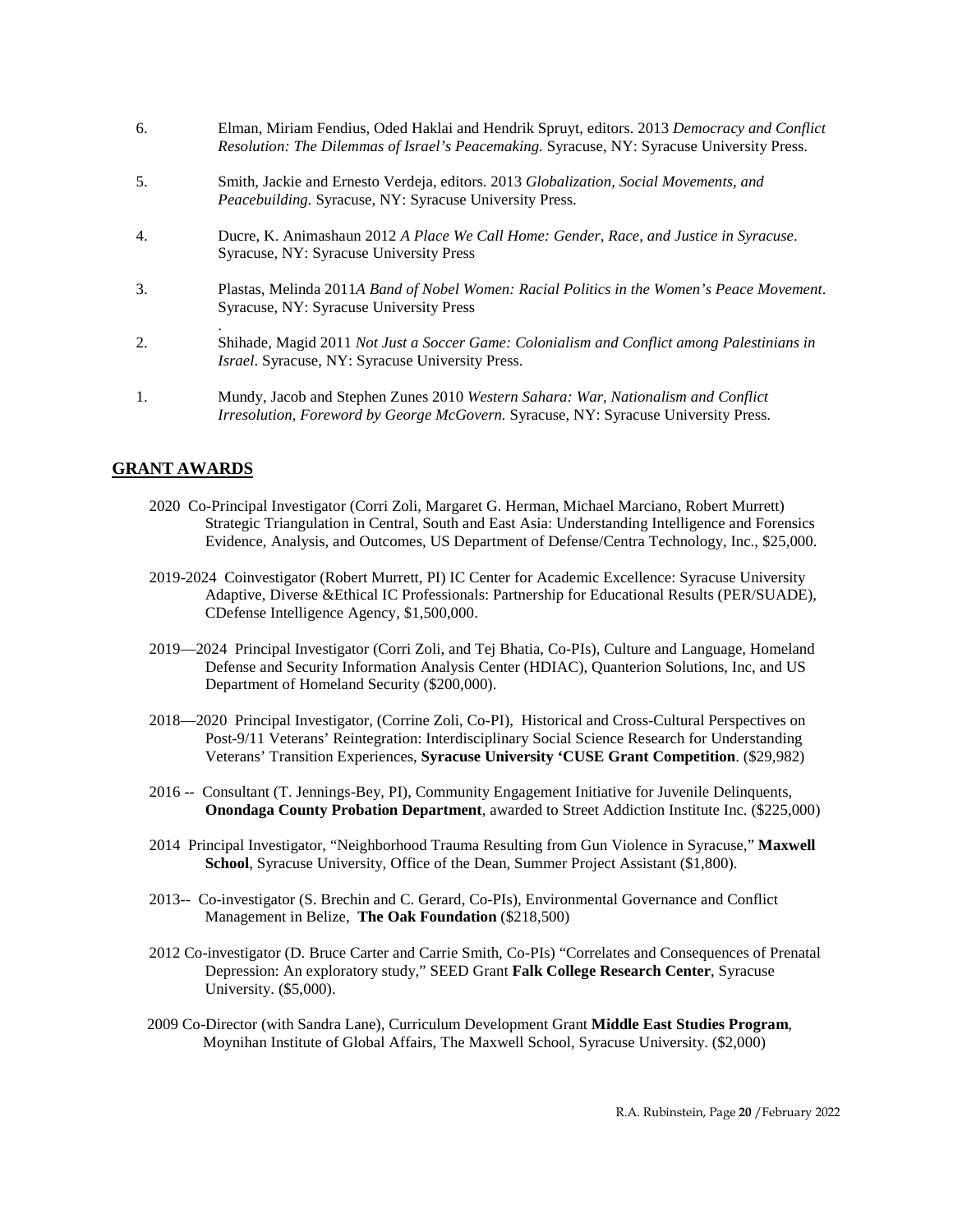6. Elman, Miriam Fendius, Oded Haklai and Hendrik Spruyt, editors. 2013 *Democracy and Conflict Resolution: The Dilemmas of Israel's Peacemaking.* Syracuse, NY: Syracuse University Press.

5. Smith, Jackie and Ernesto Verdeja, editors. 2013 *Globalization, Social Movements, and Peacebuilding*. Syracuse, NY: Syracuse University Press.

4. Ducre, K. Animashaun 2012 *A Place We Call Home: Gender, Race, and Justice in Syracuse*. Syracuse, NY: Syracuse University Press

3. Plastas, Melinda 2011*A Band of Nobel Women: Racial Politics in the Women's Peace Movement*. Syracuse, NY: Syracuse University Press
.
2. Shihade, Magid 2011 *Not Just a Soccer Game: Colonialism and Conflict among Palestinians in Israel*. Syracuse, NY: Syracuse University Press.

1. Mundy, Jacob and Stephen Zunes 2010 *Western Sahara: War, Nationalism and Conflict Irresolution, Foreword by George McGovern.* Syracuse, NY: Syracuse University Press.

## GRANT AWARDS

2020 Co-Principal Investigator (Corri Zoli, Margaret G. Herman, Michael Marciano, Robert Murrett) Strategic Triangulation in Central, South and East Asia: Understanding Intelligence and Forensics Evidence, Analysis, and Outcomes, US Department of Defense/Centra Technology, Inc., $25,000.

2019-2024 Coinvestigator (Robert Murrett, PI) IC Center for Academic Excellence: Syracuse University Adaptive, Diverse &Ethical IC Professionals: Partnership for Educational Results (PER/SUADE), CDefense Intelligence Agency, $1,500,000.

2019—2024 Principal Investigator (Corri Zoli, and Tej Bhatia, Co-PIs), Culture and Language, Homeland Defense and Security Information Analysis Center (HDIAC), Quanterion Solutions, Inc, and US Department of Homeland Security ($200,000).

2018—2020 Principal Investigator, (Corrine Zoli, Co-PI), Historical and Cross-Cultural Perspectives on Post-9/11 Veterans' Reintegration: Interdisciplinary Social Science Research for Understanding Veterans' Transition Experiences, **Syracuse University 'CUSE Grant Competition**. ($29,982)

2016 -- Consultant (T. Jennings-Bey, PI), Community Engagement Initiative for Juvenile Delinquents, **Onondaga County Probation Department**, awarded to Street Addiction Institute Inc. ($225,000)

2014 Principal Investigator, "Neighborhood Trauma Resulting from Gun Violence in Syracuse," **Maxwell School**, Syracuse University, Office of the Dean, Summer Project Assistant ($1,800).

2013-- Co-investigator (S. Brechin and C. Gerard, Co-PIs), Environmental Governance and Conflict Management in Belize, **The Oak Foundation** ($218,500)

2012 Co-investigator (D. Bruce Carter and Carrie Smith, Co-PIs) "Correlates and Consequences of Prenatal Depression: An exploratory study," SEED Grant **Falk College Research Center**, Syracuse University. ($5,000).

2009 Co-Director (with Sandra Lane), Curriculum Development Grant **Middle East Studies Program**, Moynihan Institute of Global Affairs, The Maxwell School, Syracuse University. ($2,000)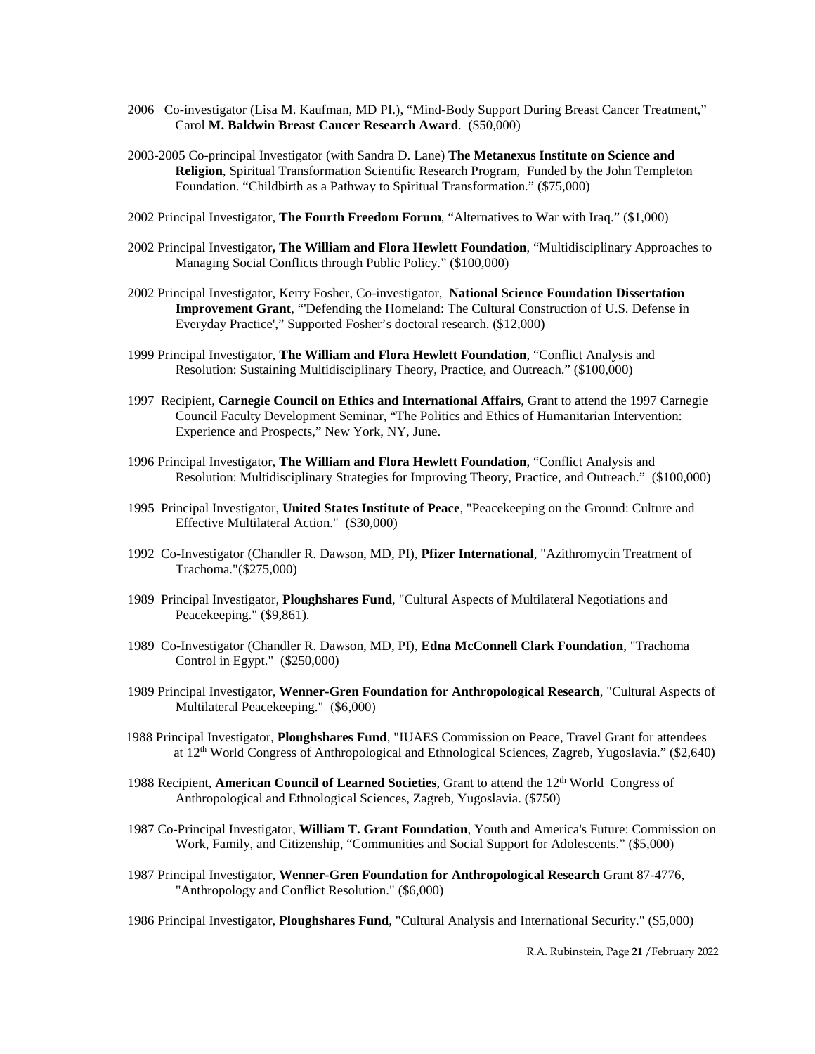2006 Co-investigator (Lisa M. Kaufman, MD PI.), “Mind-Body Support During Breast Cancer Treatment,” Carol **M. Baldwin Breast Cancer Research Award**. ($50,000)

2003-2005 Co-principal Investigator (with Sandra D. Lane) **The Metanexus Institute on Science and Religion**, Spiritual Transformation Scientific Research Program, Funded by the John Templeton Foundation. “Childbirth as a Pathway to Spiritual Transformation.” ($75,000)

2002 Principal Investigator, **The Fourth Freedom Forum**, “Alternatives to War with Iraq.” ($1,000)

2002 Principal Investigator**, The William and Flora Hewlett Foundation**, “Multidisciplinary Approaches to Managing Social Conflicts through Public Policy.” ($100,000)

2002 Principal Investigator, Kerry Fosher, Co-investigator, **National Science Foundation Dissertation Improvement Grant**, "'Defending the Homeland: The Cultural Construction of U.S. Defense in Everyday Practice'," Supported Fosher’s doctoral research. ($12,000)

1999 Principal Investigator, **The William and Flora Hewlett Foundation**, “Conflict Analysis and Resolution: Sustaining Multidisciplinary Theory, Practice, and Outreach.” ($100,000)

1997 Recipient, **Carnegie Council on Ethics and International Affairs**, Grant to attend the 1997 Carnegie Council Faculty Development Seminar, “The Politics and Ethics of Humanitarian Intervention: Experience and Prospects,” New York, NY, June.

1996 Principal Investigator, **The William and Flora Hewlett Foundation**, “Conflict Analysis and Resolution: Multidisciplinary Strategies for Improving Theory, Practice, and Outreach.” ($100,000)

1995 Principal Investigator, **United States Institute of Peace**, "Peacekeeping on the Ground: Culture and Effective Multilateral Action." ($30,000)

1992 Co-Investigator (Chandler R. Dawson, MD, PI), **Pfizer International**, "Azithromycin Treatment of Trachoma."($275,000)

1989 Principal Investigator, **Ploughshares Fund**, "Cultural Aspects of Multilateral Negotiations and Peacekeeping." ($9,861).

1989 Co-Investigator (Chandler R. Dawson, MD, PI), **Edna McConnell Clark Foundation**, "Trachoma Control in Egypt." ($250,000)

1989 Principal Investigator, **Wenner-Gren Foundation for Anthropological Research**, "Cultural Aspects of Multilateral Peacekeeping." ($6,000)

1988 Principal Investigator, **Ploughshares Fund**, "IUAES Commission on Peace, Travel Grant for attendees at 12th World Congress of Anthropological and Ethnological Sciences, Zagreb, Yugoslavia.” ($2,640)

1988 Recipient, **American Council of Learned Societies**, Grant to attend the 12th World Congress of Anthropological and Ethnological Sciences, Zagreb, Yugoslavia. ($750)

1987 Co-Principal Investigator, **William T. Grant Foundation**, Youth and America's Future: Commission on Work, Family, and Citizenship, “Communities and Social Support for Adolescents.” ($5,000)

1987 Principal Investigator, **Wenner-Gren Foundation for Anthropological Research** Grant 87-4776, "Anthropology and Conflict Resolution." ($6,000)

1986 Principal Investigator, **Ploughshares Fund**, "Cultural Analysis and International Security." ($5,000)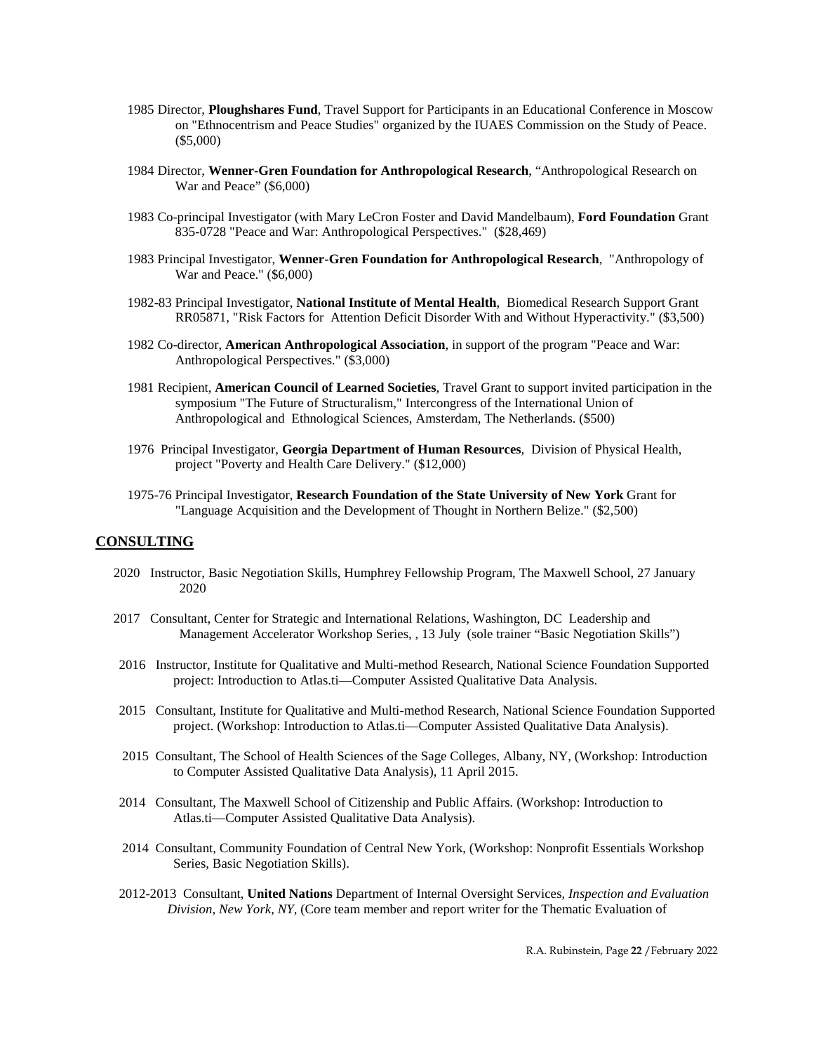1985 Director, **Ploughshares Fund**, Travel Support for Participants in an Educational Conference in Moscow on "Ethnocentrism and Peace Studies" organized by the IUAES Commission on the Study of Peace. ($5,000)

1984 Director, **Wenner-Gren Foundation for Anthropological Research**, "Anthropological Research on War and Peace" ($6,000)

1983 Co-principal Investigator (with Mary LeCron Foster and David Mandelbaum), **Ford Foundation** Grant 835-0728 "Peace and War: Anthropological Perspectives." ($28,469)

1983 Principal Investigator, **Wenner-Gren Foundation for Anthropological Research**, "Anthropology of War and Peace." ($6,000)

1982-83 Principal Investigator, **National Institute of Mental Health**, Biomedical Research Support Grant RR05871, "Risk Factors for Attention Deficit Disorder With and Without Hyperactivity." ($3,500)

1982 Co-director, **American Anthropological Association**, in support of the program "Peace and War: Anthropological Perspectives." ($3,000)

1981 Recipient, **American Council of Learned Societies**, Travel Grant to support invited participation in the symposium "The Future of Structuralism," Intercongress of the International Union of Anthropological and Ethnological Sciences, Amsterdam, The Netherlands. ($500)

1976 Principal Investigator, **Georgia Department of Human Resources**, Division of Physical Health, project "Poverty and Health Care Delivery." ($12,000)

1975-76 Principal Investigator, **Research Foundation of the State University of New York** Grant for "Language Acquisition and the Development of Thought in Northern Belize." ($2,500)

## CONSULTING

2020 Instructor, Basic Negotiation Skills, Humphrey Fellowship Program, The Maxwell School, 27 January 2020

2017 Consultant, Center for Strategic and International Relations, Washington, DC Leadership and Management Accelerator Workshop Series, , 13 July (sole trainer "Basic Negotiation Skills")

2016 Instructor, Institute for Qualitative and Multi-method Research, National Science Foundation Supported project: Introduction to Atlas.ti—Computer Assisted Qualitative Data Analysis.

2015 Consultant, Institute for Qualitative and Multi-method Research, National Science Foundation Supported project. (Workshop: Introduction to Atlas.ti—Computer Assisted Qualitative Data Analysis).

2015 Consultant, The School of Health Sciences of the Sage Colleges, Albany, NY, (Workshop: Introduction to Computer Assisted Qualitative Data Analysis), 11 April 2015.

2014 Consultant, The Maxwell School of Citizenship and Public Affairs. (Workshop: Introduction to Atlas.ti—Computer Assisted Qualitative Data Analysis).

2014 Consultant, Community Foundation of Central New York, (Workshop: Nonprofit Essentials Workshop Series, Basic Negotiation Skills).

2012-2013 Consultant, **United Nations** Department of Internal Oversight Services, *Inspection and Evaluation Division, New York, NY,* (Core team member and report writer for the Thematic Evaluation of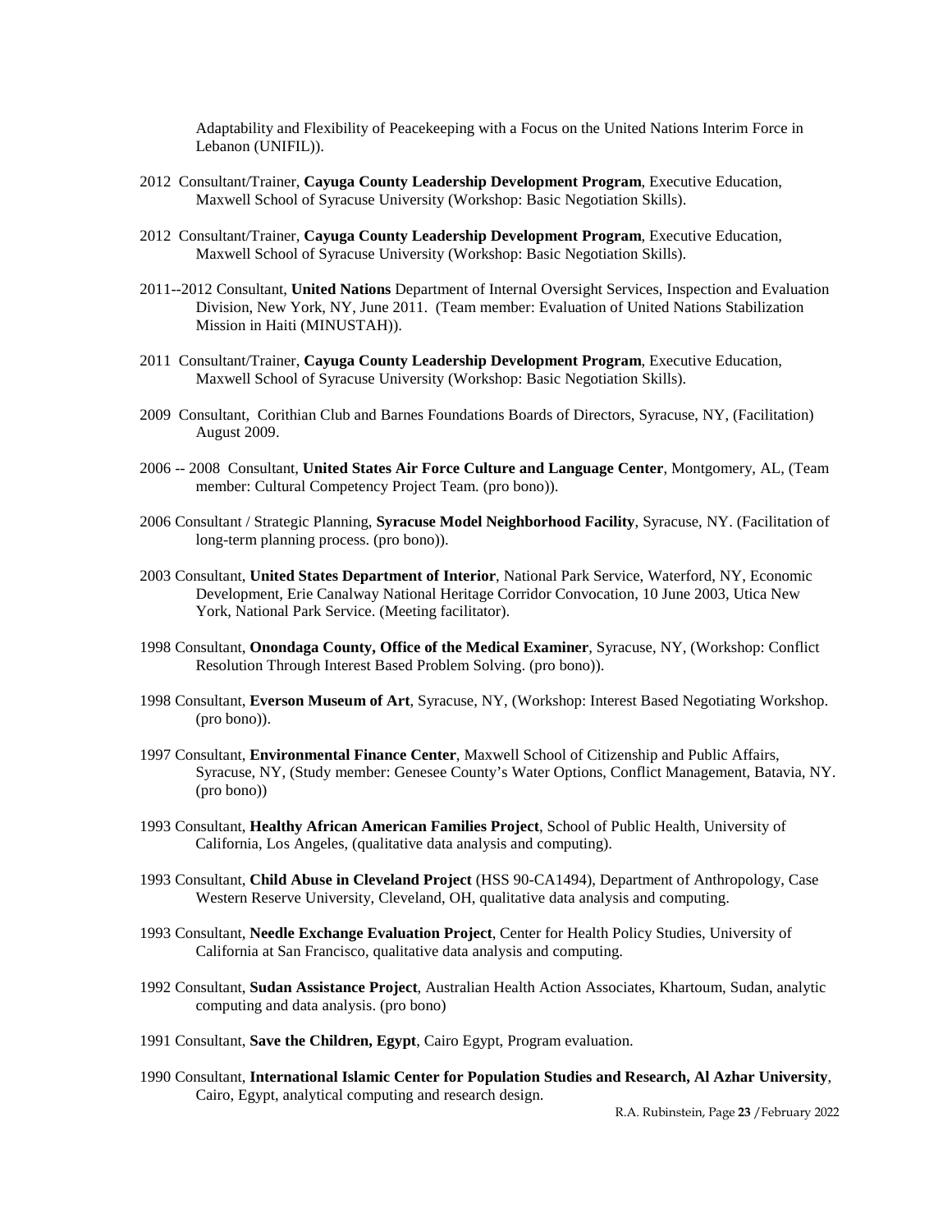Adaptability and Flexibility of Peacekeeping with a Focus on the United Nations Interim Force in Lebanon (UNIFIL)).

2012 Consultant/Trainer, **Cayuga County Leadership Development Program**, Executive Education, Maxwell School of Syracuse University (Workshop: Basic Negotiation Skills).

2012 Consultant/Trainer, **Cayuga County Leadership Development Program**, Executive Education, Maxwell School of Syracuse University (Workshop: Basic Negotiation Skills).

2011--2012 Consultant, **United Nations** Department of Internal Oversight Services, Inspection and Evaluation Division, New York, NY, June 2011. (Team member: Evaluation of United Nations Stabilization Mission in Haiti (MINUSTAH)).

2011 Consultant/Trainer, **Cayuga County Leadership Development Program**, Executive Education, Maxwell School of Syracuse University (Workshop: Basic Negotiation Skills).

2009 Consultant, Corithian Club and Barnes Foundations Boards of Directors, Syracuse, NY, (Facilitation) August 2009.

2006 -- 2008 Consultant, **United States Air Force Culture and Language Center**, Montgomery, AL, (Team member: Cultural Competency Project Team. (pro bono)).

2006 Consultant / Strategic Planning, **Syracuse Model Neighborhood Facility**, Syracuse, NY. (Facilitation of long-term planning process. (pro bono)).

2003 Consultant, **United States Department of Interior**, National Park Service, Waterford, NY, Economic Development, Erie Canalway National Heritage Corridor Convocation, 10 June 2003, Utica New York, National Park Service. (Meeting facilitator).

1998 Consultant, **Onondaga County, Office of the Medical Examiner**, Syracuse, NY, (Workshop: Conflict Resolution Through Interest Based Problem Solving. (pro bono)).

1998 Consultant, **Everson Museum of Art**, Syracuse, NY, (Workshop: Interest Based Negotiating Workshop. (pro bono)).

1997 Consultant, **Environmental Finance Center**, Maxwell School of Citizenship and Public Affairs, Syracuse, NY, (Study member: Genesee County's Water Options, Conflict Management, Batavia, NY. (pro bono))

1993 Consultant, **Healthy African American Families Project**, School of Public Health, University of California, Los Angeles, (qualitative data analysis and computing).

1993 Consultant, **Child Abuse in Cleveland Project** (HSS 90-CA1494), Department of Anthropology, Case Western Reserve University, Cleveland, OH, qualitative data analysis and computing.

1993 Consultant, **Needle Exchange Evaluation Project**, Center for Health Policy Studies, University of California at San Francisco, qualitative data analysis and computing.

1992 Consultant, **Sudan Assistance Project**, Australian Health Action Associates, Khartoum, Sudan, analytic computing and data analysis. (pro bono)

1991 Consultant, **Save the Children, Egypt**, Cairo Egypt, Program evaluation.

1990 Consultant, **International Islamic Center for Population Studies and Research, Al Azhar University**, Cairo, Egypt, analytical computing and research design.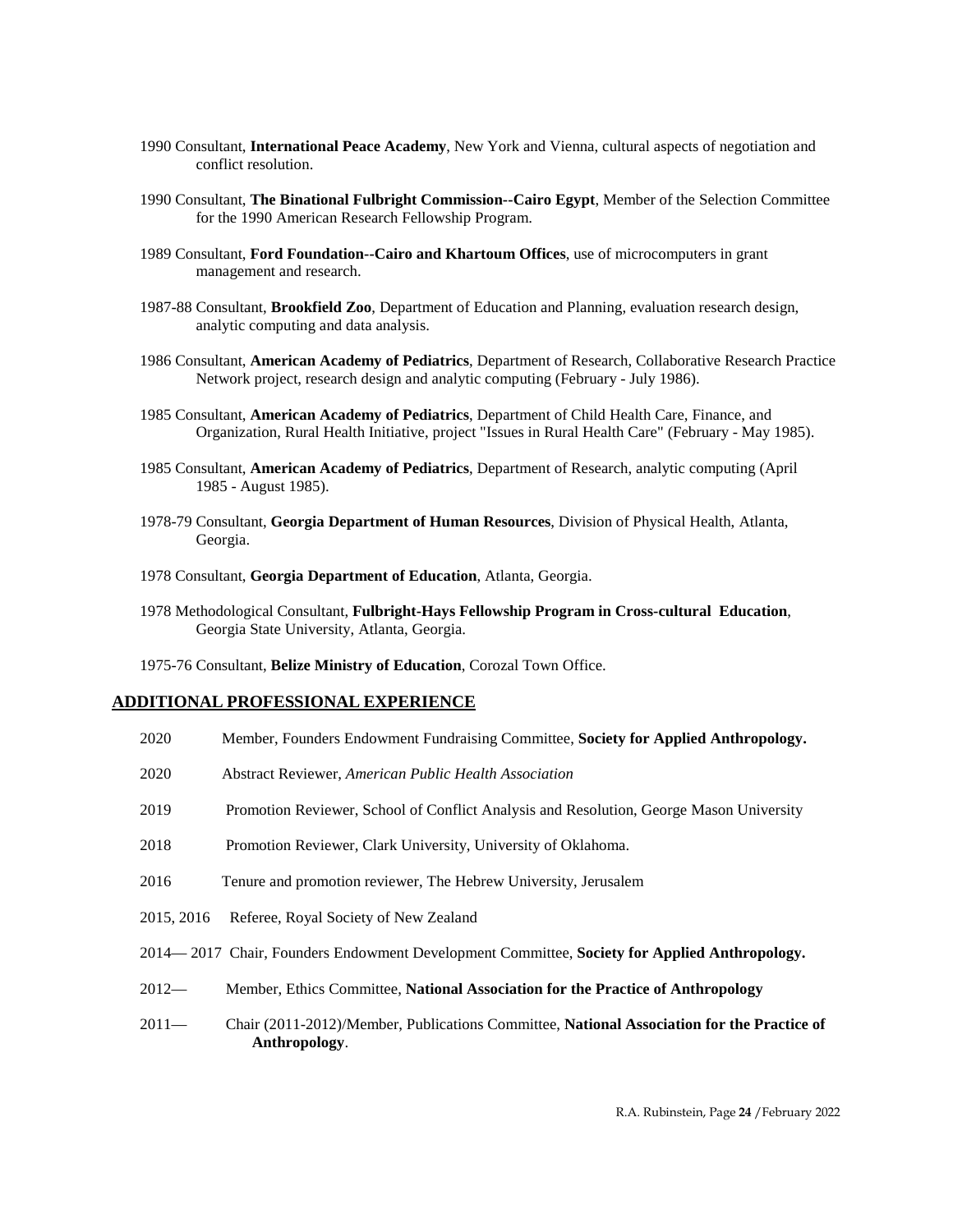1990 Consultant, **International Peace Academy**, New York and Vienna, cultural aspects of negotiation and conflict resolution.

1990 Consultant, **The Binational Fulbright Commission--Cairo Egypt**, Member of the Selection Committee for the 1990 American Research Fellowship Program.

1989 Consultant, **Ford Foundation--Cairo and Khartoum Offices**, use of microcomputers in grant management and research.

1987-88 Consultant, **Brookfield Zoo**, Department of Education and Planning, evaluation research design, analytic computing and data analysis.

1986 Consultant, **American Academy of Pediatrics**, Department of Research, Collaborative Research Practice Network project, research design and analytic computing (February - July 1986).

1985 Consultant, **American Academy of Pediatrics**, Department of Child Health Care, Finance, and Organization, Rural Health Initiative, project "Issues in Rural Health Care" (February - May 1985).

1985 Consultant, **American Academy of Pediatrics**, Department of Research, analytic computing (April 1985 - August 1985).

1978-79 Consultant, **Georgia Department of Human Resources**, Division of Physical Health, Atlanta, Georgia.

1978 Consultant, **Georgia Department of Education**, Atlanta, Georgia.

1978 Methodological Consultant, **Fulbright-Hays Fellowship Program in Cross-cultural Education**, Georgia State University, Atlanta, Georgia.

1975-76 Consultant, **Belize Ministry of Education**, Corozal Town Office.

## ADDITIONAL PROFESSIONAL EXPERIENCE

2020 Member, Founders Endowment Fundraising Committee, **Society for Applied Anthropology.**

2020 Abstract Reviewer, *American Public Health Association*

2019 Promotion Reviewer, School of Conflict Analysis and Resolution, George Mason University

2018 Promotion Reviewer, Clark University, University of Oklahoma.

2016 Tenure and promotion reviewer, The Hebrew University, Jerusalem

2015, 2016 Referee, Royal Society of New Zealand

2014— 2017 Chair, Founders Endowment Development Committee, **Society for Applied Anthropology.**

2012— Member, Ethics Committee, **National Association for the Practice of Anthropology**

2011— Chair (2011-2012)/Member, Publications Committee, **National Association for the Practice of Anthropology**.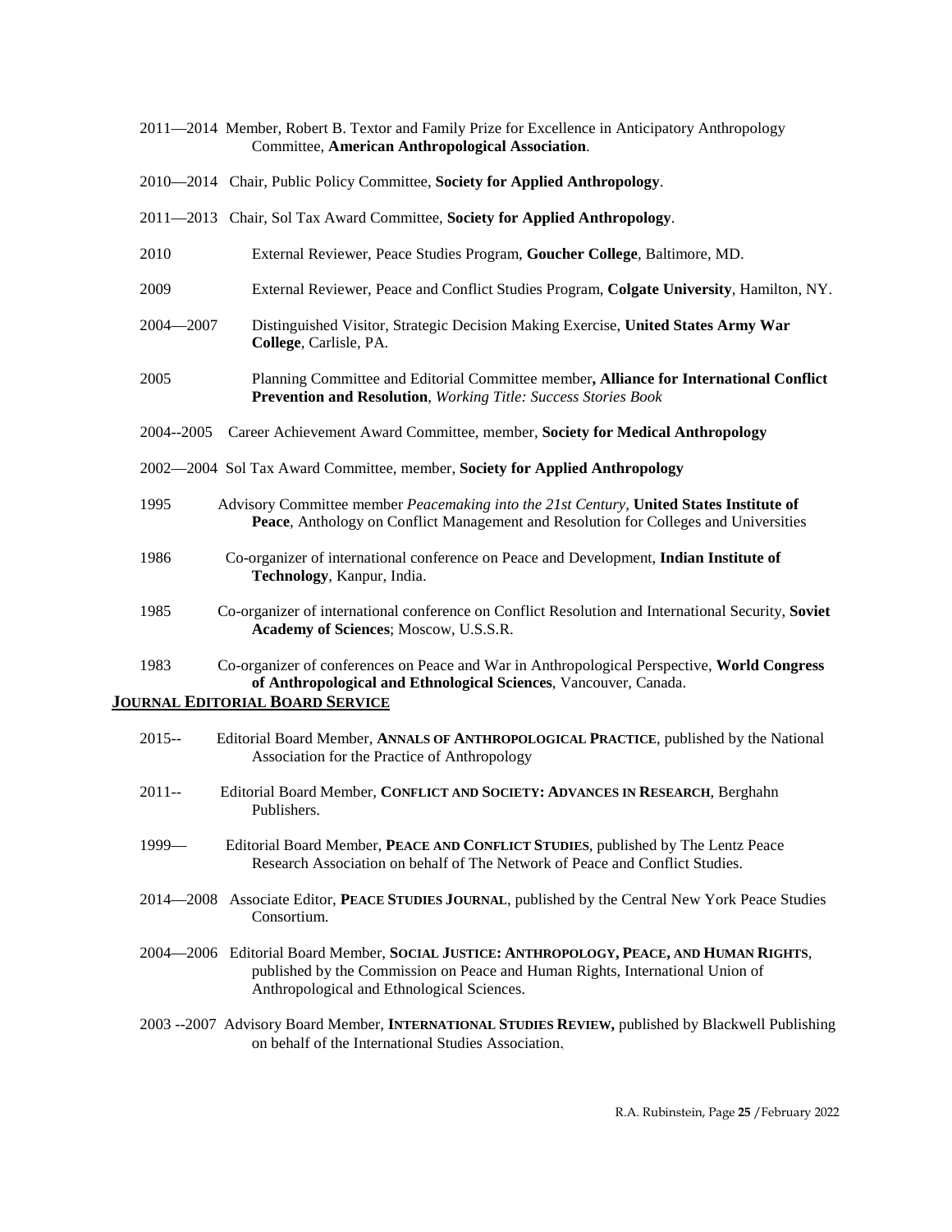2011—2014 Member, Robert B. Textor and Family Prize for Excellence in Anticipatory Anthropology Committee, **American Anthropological Association**.

2010—2014 Chair, Public Policy Committee, **Society for Applied Anthropology**.

2011—2013 Chair, Sol Tax Award Committee, **Society for Applied Anthropology**.

2010 External Reviewer, Peace Studies Program, **Goucher College**, Baltimore, MD.

2009 External Reviewer, Peace and Conflict Studies Program, **Colgate University**, Hamilton, NY.

2004—2007 Distinguished Visitor, Strategic Decision Making Exercise, **United States Army War College**, Carlisle, PA.

2005 Planning Committee and Editorial Committee member**, Alliance for International Conflict Prevention and Resolution**, *Working Title: Success Stories Book*

2004--2005 Career Achievement Award Committee, member, **Society for Medical Anthropology**

2002—2004 Sol Tax Award Committee, member, **Society for Applied Anthropology**

1995 Advisory Committee member *Peacemaking into the 21st Century*, **United States Institute of Peace**, Anthology on Conflict Management and Resolution for Colleges and Universities

1986 Co-organizer of international conference on Peace and Development, **Indian Institute of Technology**, Kanpur, India.

1985 Co-organizer of international conference on Conflict Resolution and International Security, **Soviet Academy of Sciences**; Moscow, U.S.S.R.

1983 Co-organizer of conferences on Peace and War in Anthropological Perspective, **World Congress of Anthropological and Ethnological Sciences**, Vancouver, Canada.

## JOURNAL EDITORIAL BOARD SERVICE

2015-- Editorial Board Member, **ANNALS OF ANTHROPOLOGICAL PRACTICE**, published by the National Association for the Practice of Anthropology

2011-- Editorial Board Member, **CONFLICT AND SOCIETY: ADVANCES IN RESEARCH**, Berghahn Publishers.

1999— Editorial Board Member, **PEACE AND CONFLICT STUDIES**, published by The Lentz Peace Research Association on behalf of The Network of Peace and Conflict Studies.

2014—2008 Associate Editor, **PEACE STUDIES JOURNAL**, published by the Central New York Peace Studies Consortium.

2004—2006 Editorial Board Member, **SOCIAL JUSTICE: ANTHROPOLOGY, PEACE, AND HUMAN RIGHTS**, published by the Commission on Peace and Human Rights, International Union of Anthropological and Ethnological Sciences.

2003 --2007 Advisory Board Member, **INTERNATIONAL STUDIES REVIEW,** published by Blackwell Publishing on behalf of the International Studies Association.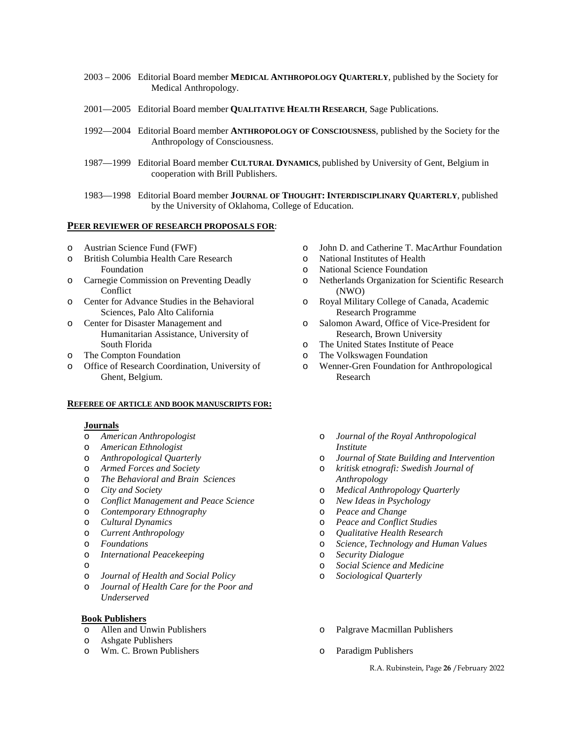2003 – 2006 Editorial Board member **Medical Anthropology Quarterly**, published by the Society for Medical Anthropology.

2001—2005 Editorial Board member **Qualitative Health Research**, Sage Publications.

1992—2004 Editorial Board member **Anthropology of Consciousness**, published by the Society for the Anthropology of Consciousness.

1987—1999 Editorial Board member **Cultural Dynamics**, published by University of Gent, Belgium in cooperation with Brill Publishers.

1983—1998 Editorial Board member **Journal of Thought: Interdisciplinary Quarterly**, published by the University of Oklahoma, College of Education.

## Peer reviewer of research proposals for:

- Austrian Science Fund (FWF)
- British Columbia Health Care Research Foundation
- Carnegie Commission on Preventing Deadly Conflict
- Center for Advance Studies in the Behavioral Sciences, Palo Alto California
- Center for Disaster Management and Humanitarian Assistance, University of South Florida
- The Compton Foundation
- Office of Research Coordination, University of Ghent, Belgium.
- John D. and Catherine T. MacArthur Foundation
- National Institutes of Health
- National Science Foundation
- Netherlands Organization for Scientific Research (NWO)
- Royal Military College of Canada, Academic Research Programme
- Salomon Award, Office of Vice-President for Research, Brown University
- The United States Institute of Peace
- The Volkswagen Foundation
- Wenner-Gren Foundation for Anthropological Research

## Referee of article and book manuscripts for:

### Journals

- *American Anthropologist*
- *American Ethnologist*
- *Anthropological Quarterly*
- *Armed Forces and Society*
- *The Behavioral and Brain Sciences*
- *City and Society*
- *Conflict Management and Peace Science*
- *Contemporary Ethnography*
- *Cultural Dynamics*
- *Current Anthropology*
- *Foundations*
- *International Peacekeeping*
- 
- *Journal of Health and Social Policy*
- *Journal of Health Care for the Poor and Underserved*
- *Journal of the Royal Anthropological Institute*
- *Journal of State Building and Intervention*
- *kritisk etnografi: Swedish Journal of Anthropology*
- *Medical Anthropology Quarterly*
- *New Ideas in Psychology*
- *Peace and Change*
- *Peace and Conflict Studies*
- *Qualitative Health Research*
- *Science, Technology and Human Values*
- *Security Dialogue*
- *Social Science and Medicine*
- *Sociological Quarterly*

### Book Publishers

- Allen and Unwin Publishers
- Ashgate Publishers
- Wm. C. Brown Publishers
- Palgrave Macmillan Publishers
- Paradigm Publishers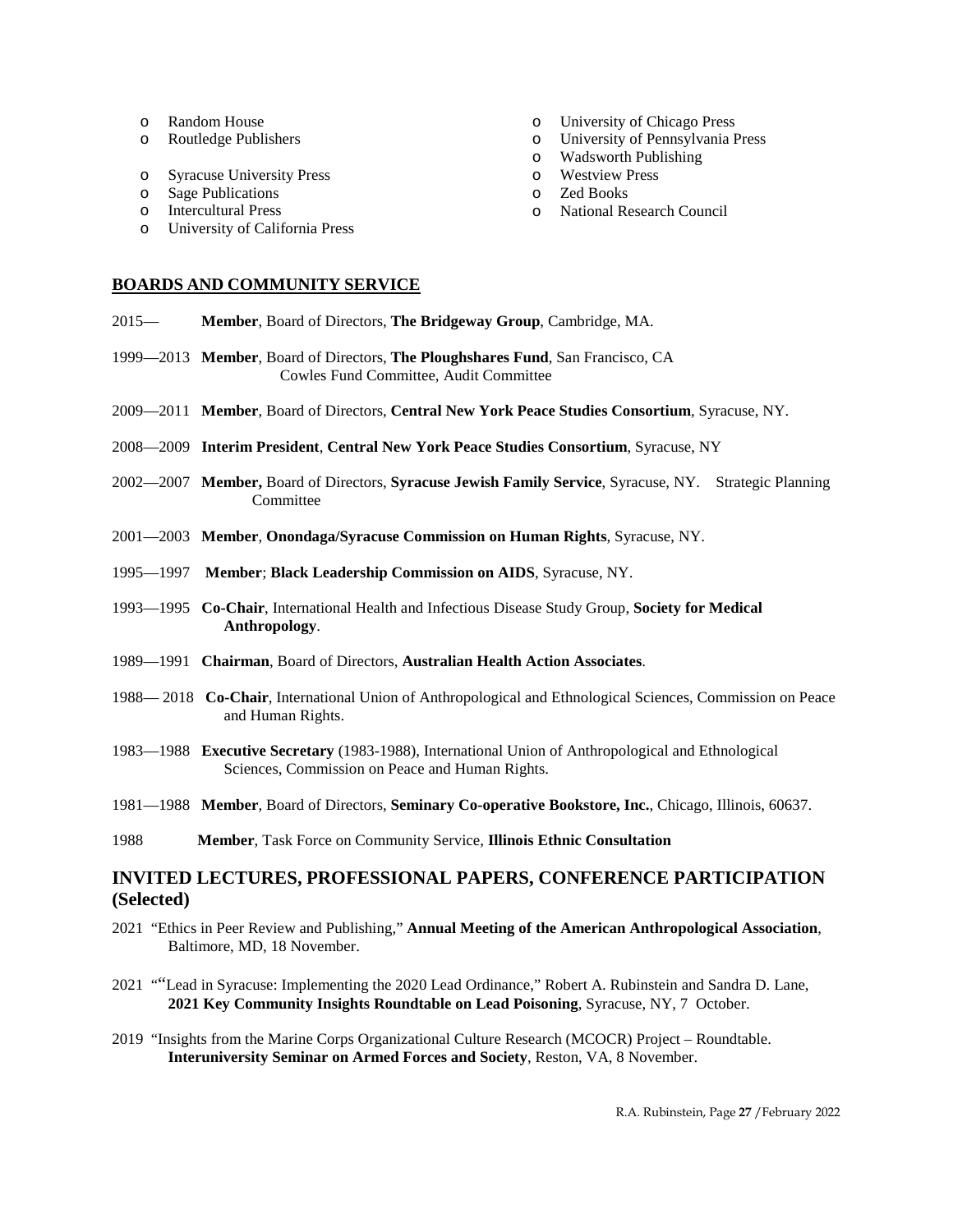- Random House
- Routledge Publishers
- Syracuse University Press
- Sage Publications
- Intercultural Press
- University of California Press
- University of Chicago Press
- University of Pennsylvania Press
- Wadsworth Publishing
- Westview Press
- Zed Books
- National Research Council

## BOARDS AND COMMUNITY SERVICE

2015— **Member**, Board of Directors, **The Bridgeway Group**, Cambridge, MA.

1999—2013 **Member**, Board of Directors, **The Ploughshares Fund**, San Francisco, CA
Cowles Fund Committee, Audit Committee

2009—2011 **Member**, Board of Directors, **Central New York Peace Studies Consortium**, Syracuse, NY.

2008—2009 **Interim President**, **Central New York Peace Studies Consortium**, Syracuse, NY

2002—2007 **Member,** Board of Directors, **Syracuse Jewish Family Service**, Syracuse, NY. Strategic Planning Committee

2001—2003 **Member**, **Onondaga/Syracuse Commission on Human Rights**, Syracuse, NY.

1995—1997 **Member**; **Black Leadership Commission on AIDS**, Syracuse, NY.

1993—1995 **Co-Chair**, International Health and Infectious Disease Study Group, **Society for Medical Anthropology**.

1989—1991 **Chairman**, Board of Directors, **Australian Health Action Associates**.

1988— 2018 **Co-Chair**, International Union of Anthropological and Ethnological Sciences, Commission on Peace and Human Rights.

1983—1988 **Executive Secretary** (1983-1988), International Union of Anthropological and Ethnological Sciences, Commission on Peace and Human Rights.

1981—1988 **Member**, Board of Directors, **Seminary Co-operative Bookstore, Inc.**, Chicago, Illinois, 60637.

1988 **Member**, Task Force on Community Service, **Illinois Ethnic Consultation**

## INVITED LECTURES, PROFESSIONAL PAPERS, CONFERENCE PARTICIPATION (Selected)

2021 "Ethics in Peer Review and Publishing," **Annual Meeting of the American Anthropological Association**, Baltimore, MD, 18 November.

2021 ""Lead in Syracuse: Implementing the 2020 Lead Ordinance," Robert A. Rubinstein and Sandra D. Lane, **2021 Key Community Insights Roundtable on Lead Poisoning**, Syracuse, NY, 7 October.

2019 "Insights from the Marine Corps Organizational Culture Research (MCOCR) Project – Roundtable. **Interuniversity Seminar on Armed Forces and Society**, Reston, VA, 8 November.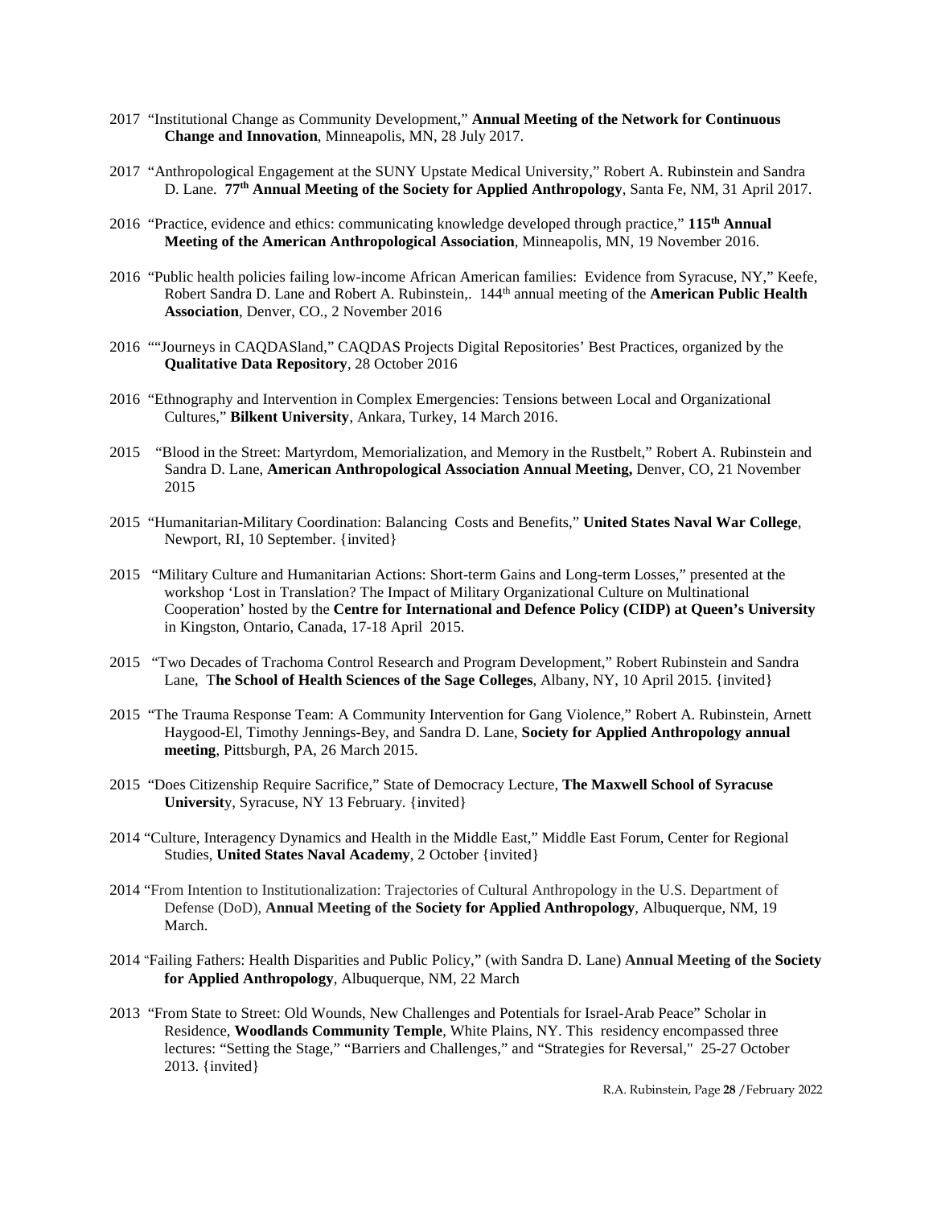2017 "Institutional Change as Community Development," **Annual Meeting of the Network for Continuous Change and Innovation**, Minneapolis, MN, 28 July 2017.

2017 "Anthropological Engagement at the SUNY Upstate Medical University," Robert A. Rubinstein and Sandra D. Lane. **77th Annual Meeting of the Society for Applied Anthropology**, Santa Fe, NM, 31 April 2017.

2016 "Practice, evidence and ethics: communicating knowledge developed through practice," **115th Annual Meeting of the American Anthropological Association**, Minneapolis, MN, 19 November 2016.

2016 "Public health policies failing low-income African American families: Evidence from Syracuse, NY," Keefe, Robert Sandra D. Lane and Robert A. Rubinstein,. 144th annual meeting of the **American Public Health Association**, Denver, CO., 2 November 2016

2016 ""Journeys in CAQDASland," CAQDAS Projects Digital Repositories' Best Practices, organized by the **Qualitative Data Repository**, 28 October 2016

2016 "Ethnography and Intervention in Complex Emergencies: Tensions between Local and Organizational Cultures," **Bilkent University**, Ankara, Turkey, 14 March 2016.

2015 "Blood in the Street: Martyrdom, Memorialization, and Memory in the Rustbelt," Robert A. Rubinstein and Sandra D. Lane, **American Anthropological Association Annual Meeting,** Denver, CO, 21 November 2015

2015 "Humanitarian-Military Coordination: Balancing Costs and Benefits," **United States Naval War College**, Newport, RI, 10 September. {invited}

2015 "Military Culture and Humanitarian Actions: Short-term Gains and Long-term Losses," presented at the workshop 'Lost in Translation? The Impact of Military Organizational Culture on Multinational Cooperation' hosted by the **Centre for International and Defence Policy (CIDP) at Queen's University** in Kingston, Ontario, Canada, 17-18 April 2015.

2015 "Two Decades of Trachoma Control Research and Program Development," Robert Rubinstein and Sandra Lane, T**he School of Health Sciences of the Sage Colleges**, Albany, NY, 10 April 2015. {invited}

2015 "The Trauma Response Team: A Community Intervention for Gang Violence," Robert A. Rubinstein, Arnett Haygood-El, Timothy Jennings-Bey, and Sandra D. Lane, **Society for Applied Anthropology annual meeting**, Pittsburgh, PA, 26 March 2015.

2015 "Does Citizenship Require Sacrifice," State of Democracy Lecture, **The Maxwell School of Syracuse Universit**y, Syracuse, NY 13 February. {invited}

2014 "Culture, Interagency Dynamics and Health in the Middle East," Middle East Forum, Center for Regional Studies, **United States Naval Academy**, 2 October {invited}

2014 "From Intention to Institutionalization: Trajectories of Cultural Anthropology in the U.S. Department of Defense (DoD), **Annual Meeting of the Society for Applied Anthropology**, Albuquerque, NM, 19 March.

2014 "Failing Fathers: Health Disparities and Public Policy," (with Sandra D. Lane) **Annual Meeting of the Society for Applied Anthropology**, Albuquerque, NM, 22 March

2013 "From State to Street: Old Wounds, New Challenges and Potentials for Israel-Arab Peace" Scholar in Residence, **Woodlands Community Temple**, White Plains, NY. This residency encompassed three lectures: "Setting the Stage," "Barriers and Challenges," and "Strategies for Reversal," 25-27 October 2013. {invited}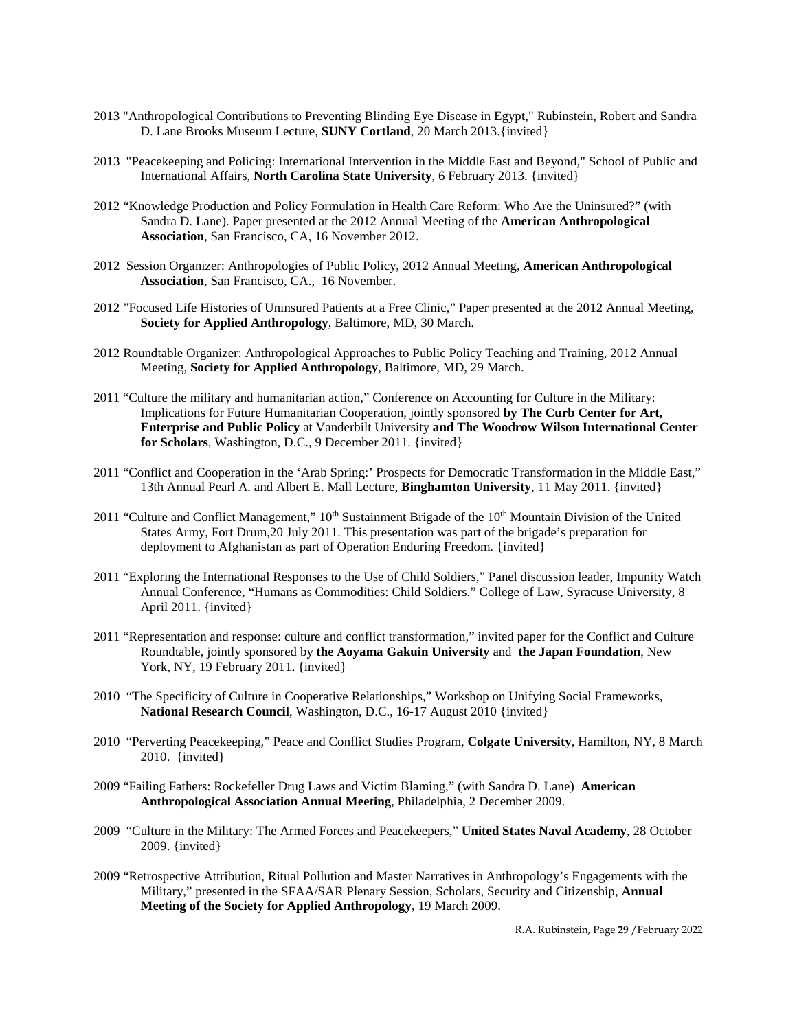2013 "Anthropological Contributions to Preventing Blinding Eye Disease in Egypt," Rubinstein, Robert and Sandra D. Lane Brooks Museum Lecture, **SUNY Cortland**, 20 March 2013.{invited}

2013 "Peacekeeping and Policing: International Intervention in the Middle East and Beyond," School of Public and International Affairs, **North Carolina State University**, 6 February 2013. {invited}

2012 "Knowledge Production and Policy Formulation in Health Care Reform: Who Are the Uninsured?" (with Sandra D. Lane). Paper presented at the 2012 Annual Meeting of the **American Anthropological Association**, San Francisco, CA, 16 November 2012.

2012 Session Organizer: Anthropologies of Public Policy, 2012 Annual Meeting, **American Anthropological Association**, San Francisco, CA., 16 November.

2012 "Focused Life Histories of Uninsured Patients at a Free Clinic," Paper presented at the 2012 Annual Meeting, **Society for Applied Anthropology**, Baltimore, MD, 30 March.

2012 Roundtable Organizer: Anthropological Approaches to Public Policy Teaching and Training, 2012 Annual Meeting, **Society for Applied Anthropology**, Baltimore, MD, 29 March.

2011 "Culture the military and humanitarian action," Conference on Accounting for Culture in the Military: Implications for Future Humanitarian Cooperation, jointly sponsored **by The Curb Center for Art, Enterprise and Public Policy** at Vanderbilt University **and The Woodrow Wilson International Center for Scholars**, Washington, D.C., 9 December 2011. {invited}

2011 "Conflict and Cooperation in the 'Arab Spring:' Prospects for Democratic Transformation in the Middle East," 13th Annual Pearl A. and Albert E. Mall Lecture, **Binghamton University**, 11 May 2011. {invited}

2011 "Culture and Conflict Management," 10th Sustainment Brigade of the 10th Mountain Division of the United States Army, Fort Drum,20 July 2011. This presentation was part of the brigade's preparation for deployment to Afghanistan as part of Operation Enduring Freedom. {invited}

2011 "Exploring the International Responses to the Use of Child Soldiers," Panel discussion leader, Impunity Watch Annual Conference, "Humans as Commodities: Child Soldiers." College of Law, Syracuse University, 8 April 2011. {invited}

2011 "Representation and response: culture and conflict transformation," invited paper for the Conflict and Culture Roundtable, jointly sponsored by **the Aoyama Gakuin University** and **the Japan Foundation**, New York, NY, 19 February 2011**.** {invited}

2010 "The Specificity of Culture in Cooperative Relationships," Workshop on Unifying Social Frameworks, **National Research Council**, Washington, D.C., 16-17 August 2010 {invited}

2010 "Perverting Peacekeeping," Peace and Conflict Studies Program, **Colgate University**, Hamilton, NY, 8 March 2010. {invited}

2009 "Failing Fathers: Rockefeller Drug Laws and Victim Blaming," (with Sandra D. Lane) **American Anthropological Association Annual Meeting**, Philadelphia, 2 December 2009.

2009 "Culture in the Military: The Armed Forces and Peacekeepers," **United States Naval Academy**, 28 October 2009. {invited}

2009 "Retrospective Attribution, Ritual Pollution and Master Narratives in Anthropology's Engagements with the Military," presented in the SFAA/SAR Plenary Session, Scholars, Security and Citizenship, **Annual Meeting of the Society for Applied Anthropology**, 19 March 2009.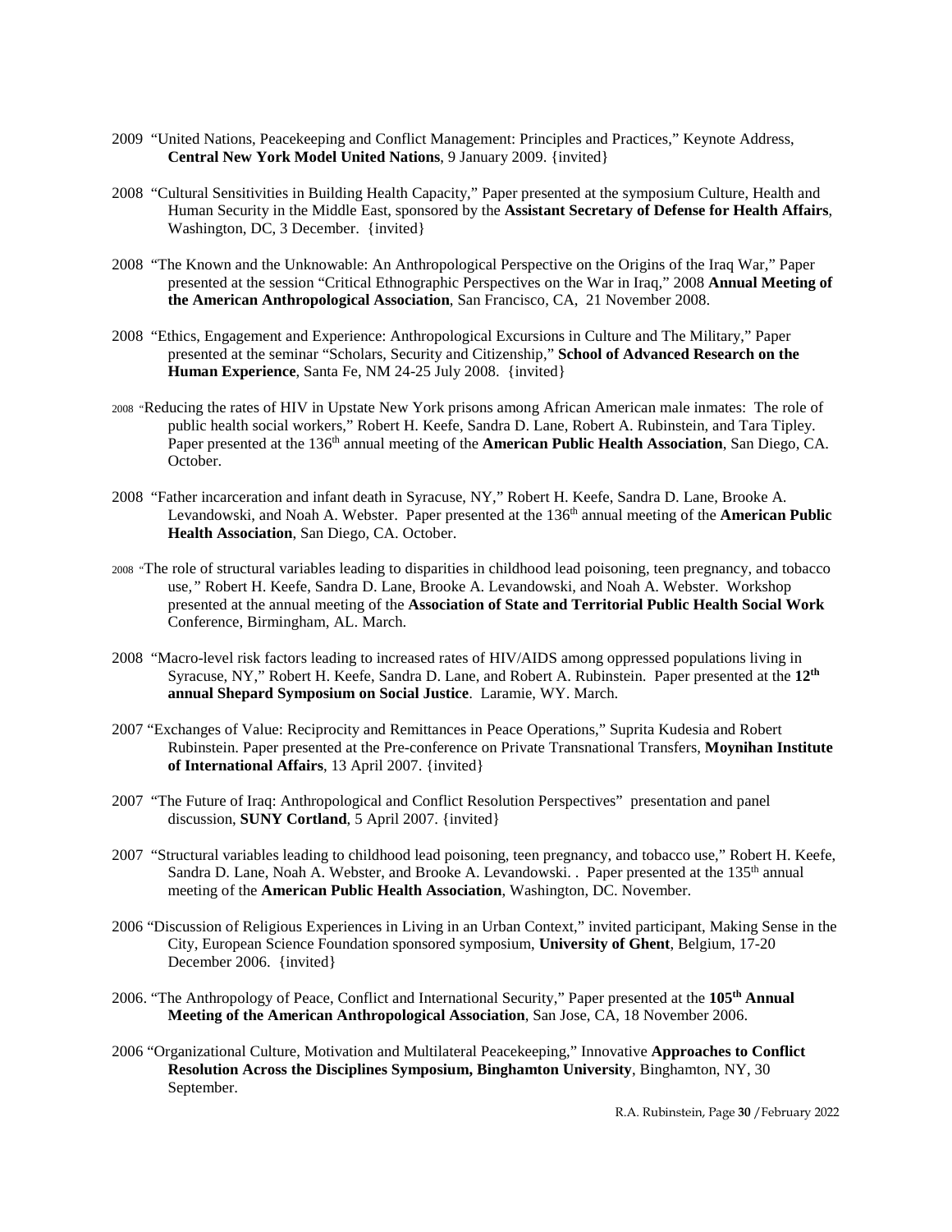2009 "United Nations, Peacekeeping and Conflict Management: Principles and Practices," Keynote Address, **Central New York Model United Nations**, 9 January 2009. {invited}

2008 "Cultural Sensitivities in Building Health Capacity," Paper presented at the symposium Culture, Health and Human Security in the Middle East, sponsored by the **Assistant Secretary of Defense for Health Affairs**, Washington, DC, 3 December. {invited}

2008 "The Known and the Unknowable: An Anthropological Perspective on the Origins of the Iraq War," Paper presented at the session "Critical Ethnographic Perspectives on the War in Iraq," 2008 **Annual Meeting of the American Anthropological Association**, San Francisco, CA, 21 November 2008.

2008 "Ethics, Engagement and Experience: Anthropological Excursions in Culture and The Military," Paper presented at the seminar "Scholars, Security and Citizenship," **School of Advanced Research on the Human Experience**, Santa Fe, NM 24-25 July 2008. {invited}

2008 "Reducing the rates of HIV in Upstate New York prisons among African American male inmates: The role of public health social workers," Robert H. Keefe, Sandra D. Lane, Robert A. Rubinstein, and Tara Tipley. Paper presented at the 136th annual meeting of the **American Public Health Association**, San Diego, CA. October.

2008 "Father incarceration and infant death in Syracuse, NY," Robert H. Keefe, Sandra D. Lane, Brooke A. Levandowski, and Noah A. Webster. Paper presented at the 136th annual meeting of the **American Public Health Association**, San Diego, CA. October.

2008 "The role of structural variables leading to disparities in childhood lead poisoning, teen pregnancy, and tobacco use," Robert H. Keefe, Sandra D. Lane, Brooke A. Levandowski, and Noah A. Webster. Workshop presented at the annual meeting of the **Association of State and Territorial Public Health Social Work** Conference, Birmingham, AL. March.

2008 "Macro-level risk factors leading to increased rates of HIV/AIDS among oppressed populations living in Syracuse, NY," Robert H. Keefe, Sandra D. Lane, and Robert A. Rubinstein. Paper presented at the **12th annual Shepard Symposium on Social Justice**. Laramie, WY. March.

2007 "Exchanges of Value: Reciprocity and Remittances in Peace Operations," Suprita Kudesia and Robert Rubinstein. Paper presented at the Pre-conference on Private Transnational Transfers, **Moynihan Institute of International Affairs**, 13 April 2007. {invited}

2007 "The Future of Iraq: Anthropological and Conflict Resolution Perspectives" presentation and panel discussion, **SUNY Cortland**, 5 April 2007. {invited}

2007 "Structural variables leading to childhood lead poisoning, teen pregnancy, and tobacco use," Robert H. Keefe, Sandra D. Lane, Noah A. Webster, and Brooke A. Levandowski. . Paper presented at the 135th annual meeting of the **American Public Health Association**, Washington, DC. November.

2006 "Discussion of Religious Experiences in Living in an Urban Context," invited participant, Making Sense in the City, European Science Foundation sponsored symposium, **University of Ghent**, Belgium, 17-20 December 2006. {invited}

2006. "The Anthropology of Peace, Conflict and International Security," Paper presented at the **105th Annual Meeting of the American Anthropological Association**, San Jose, CA, 18 November 2006.

2006 "Organizational Culture, Motivation and Multilateral Peacekeeping," Innovative **Approaches to Conflict Resolution Across the Disciplines Symposium, Binghamton University**, Binghamton, NY, 30 September.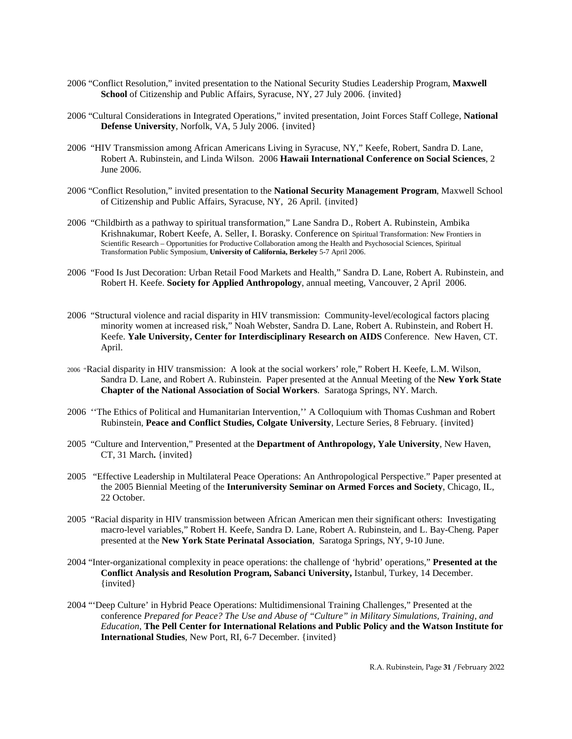2006 "Conflict Resolution," invited presentation to the National Security Studies Leadership Program, **Maxwell School** of Citizenship and Public Affairs, Syracuse, NY, 27 July 2006. {invited}

2006 "Cultural Considerations in Integrated Operations," invited presentation, Joint Forces Staff College, **National Defense University**, Norfolk, VA, 5 July 2006. {invited}

2006 "HIV Transmission among African Americans Living in Syracuse, NY," Keefe, Robert, Sandra D. Lane, Robert A. Rubinstein, and Linda Wilson. 2006 **Hawaii International Conference on Social Sciences**, 2 June 2006.

2006 "Conflict Resolution," invited presentation to the **National Security Management Program**, Maxwell School of Citizenship and Public Affairs, Syracuse, NY, 26 April. {invited}

2006 "Childbirth as a pathway to spiritual transformation," Lane Sandra D., Robert A. Rubinstein, Ambika Krishnakumar, Robert Keefe, A. Seller, I. Borasky. Conference on Spiritual Transformation: New Frontiers in Scientific Research – Opportunities for Productive Collaboration among the Health and Psychosocial Sciences, Spiritual Transformation Public Symposium, **University of California, Berkeley** 5-7 April 2006.

2006 "Food Is Just Decoration: Urban Retail Food Markets and Health," Sandra D. Lane, Robert A. Rubinstein, and Robert H. Keefe. **Society for Applied Anthropology**, annual meeting, Vancouver, 2 April 2006.

2006 "Structural violence and racial disparity in HIV transmission: Community-level/ecological factors placing minority women at increased risk," Noah Webster, Sandra D. Lane, Robert A. Rubinstein, and Robert H. Keefe. **Yale University, Center for Interdisciplinary Research on AIDS** Conference. New Haven, CT. April.

2006 "Racial disparity in HIV transmission: A look at the social workers' role," Robert H. Keefe, L.M. Wilson, Sandra D. Lane, and Robert A. Rubinstein. Paper presented at the Annual Meeting of the **New York State Chapter of the National Association of Social Workers**. Saratoga Springs, NY. March.

2006 ''The Ethics of Political and Humanitarian Intervention,'' A Colloquium with Thomas Cushman and Robert Rubinstein, **Peace and Conflict Studies, Colgate University**, Lecture Series, 8 February. {invited}

2005 "Culture and Intervention," Presented at the **Department of Anthropology, Yale University**, New Haven, CT, 31 March**.** {invited}

2005 "Effective Leadership in Multilateral Peace Operations: An Anthropological Perspective." Paper presented at the 2005 Biennial Meeting of the **Interuniversity Seminar on Armed Forces and Society**, Chicago, IL, 22 October.

2005 "Racial disparity in HIV transmission between African American men their significant others: Investigating macro-level variables," Robert H. Keefe, Sandra D. Lane, Robert A. Rubinstein, and L. Bay-Cheng. Paper presented at the **New York State Perinatal Association**, Saratoga Springs, NY, 9-10 June.

2004 "Inter-organizational complexity in peace operations: the challenge of 'hybrid' operations," **Presented at the Conflict Analysis and Resolution Program, Sabanci University,** Istanbul, Turkey, 14 December. {invited}

2004 "'Deep Culture' in Hybrid Peace Operations: Multidimensional Training Challenges," Presented at the conference *Prepared for Peace? The Use and Abuse of "Culture" in Military Simulations, Training, and Education*, **The Pell Center for International Relations and Public Policy and the Watson Institute for International Studies**, New Port, RI, 6-7 December. {invited}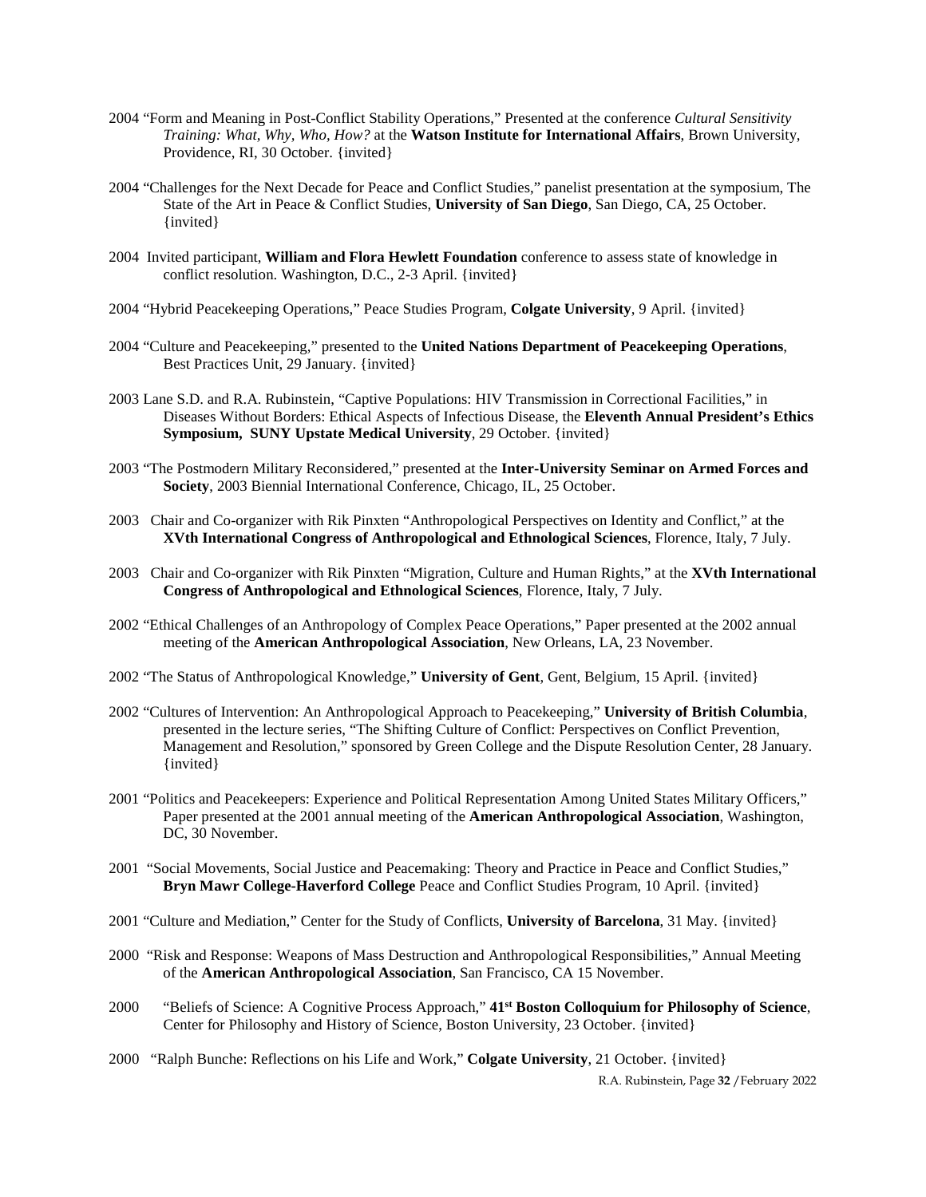2004 "Form and Meaning in Post-Conflict Stability Operations," Presented at the conference *Cultural Sensitivity Training: What, Why, Who, How?* at the **Watson Institute for International Affairs**, Brown University, Providence, RI, 30 October. {invited}

2004 "Challenges for the Next Decade for Peace and Conflict Studies," panelist presentation at the symposium, The State of the Art in Peace & Conflict Studies, **University of San Diego**, San Diego, CA, 25 October. {invited}

2004 Invited participant, **William and Flora Hewlett Foundation** conference to assess state of knowledge in conflict resolution. Washington, D.C., 2-3 April. {invited}

2004 "Hybrid Peacekeeping Operations," Peace Studies Program, **Colgate University**, 9 April. {invited}

2004 "Culture and Peacekeeping," presented to the **United Nations Department of Peacekeeping Operations**, Best Practices Unit, 29 January. {invited}

2003 Lane S.D. and R.A. Rubinstein, "Captive Populations: HIV Transmission in Correctional Facilities," in Diseases Without Borders: Ethical Aspects of Infectious Disease, the **Eleventh Annual President's Ethics Symposium, SUNY Upstate Medical University**, 29 October. {invited}

2003 "The Postmodern Military Reconsidered," presented at the **Inter-University Seminar on Armed Forces and Society**, 2003 Biennial International Conference, Chicago, IL, 25 October.

2003 Chair and Co-organizer with Rik Pinxten "Anthropological Perspectives on Identity and Conflict," at the **XVth International Congress of Anthropological and Ethnological Sciences**, Florence, Italy, 7 July.

2003 Chair and Co-organizer with Rik Pinxten "Migration, Culture and Human Rights," at the **XVth International Congress of Anthropological and Ethnological Sciences**, Florence, Italy, 7 July.

2002 "Ethical Challenges of an Anthropology of Complex Peace Operations," Paper presented at the 2002 annual meeting of the **American Anthropological Association**, New Orleans, LA, 23 November.

2002 "The Status of Anthropological Knowledge," **University of Gent**, Gent, Belgium, 15 April. {invited}

2002 "Cultures of Intervention: An Anthropological Approach to Peacekeeping," **University of British Columbia**, presented in the lecture series, "The Shifting Culture of Conflict: Perspectives on Conflict Prevention, Management and Resolution," sponsored by Green College and the Dispute Resolution Center, 28 January. {invited}

2001 "Politics and Peacekeepers: Experience and Political Representation Among United States Military Officers," Paper presented at the 2001 annual meeting of the **American Anthropological Association**, Washington, DC, 30 November.

2001 "Social Movements, Social Justice and Peacemaking: Theory and Practice in Peace and Conflict Studies," **Bryn Mawr College-Haverford College** Peace and Conflict Studies Program, 10 April. {invited}

2001 "Culture and Mediation," Center for the Study of Conflicts, **University of Barcelona**, 31 May. {invited}

2000 "Risk and Response: Weapons of Mass Destruction and Anthropological Responsibilities," Annual Meeting of the **American Anthropological Association**, San Francisco, CA 15 November.

2000 "Beliefs of Science: A Cognitive Process Approach," **41st Boston Colloquium for Philosophy of Science**, Center for Philosophy and History of Science, Boston University, 23 October. {invited}

2000 "Ralph Bunche: Reflections on his Life and Work," **Colgate University**, 21 October. {invited}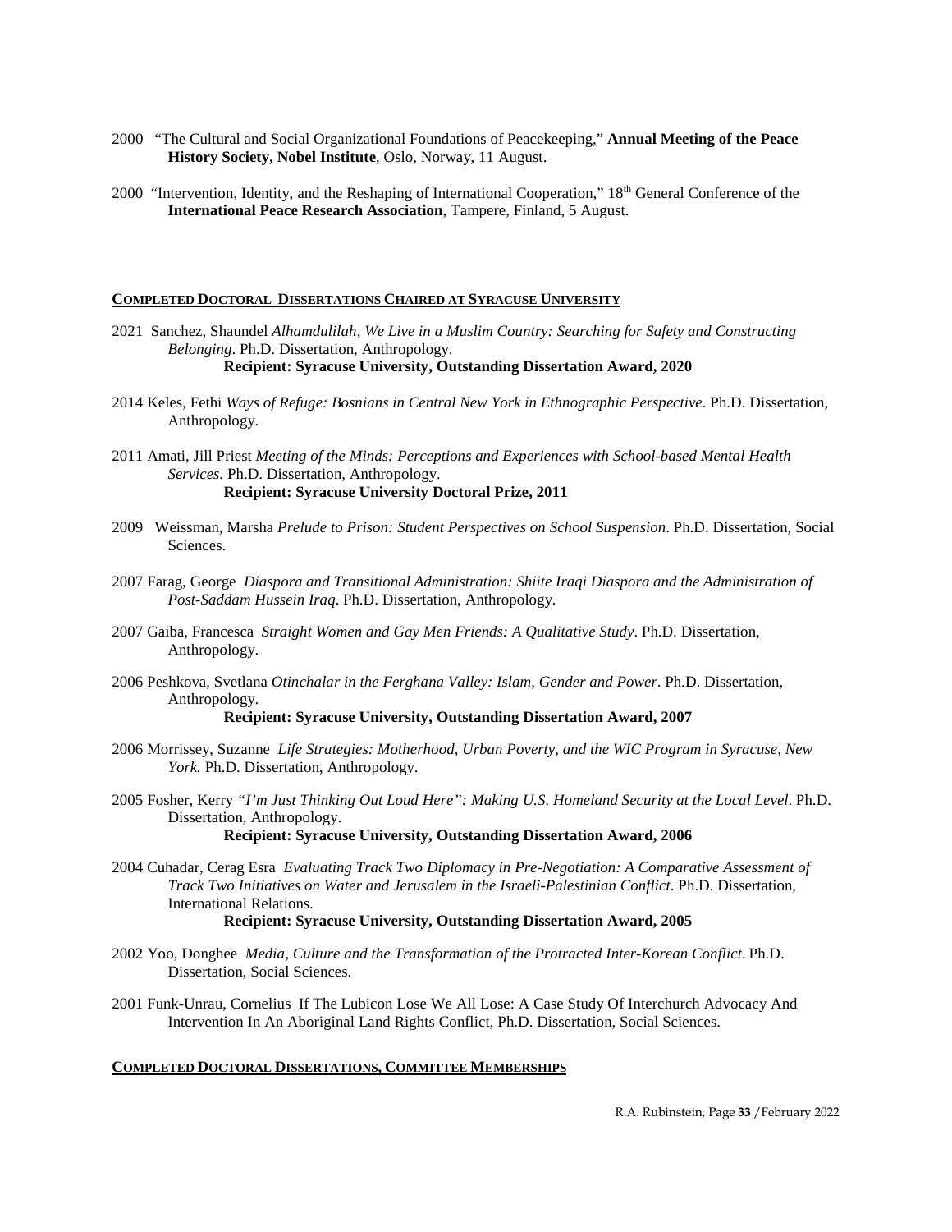2000 "The Cultural and Social Organizational Foundations of Peacekeeping," **Annual Meeting of the Peace History Society, Nobel Institute**, Oslo, Norway, 11 August.

2000 "Intervention, Identity, and the Reshaping of International Cooperation," 18th General Conference of the **International Peace Research Association**, Tampere, Finland, 5 August.

## COMPLETED DOCTORAL DISSERTATIONS CHAIRED AT SYRACUSE UNIVERSITY

2021 Sanchez, Shaundel *Alhamdulilah, We Live in a Muslim Country: Searching for Safety and Constructing Belonging*. Ph.D. Dissertation, Anthropology.
**Recipient: Syracuse University, Outstanding Dissertation Award, 2020**

2014 Keles, Fethi *Ways of Refuge: Bosnians in Central New York in Ethnographic Perspective*. Ph.D. Dissertation, Anthropology.

2011 Amati, Jill Priest *Meeting of the Minds: Perceptions and Experiences with School-based Mental Health Services*. Ph.D. Dissertation, Anthropology.
**Recipient: Syracuse University Doctoral Prize, 2011**

2009 Weissman, Marsha *Prelude to Prison: Student Perspectives on School Suspension*. Ph.D. Dissertation, Social Sciences.

2007 Farag, George *Diaspora and Transitional Administration: Shiite Iraqi Diaspora and the Administration of Post-Saddam Hussein Iraq*. Ph.D. Dissertation, Anthropology.

2007 Gaiba, Francesca *Straight Women and Gay Men Friends: A Qualitative Study*. Ph.D. Dissertation, Anthropology.

2006 Peshkova, Svetlana *Otinchalar in the Ferghana Valley: Islam, Gender and Power*. Ph.D. Dissertation, Anthropology.
**Recipient: Syracuse University, Outstanding Dissertation Award, 2007**

2006 Morrissey, Suzanne *Life Strategies: Motherhood, Urban Poverty, and the WIC Program in Syracuse, New York.* Ph.D. Dissertation, Anthropology.

2005 Fosher, Kerry *"I'm Just Thinking Out Loud Here": Making U.S. Homeland Security at the Local Level*. Ph.D. Dissertation, Anthropology.
**Recipient: Syracuse University, Outstanding Dissertation Award, 2006**

2004 Cuhadar, Cerag Esra *Evaluating Track Two Diplomacy in Pre-Negotiation: A Comparative Assessment of Track Two Initiatives on Water and Jerusalem in the Israeli-Palestinian Conflict*. Ph.D. Dissertation, International Relations.
**Recipient: Syracuse University, Outstanding Dissertation Award, 2005**

2002 Yoo, Donghee *Media, Culture and the Transformation of the Protracted Inter-Korean Conflict*. Ph.D. Dissertation, Social Sciences.

2001 Funk-Unrau, Cornelius If The Lubicon Lose We All Lose: A Case Study Of Interchurch Advocacy And Intervention In An Aboriginal Land Rights Conflict, Ph.D. Dissertation, Social Sciences.

## COMPLETED DOCTORAL DISSERTATIONS, COMMITTEE MEMBERSHIPS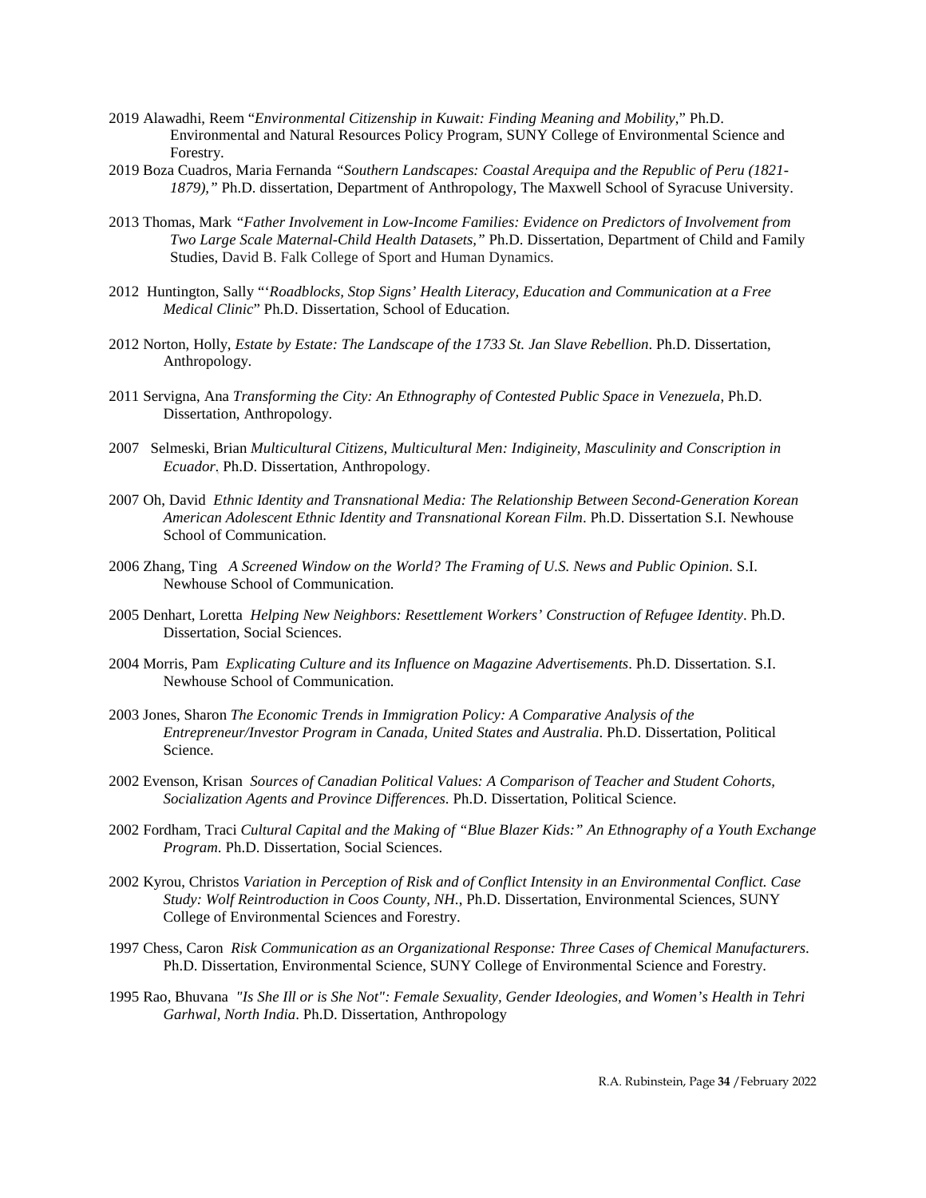2019 Alawadhi, Reem "*Environmental Citizenship in Kuwait: Finding Meaning and Mobility*," Ph.D. Environmental and Natural Resources Policy Program, SUNY College of Environmental Science and Forestry.

2019 Boza Cuadros, Maria Fernanda *"Southern Landscapes: Coastal Arequipa and the Republic of Peru (1821-1879),"* Ph.D. dissertation, Department of Anthropology, The Maxwell School of Syracuse University.

2013 Thomas, Mark *"Father Involvement in Low-Income Families: Evidence on Predictors of Involvement from Two Large Scale Maternal-Child Health Datasets,"* Ph.D. Dissertation, Department of Child and Family Studies, David B. Falk College of Sport and Human Dynamics.

2012 Huntington, Sally "'*Roadblocks, Stop Signs' Health Literacy, Education and Communication at a Free Medical Clinic*" Ph.D. Dissertation, School of Education.

2012 Norton, Holly, *Estate by Estate: The Landscape of the 1733 St. Jan Slave Rebellion*. Ph.D. Dissertation, Anthropology.

2011 Servigna, Ana *Transforming the City: An Ethnography of Contested Public Space in Venezuela*, Ph.D. Dissertation, Anthropology.

2007 Selmeski, Brian *Multicultural Citizens, Multicultural Men: Indigineity, Masculinity and Conscription in Ecuador*. Ph.D. Dissertation, Anthropology.

2007 Oh, David *Ethnic Identity and Transnational Media: The Relationship Between Second-Generation Korean American Adolescent Ethnic Identity and Transnational Korean Film*. Ph.D. Dissertation S.I. Newhouse School of Communication.

2006 Zhang, Ting *A Screened Window on the World? The Framing of U.S. News and Public Opinion*. S.I. Newhouse School of Communication.

2005 Denhart, Loretta *Helping New Neighbors: Resettlement Workers' Construction of Refugee Identity*. Ph.D. Dissertation, Social Sciences.

2004 Morris, Pam *Explicating Culture and its Influence on Magazine Advertisements*. Ph.D. Dissertation. S.I. Newhouse School of Communication.

2003 Jones, Sharon *The Economic Trends in Immigration Policy: A Comparative Analysis of the Entrepreneur/Investor Program in Canada, United States and Australia*. Ph.D. Dissertation, Political Science.

2002 Evenson, Krisan *Sources of Canadian Political Values: A Comparison of Teacher and Student Cohorts, Socialization Agents and Province Differences*. Ph.D. Dissertation, Political Science.

2002 Fordham, Traci *Cultural Capital and the Making of "Blue Blazer Kids:" An Ethnography of a Youth Exchange Program*. Ph.D. Dissertation, Social Sciences.

2002 Kyrou, Christos *Variation in Perception of Risk and of Conflict Intensity in an Environmental Conflict. Case Study: Wolf Reintroduction in Coos County, NH.*, Ph.D. Dissertation, Environmental Sciences, SUNY College of Environmental Sciences and Forestry.

1997 Chess, Caron *Risk Communication as an Organizational Response: Three Cases of Chemical Manufacturers*. Ph.D. Dissertation, Environmental Science, SUNY College of Environmental Science and Forestry.

1995 Rao, Bhuvana *"Is She Ill or is She Not": Female Sexuality, Gender Ideologies, and Women's Health in Tehri Garhwal, North India*. Ph.D. Dissertation, Anthropology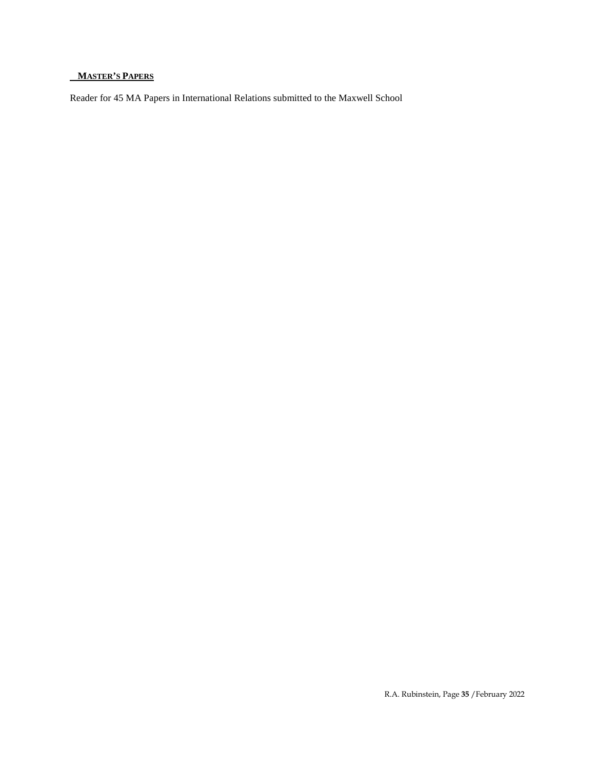## MASTER'S PAPERS

Reader for 45 MA Papers in International Relations submitted to the Maxwell School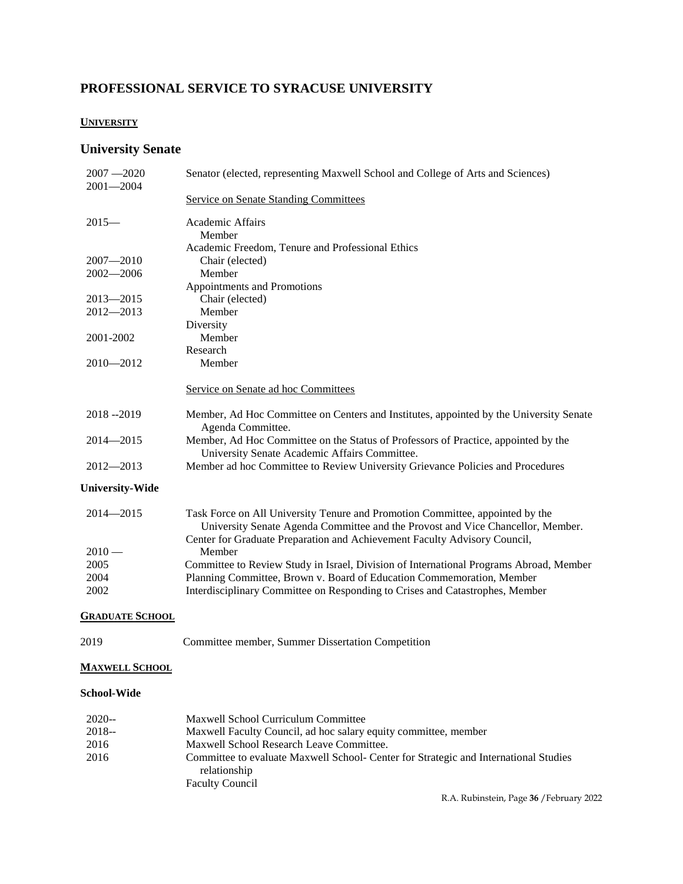## PROFESSIONAL SERVICE TO SYRACUSE UNIVERSITY

### UNIVERSITY

### University Senate

| | |
|---|---|
| 2007 —2020<br>2001—2004 | Senator (elected, representing Maxwell School and College of Arts and Sciences) |
| | Service on Senate Standing Committees |
| 2015— | Academic Affairs<br>Member |
| | Academic Freedom, Tenure and Professional Ethics |
| 2007—2010 | Chair (elected) |
| 2002—2006 | Member |
| | Appointments and Promotions |
| 2013—2015 | Chair (elected) |
| 2012—2013 | Member |
| | Diversity |
| 2001-2002 | Member |
| | Research |
| 2010—2012 | Member |
| | Service on Senate ad hoc Committees |
| 2018 --2019 | Member, Ad Hoc Committee on Centers and Institutes, appointed by the University Senate Agenda Committee. |
| 2014—2015 | Member, Ad Hoc Committee on the Status of Professors of Practice, appointed by the University Senate Academic Affairs Committee. |
| 2012—2013 | Member ad hoc Committee to Review University Grievance Policies and Procedures |

#### University-Wide

| | |
|---|---|
| 2014—2015 | Task Force on All University Tenure and Promotion Committee, appointed by the University Senate Agenda Committee and the Provost and Vice Chancellor, Member. |
| 2010 — | Center for Graduate Preparation and Achievement Faculty Advisory Council, Member |
| 2005 | Committee to Review Study in Israel, Division of International Programs Abroad, Member |
| 2004 | Planning Committee, Brown v. Board of Education Commemoration, Member |
| 2002 | Interdisciplinary Committee on Responding to Crises and Catastrophes, Member |

### GRADUATE SCHOOL

| | |
|---|---|
| 2019 | Committee member, Summer Dissertation Competition |

### MAXWELL SCHOOL

#### School-Wide

| | |
|---|---|
| 2020-- | Maxwell School Curriculum Committee |
| 2018-- | Maxwell Faculty Council, ad hoc salary equity committee, member |
| 2016 | Maxwell School Research Leave Committee. |
| 2016 | Committee to evaluate Maxwell School- Center for Strategic and International Studies relationship |
| | Faculty Council |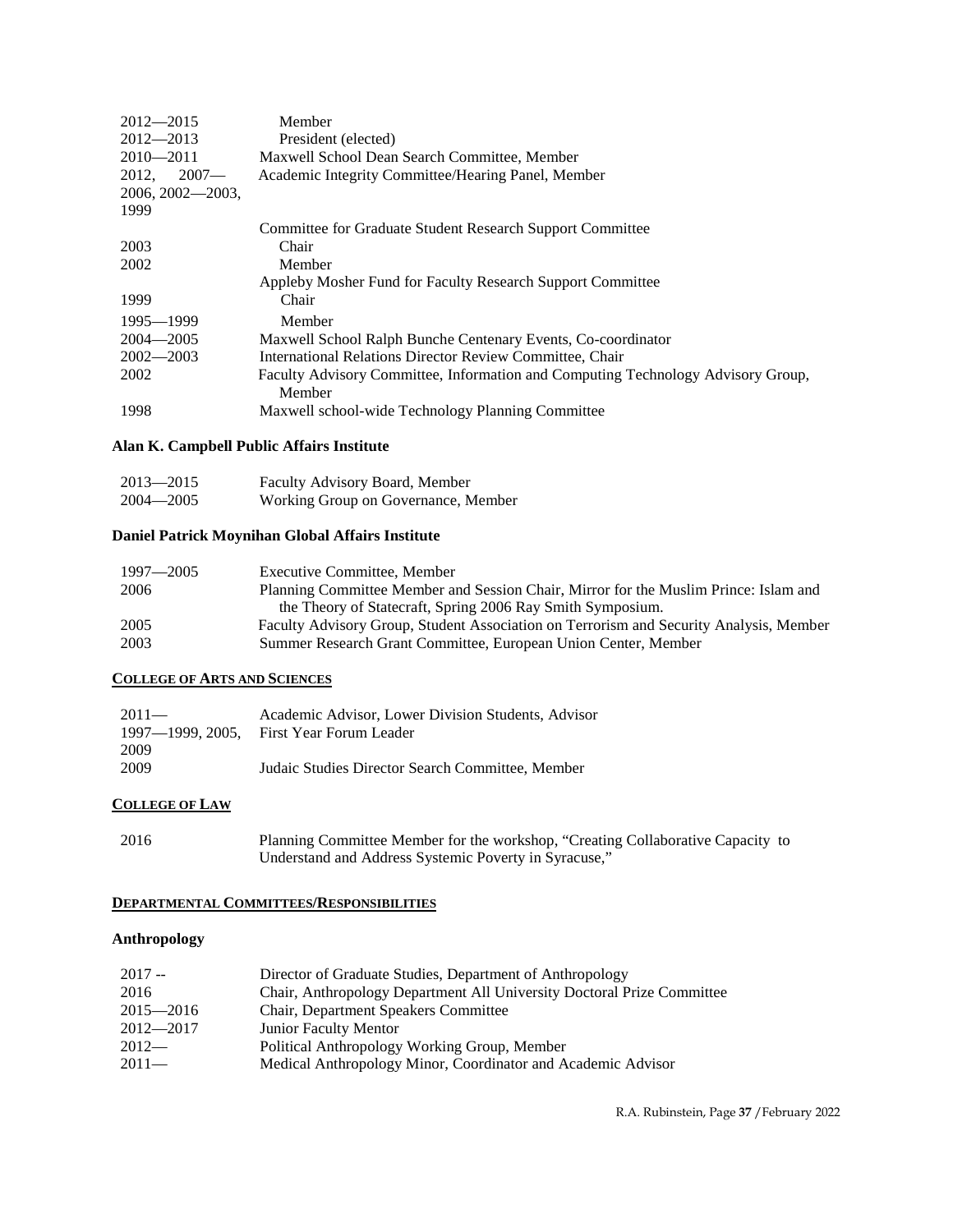| | |
|---|---|
| 2012—2015 | Member |
| 2012—2013 | President (elected) |
| 2010—2011 | Maxwell School Dean Search Committee, Member |
| 2012, 2007—2006, 2002—2003, 1999 | Academic Integrity Committee/Hearing Panel, Member |
| | Committee for Graduate Student Research Support Committee |
| 2003 | Chair |
| 2002 | Member |
| | Appleby Mosher Fund for Faculty Research Support Committee |
| 1999 | Chair |
| 1995—1999 | Member |
| 2004—2005 | Maxwell School Ralph Bunche Centenary Events, Co-coordinator |
| 2002—2003 | International Relations Director Review Committee, Chair |
| 2002 | Faculty Advisory Committee, Information and Computing Technology Advisory Group, Member |
| 1998 | Maxwell school-wide Technology Planning Committee |

**Alan K. Campbell Public Affairs Institute**

| | |
|---|---|
| 2013—2015 | Faculty Advisory Board, Member |
| 2004—2005 | Working Group on Governance, Member |

**Daniel Patrick Moynihan Global Affairs Institute**

| | |
|---|---|
| 1997—2005 | Executive Committee, Member |
| 2006 | Planning Committee Member and Session Chair, Mirror for the Muslim Prince: Islam and the Theory of Statecraft, Spring 2006 Ray Smith Symposium. |
| 2005 | Faculty Advisory Group, Student Association on Terrorism and Security Analysis, Member |
| 2003 | Summer Research Grant Committee, European Union Center, Member |

**COLLEGE OF ARTS AND SCIENCES**

| | |
|---|---|
| 2011— | Academic Advisor, Lower Division Students, Advisor |
| 1997—1999, 2005, 2009 | First Year Forum Leader |
| 2009 | Judaic Studies Director Search Committee, Member |

**COLLEGE OF LAW**

| | |
|---|---|
| 2016 | Planning Committee Member for the workshop, "Creating Collaborative Capacity to Understand and Address Systemic Poverty in Syracuse," |

**DEPARTMENTAL COMMITTEES/RESPONSIBILITIES**

**Anthropology**

| | |
|---|---|
| 2017 -- | Director of Graduate Studies, Department of Anthropology |
| 2016 | Chair, Anthropology Department All University Doctoral Prize Committee |
| 2015—2016 | Chair, Department Speakers Committee |
| 2012—2017 | Junior Faculty Mentor |
| 2012— | Political Anthropology Working Group, Member |
| 2011— | Medical Anthropology Minor, Coordinator and Academic Advisor |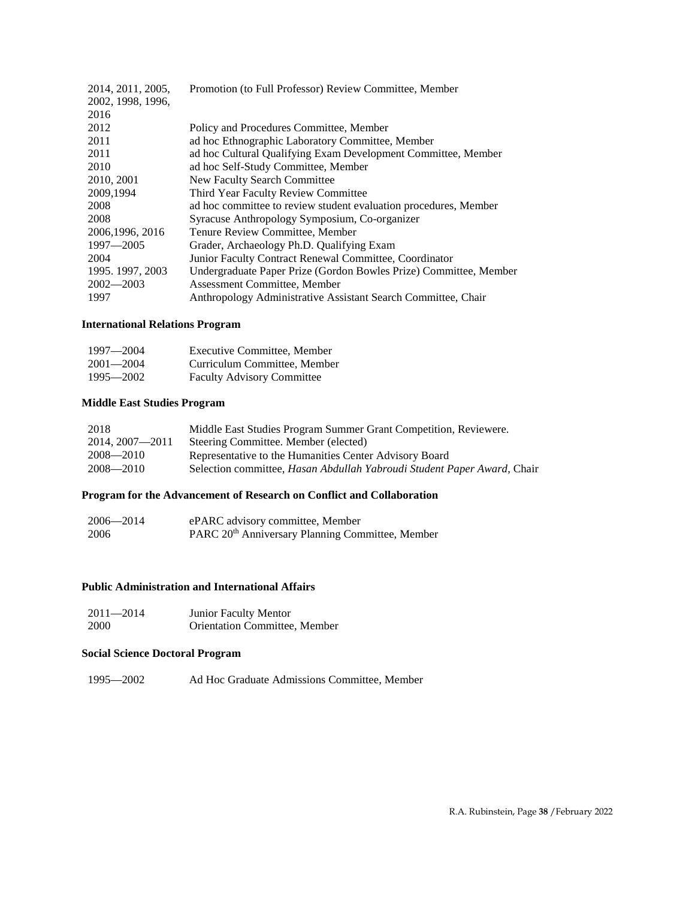| | |
|---|---|
| 2014, 2011, 2005, 2002, 1998, 1996, 2016 | Promotion (to Full Professor) Review Committee, Member |
| 2012 | Policy and Procedures Committee, Member |
| 2011 | ad hoc Ethnographic Laboratory Committee, Member |
| 2011 | ad hoc Cultural Qualifying Exam Development Committee, Member |
| 2010 | ad hoc Self-Study Committee, Member |
| 2010, 2001 | New Faculty Search Committee |
| 2009,1994 | Third Year Faculty Review Committee |
| 2008 | ad hoc committee to review student evaluation procedures, Member |
| 2008 | Syracuse Anthropology Symposium, Co-organizer |
| 2006,1996, 2016 | Tenure Review Committee, Member |
| 1997—2005 | Grader, Archaeology Ph.D. Qualifying Exam |
| 2004 | Junior Faculty Contract Renewal Committee, Coordinator |
| 1995. 1997, 2003 | Undergraduate Paper Prize (Gordon Bowles Prize) Committee, Member |
| 2002—2003 | Assessment Committee, Member |
| 1997 | Anthropology Administrative Assistant Search Committee, Chair |

**International Relations Program**

| | |
|---|---|
| 1997—2004 | Executive Committee, Member |
| 2001—2004 | Curriculum Committee, Member |
| 1995—2002 | Faculty Advisory Committee |

**Middle East Studies Program**

| | |
|---|---|
| 2018 | Middle East Studies Program Summer Grant Competition, Reviewere. |
| 2014, 2007—2011 | Steering Committee. Member (elected) |
| 2008—2010 | Representative to the Humanities Center Advisory Board |
| 2008—2010 | Selection committee, *Hasan Abdullah Yabroudi Student Paper Award*, Chair |

**Program for the Advancement of Research on Conflict and Collaboration**

| | |
|---|---|
| 2006—2014 | ePARC advisory committee, Member |
| 2006 | PARC 20th Anniversary Planning Committee, Member |

**Public Administration and International Affairs**

| | |
|---|---|
| 2011—2014 | Junior Faculty Mentor |
| 2000 | Orientation Committee, Member |

**Social Science Doctoral Program**

| | |
|---|---|
| 1995—2002 | Ad Hoc Graduate Admissions Committee, Member |